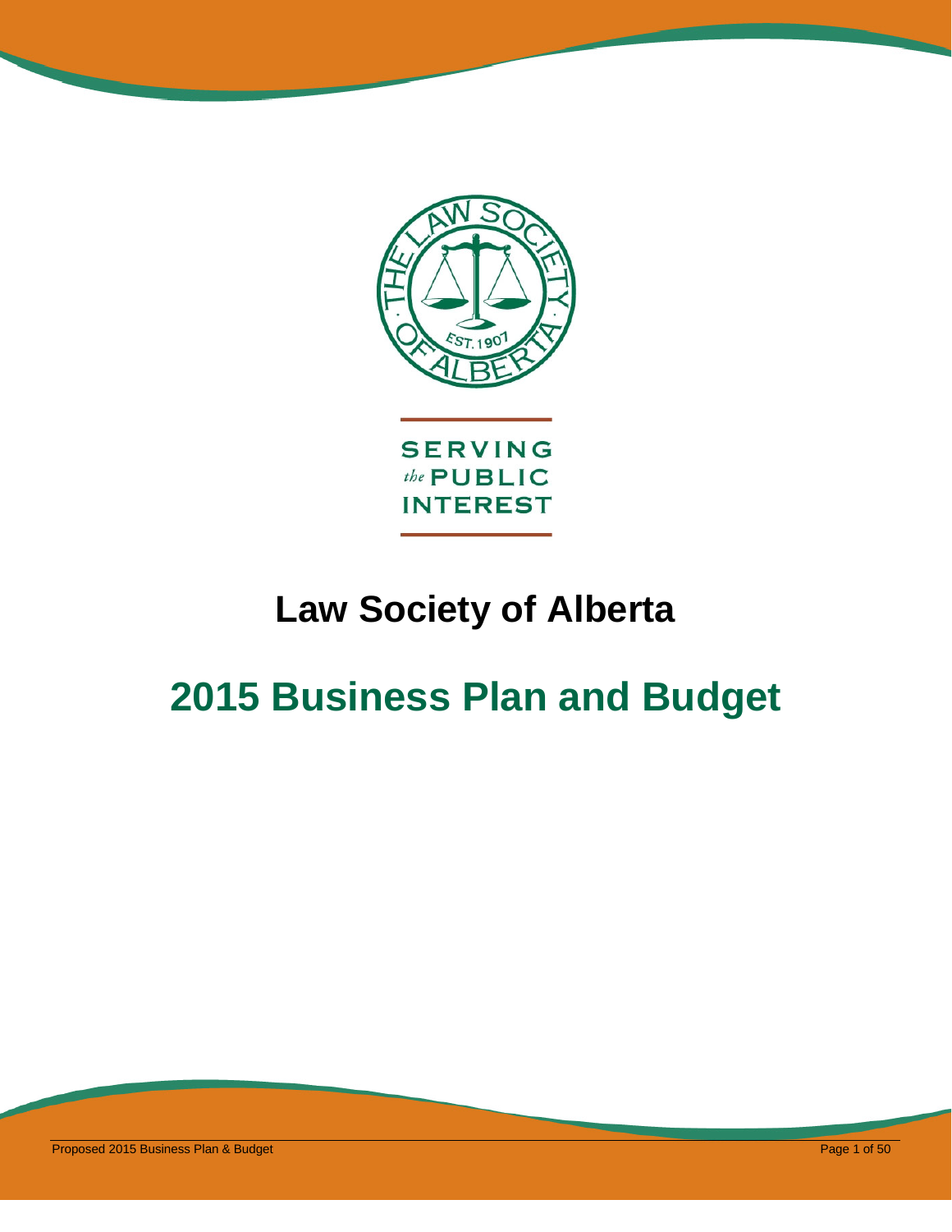SERVING
*the* PUBLIC
INTEREST

# Law Society of Alberta

# 2015 Business Plan and Budget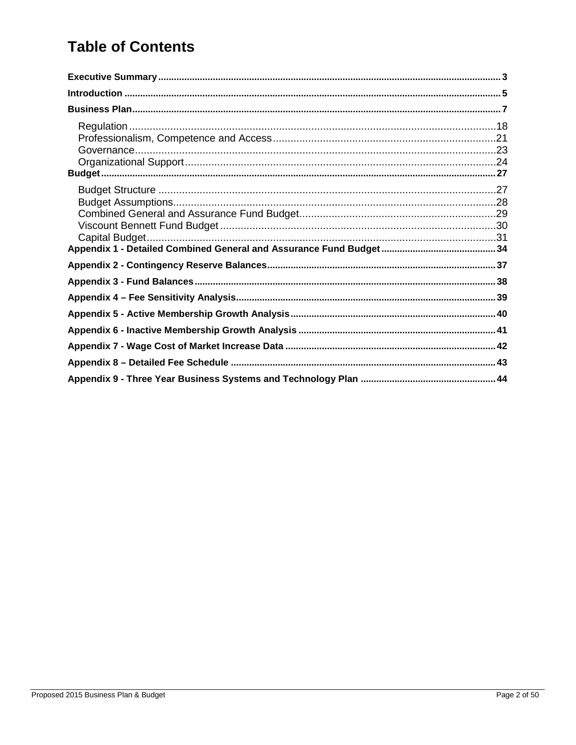# Table of Contents

**Executive Summary** .......... 3

**Introduction** .......... 5

**Business Plan** .......... 7

- Regulation .......... 18
- Professionalism, Competence and Access .......... 21
- Governance .......... 23
- Organizational Support .......... 24

**Budget** .......... 27

- Budget Structure .......... 27
- Budget Assumptions .......... 28
- Combined General and Assurance Fund Budget .......... 29
- Viscount Bennett Fund Budget .......... 30
- Capital Budget .......... 31

**Appendix 1 - Detailed Combined General and Assurance Fund Budget** .......... 34

**Appendix 2 - Contingency Reserve Balances** .......... 37

**Appendix 3 - Fund Balances** .......... 38

**Appendix 4 – Fee Sensitivity Analysis** .......... 39

**Appendix 5 - Active Membership Growth Analysis** .......... 40

**Appendix 6 - Inactive Membership Growth Analysis** .......... 41

**Appendix 7 - Wage Cost of Market Increase Data** .......... 42

**Appendix 8 – Detailed Fee Schedule** .......... 43

**Appendix 9 - Three Year Business Systems and Technology Plan** .......... 44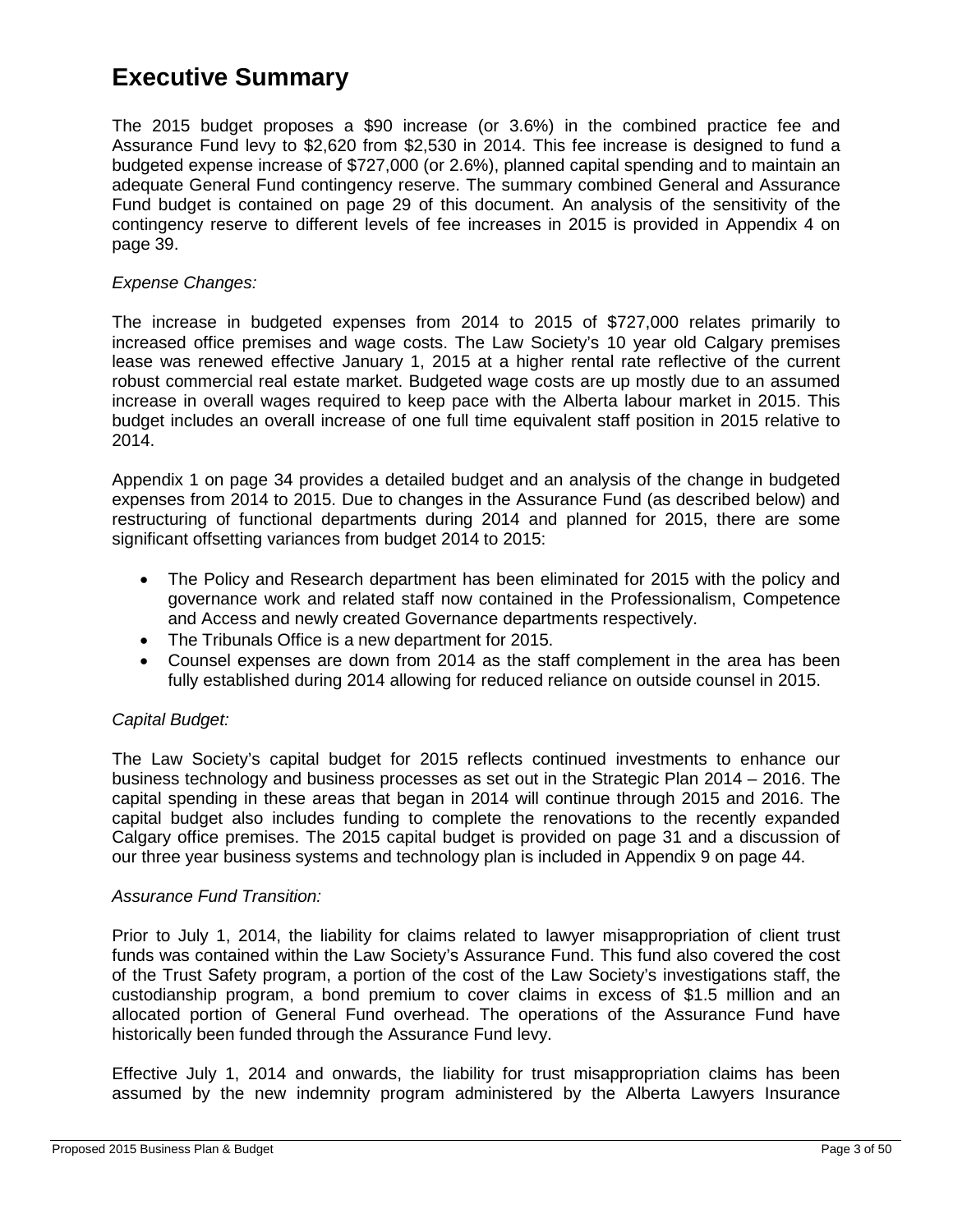# Executive Summary

The 2015 budget proposes a $90 increase (or 3.6%) in the combined practice fee and Assurance Fund levy to $2,620 from $2,530 in 2014. This fee increase is designed to fund a budgeted expense increase of $727,000 (or 2.6%), planned capital spending and to maintain an adequate General Fund contingency reserve. The summary combined General and Assurance Fund budget is contained on page 29 of this document. An analysis of the sensitivity of the contingency reserve to different levels of fee increases in 2015 is provided in Appendix 4 on page 39.

*Expense Changes:*

The increase in budgeted expenses from 2014 to 2015 of $727,000 relates primarily to increased office premises and wage costs. The Law Society's 10 year old Calgary premises lease was renewed effective January 1, 2015 at a higher rental rate reflective of the current robust commercial real estate market. Budgeted wage costs are up mostly due to an assumed increase in overall wages required to keep pace with the Alberta labour market in 2015. This budget includes an overall increase of one full time equivalent staff position in 2015 relative to 2014.

Appendix 1 on page 34 provides a detailed budget and an analysis of the change in budgeted expenses from 2014 to 2015. Due to changes in the Assurance Fund (as described below) and restructuring of functional departments during 2014 and planned for 2015, there are some significant offsetting variances from budget 2014 to 2015:

- The Policy and Research department has been eliminated for 2015 with the policy and governance work and related staff now contained in the Professionalism, Competence and Access and newly created Governance departments respectively.
- The Tribunals Office is a new department for 2015.
- Counsel expenses are down from 2014 as the staff complement in the area has been fully established during 2014 allowing for reduced reliance on outside counsel in 2015.

*Capital Budget:*

The Law Society's capital budget for 2015 reflects continued investments to enhance our business technology and business processes as set out in the Strategic Plan 2014 – 2016. The capital spending in these areas that began in 2014 will continue through 2015 and 2016. The capital budget also includes funding to complete the renovations to the recently expanded Calgary office premises. The 2015 capital budget is provided on page 31 and a discussion of our three year business systems and technology plan is included in Appendix 9 on page 44.

*Assurance Fund Transition:*

Prior to July 1, 2014, the liability for claims related to lawyer misappropriation of client trust funds was contained within the Law Society's Assurance Fund. This fund also covered the cost of the Trust Safety program, a portion of the cost of the Law Society's investigations staff, the custodianship program, a bond premium to cover claims in excess of $1.5 million and an allocated portion of General Fund overhead. The operations of the Assurance Fund have historically been funded through the Assurance Fund levy.

Effective July 1, 2014 and onwards, the liability for trust misappropriation claims has been assumed by the new indemnity program administered by the Alberta Lawyers Insurance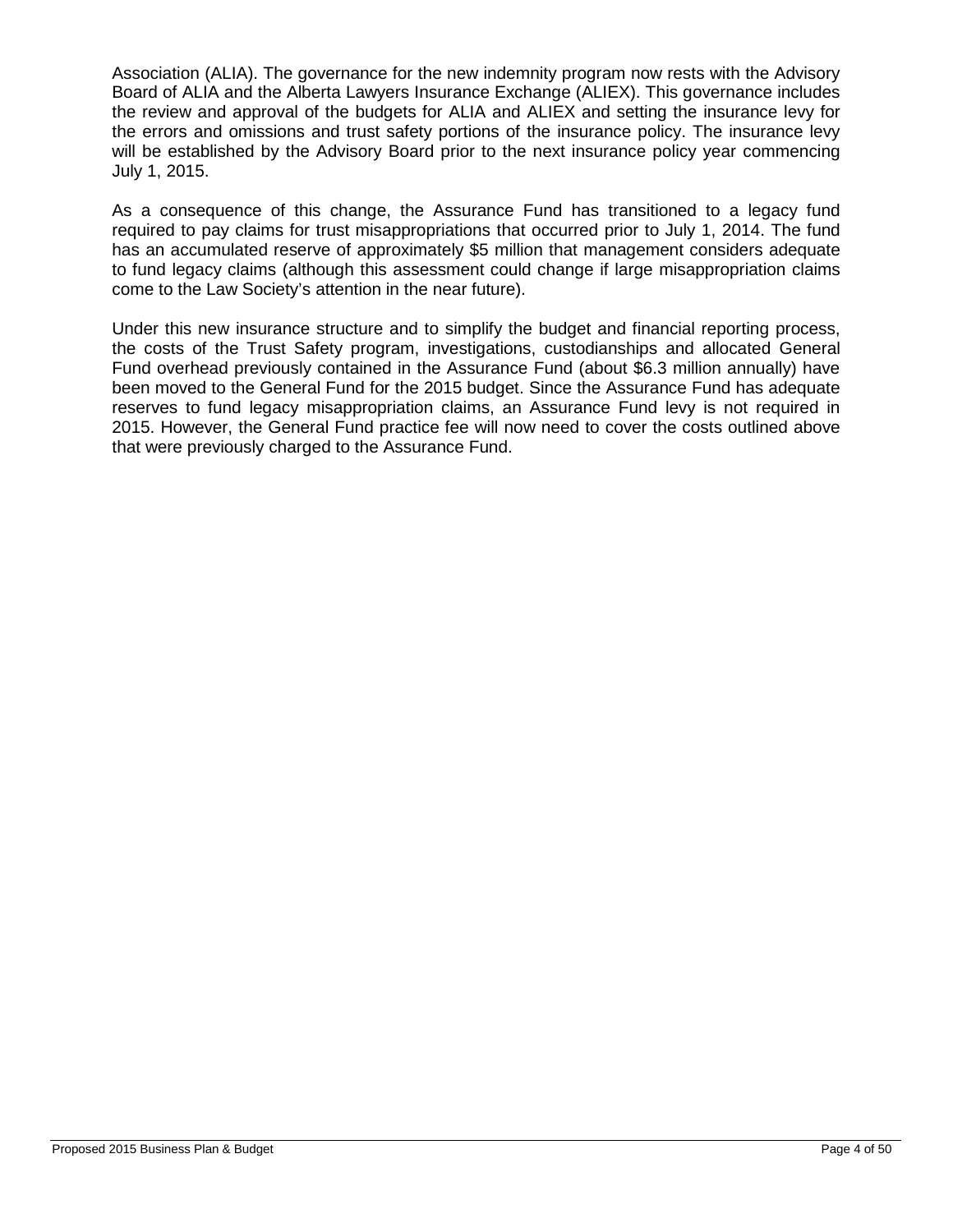Association (ALIA). The governance for the new indemnity program now rests with the Advisory Board of ALIA and the Alberta Lawyers Insurance Exchange (ALIEX). This governance includes the review and approval of the budgets for ALIA and ALIEX and setting the insurance levy for the errors and omissions and trust safety portions of the insurance policy. The insurance levy will be established by the Advisory Board prior to the next insurance policy year commencing July 1, 2015.

As a consequence of this change, the Assurance Fund has transitioned to a legacy fund required to pay claims for trust misappropriations that occurred prior to July 1, 2014. The fund has an accumulated reserve of approximately $5 million that management considers adequate to fund legacy claims (although this assessment could change if large misappropriation claims come to the Law Society's attention in the near future).

Under this new insurance structure and to simplify the budget and financial reporting process, the costs of the Trust Safety program, investigations, custodianships and allocated General Fund overhead previously contained in the Assurance Fund (about $6.3 million annually) have been moved to the General Fund for the 2015 budget. Since the Assurance Fund has adequate reserves to fund legacy misappropriation claims, an Assurance Fund levy is not required in 2015. However, the General Fund practice fee will now need to cover the costs outlined above that were previously charged to the Assurance Fund.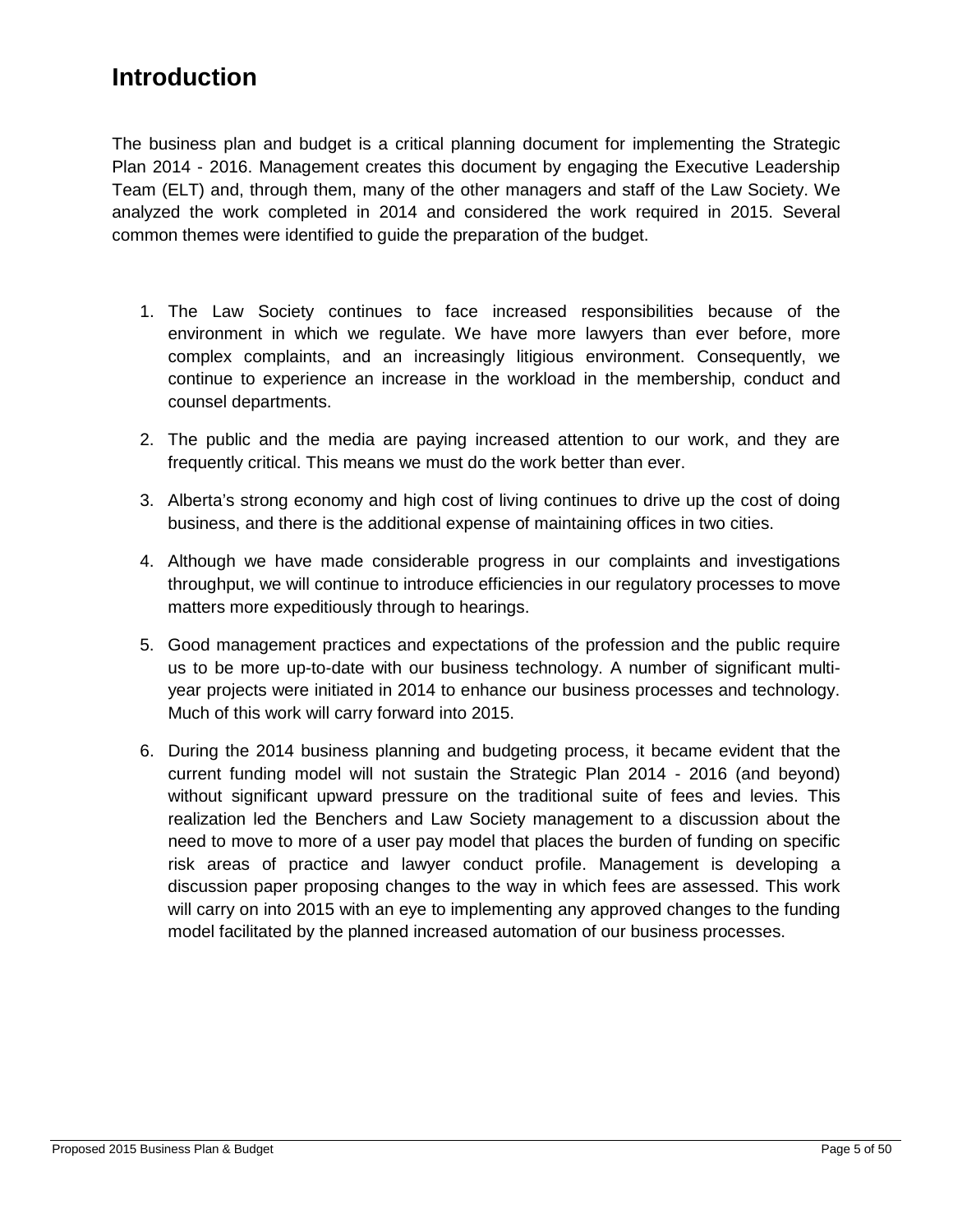# Introduction

The business plan and budget is a critical planning document for implementing the Strategic Plan 2014 - 2016. Management creates this document by engaging the Executive Leadership Team (ELT) and, through them, many of the other managers and staff of the Law Society. We analyzed the work completed in 2014 and considered the work required in 2015. Several common themes were identified to guide the preparation of the budget.

1. The Law Society continues to face increased responsibilities because of the environment in which we regulate. We have more lawyers than ever before, more complex complaints, and an increasingly litigious environment. Consequently, we continue to experience an increase in the workload in the membership, conduct and counsel departments.
2. The public and the media are paying increased attention to our work, and they are frequently critical. This means we must do the work better than ever.
3. Alberta's strong economy and high cost of living continues to drive up the cost of doing business, and there is the additional expense of maintaining offices in two cities.
4. Although we have made considerable progress in our complaints and investigations throughput, we will continue to introduce efficiencies in our regulatory processes to move matters more expeditiously through to hearings.
5. Good management practices and expectations of the profession and the public require us to be more up-to-date with our business technology. A number of significant multi-year projects were initiated in 2014 to enhance our business processes and technology. Much of this work will carry forward into 2015.
6. During the 2014 business planning and budgeting process, it became evident that the current funding model will not sustain the Strategic Plan 2014 - 2016 (and beyond) without significant upward pressure on the traditional suite of fees and levies. This realization led the Benchers and Law Society management to a discussion about the need to move to more of a user pay model that places the burden of funding on specific risk areas of practice and lawyer conduct profile. Management is developing a discussion paper proposing changes to the way in which fees are assessed. This work will carry on into 2015 with an eye to implementing any approved changes to the funding model facilitated by the planned increased automation of our business processes.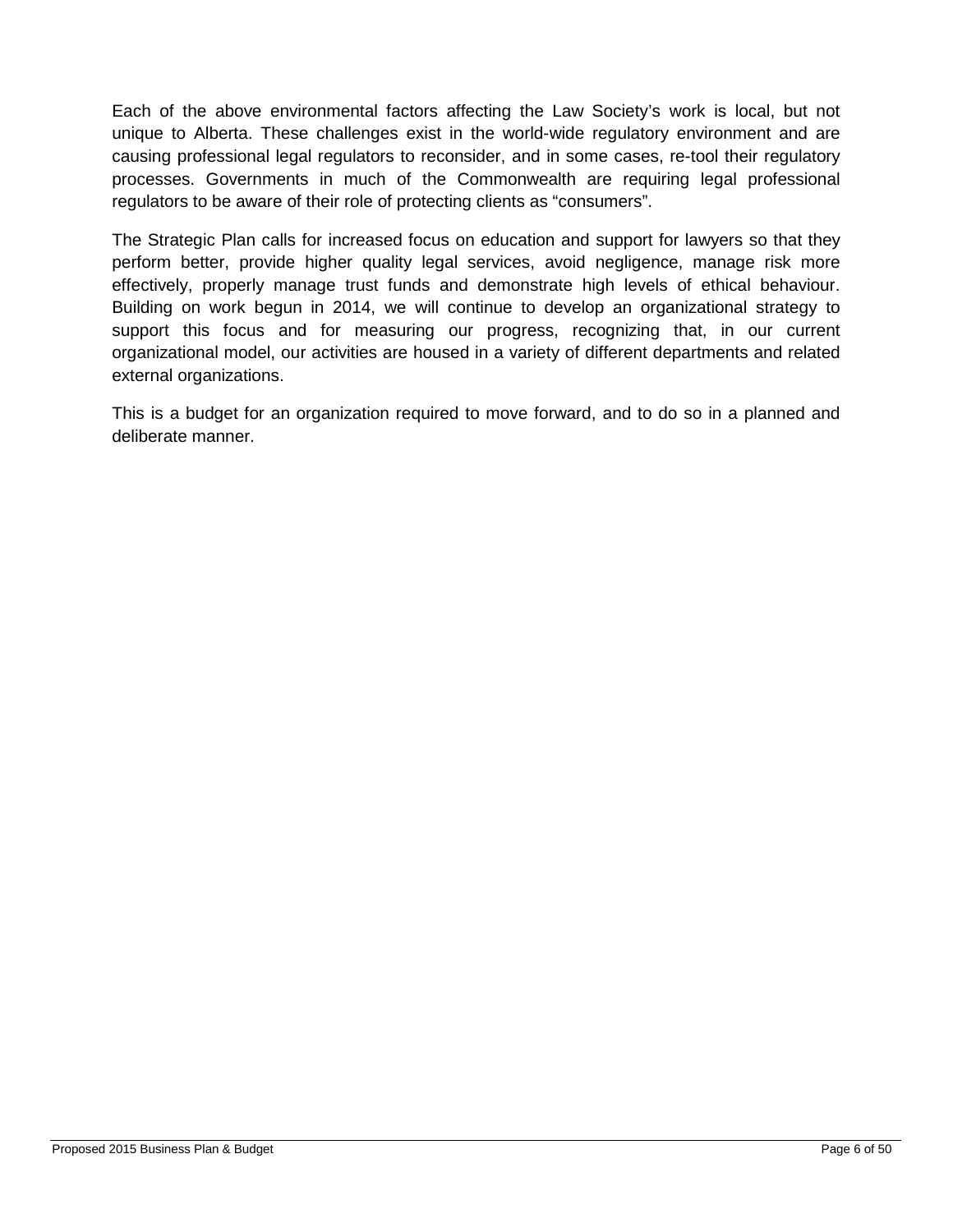Each of the above environmental factors affecting the Law Society's work is local, but not unique to Alberta. These challenges exist in the world-wide regulatory environment and are causing professional legal regulators to reconsider, and in some cases, re-tool their regulatory processes. Governments in much of the Commonwealth are requiring legal professional regulators to be aware of their role of protecting clients as "consumers".

The Strategic Plan calls for increased focus on education and support for lawyers so that they perform better, provide higher quality legal services, avoid negligence, manage risk more effectively, properly manage trust funds and demonstrate high levels of ethical behaviour. Building on work begun in 2014, we will continue to develop an organizational strategy to support this focus and for measuring our progress, recognizing that, in our current organizational model, our activities are housed in a variety of different departments and related external organizations.

This is a budget for an organization required to move forward, and to do so in a planned and deliberate manner.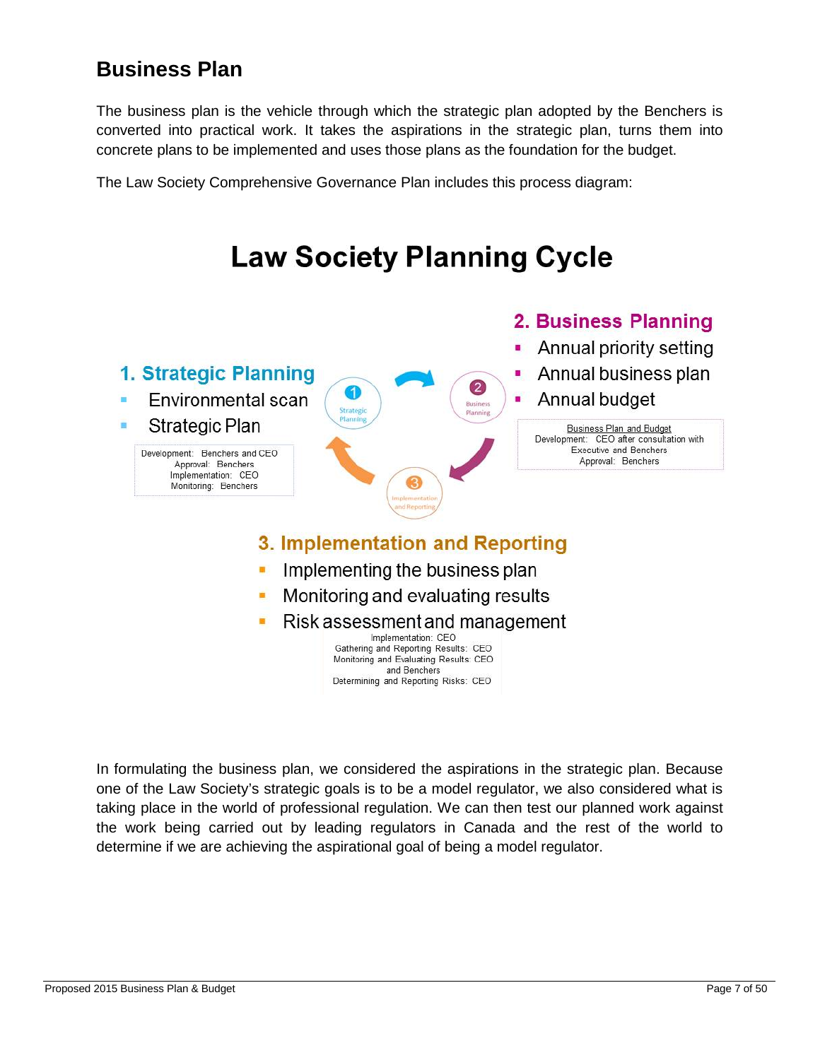## Business Plan

The business plan is the vehicle through which the strategic plan adopted by the Benchers is converted into practical work. It takes the aspirations in the strategic plan, turns them into concrete plans to be implemented and uses those plans as the foundation for the budget.

The Law Society Comprehensive Governance Plan includes this process diagram:

### Law Society Planning Cycle

**1. Strategic Planning**

- Environmental scan
- Strategic Plan

Development: Benchers and CEO
Approval: Benchers
Implementation: CEO
Monitoring: Benchers

**2. Business Planning**

- Annual priority setting
- Annual business plan
- Annual budget

Business Plan and Budget
Development: CEO after consultation with Executive and Benchers
Approval: Benchers

**3. Implementation and Reporting**

- Implementing the business plan
- Monitoring and evaluating results
- Risk assessment and management

Implementation: CEO
Gathering and Reporting Results: CEO
Monitoring and Evaluating Results: CEO and Benchers
Determining and Reporting Risks: CEO

In formulating the business plan, we considered the aspirations in the strategic plan. Because one of the Law Society's strategic goals is to be a model regulator, we also considered what is taking place in the world of professional regulation. We can then test our planned work against the work being carried out by leading regulators in Canada and the rest of the world to determine if we are achieving the aspirational goal of being a model regulator.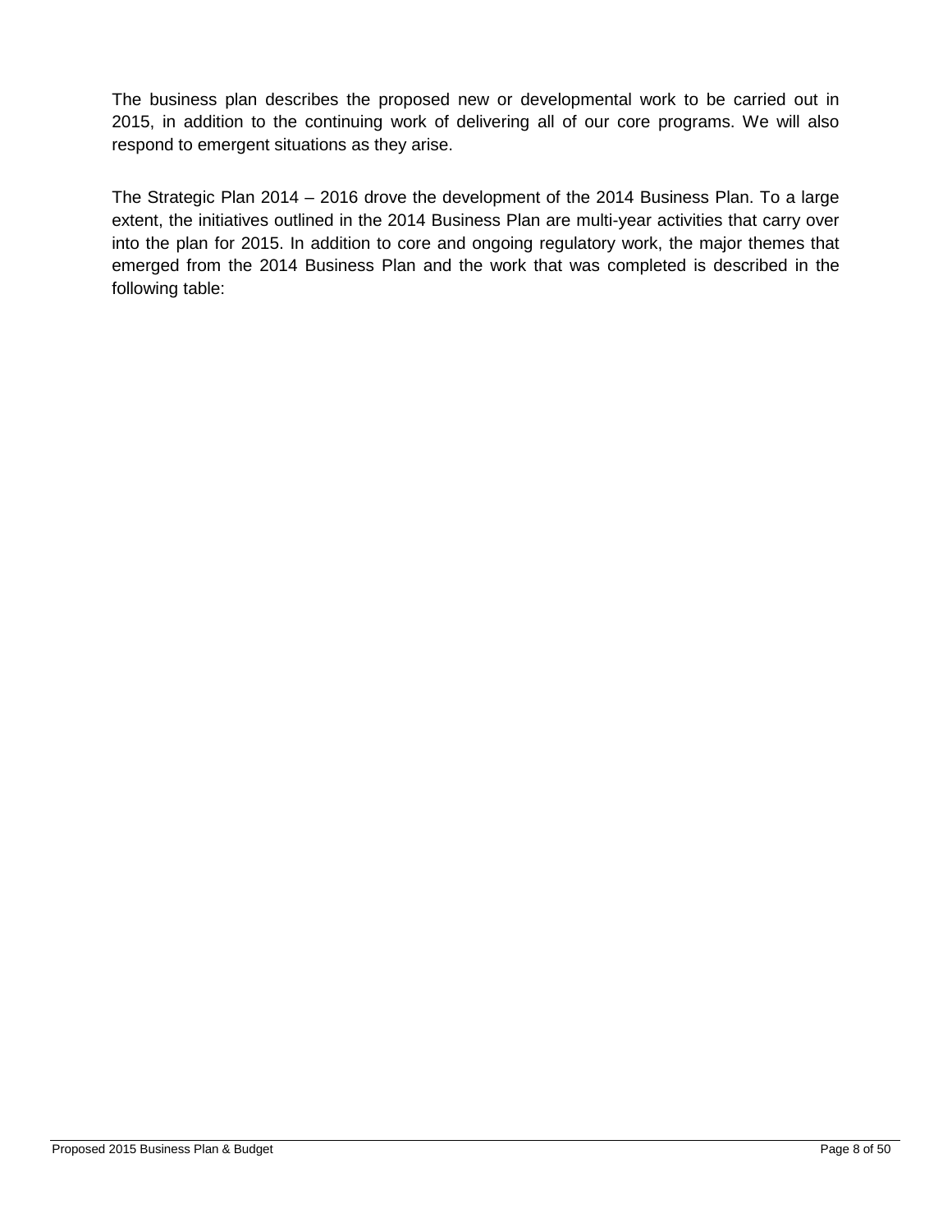The business plan describes the proposed new or developmental work to be carried out in 2015, in addition to the continuing work of delivering all of our core programs. We will also respond to emergent situations as they arise.

The Strategic Plan 2014 – 2016 drove the development of the 2014 Business Plan. To a large extent, the initiatives outlined in the 2014 Business Plan are multi-year activities that carry over into the plan for 2015. In addition to core and ongoing regulatory work, the major themes that emerged from the 2014 Business Plan and the work that was completed is described in the following table: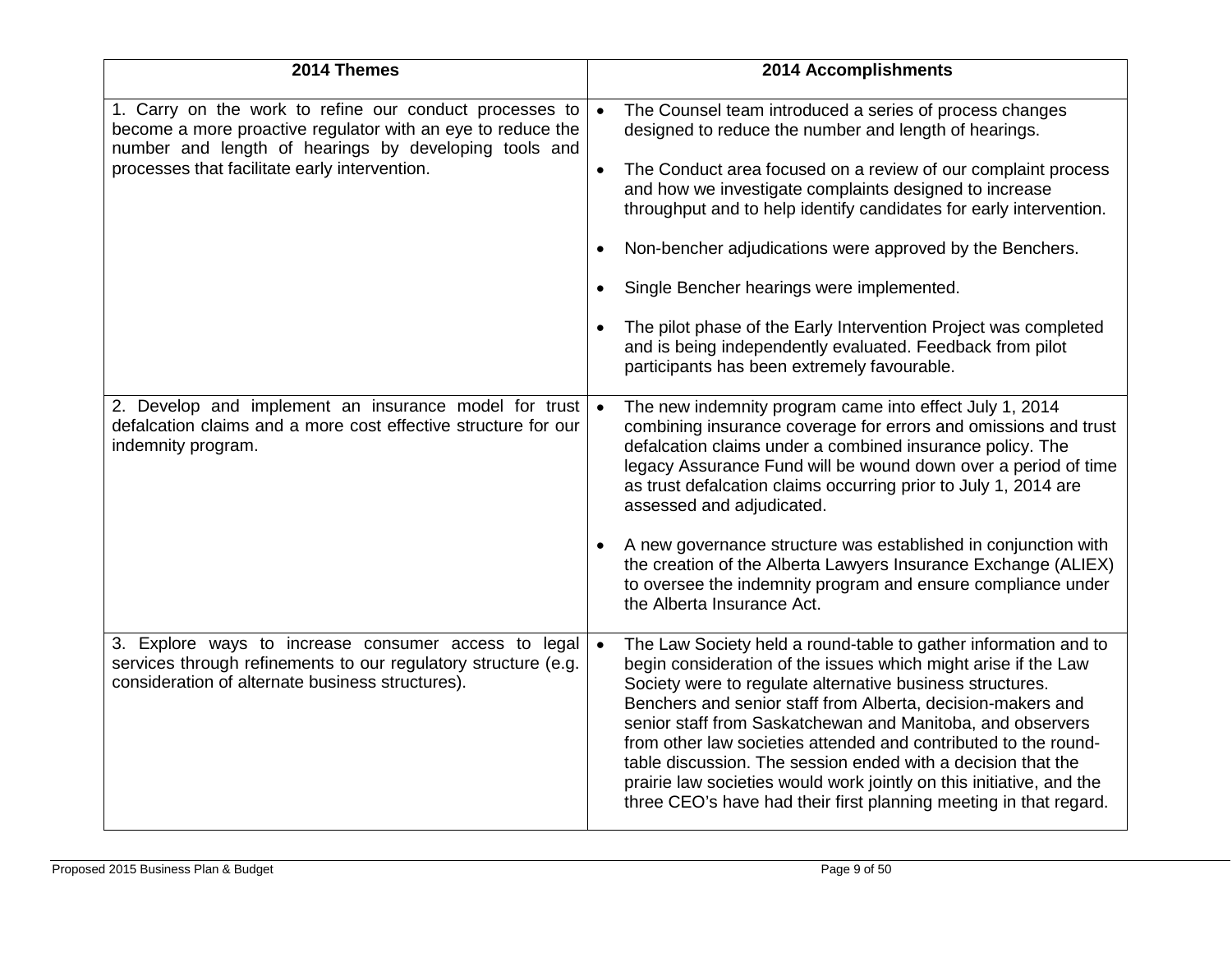| 2014 Themes | 2014 Accomplishments |
|---|---|
| 1. Carry on the work to refine our conduct processes to become a more proactive regulator with an eye to reduce the number and length of hearings by developing tools and processes that facilitate early intervention. | • The Counsel team introduced a series of process changes designed to reduce the number and length of hearings.<br><br>• The Conduct area focused on a review of our complaint process and how we investigate complaints designed to increase throughput and to help identify candidates for early intervention.<br><br>• Non-bencher adjudications were approved by the Benchers.<br><br>• Single Bencher hearings were implemented.<br><br>• The pilot phase of the Early Intervention Project was completed and is being independently evaluated. Feedback from pilot participants has been extremely favourable. |
| 2. Develop and implement an insurance model for trust defalcation claims and a more cost effective structure for our indemnity program. | • The new indemnity program came into effect July 1, 2014 combining insurance coverage for errors and omissions and trust defalcation claims under a combined insurance policy. The legacy Assurance Fund will be wound down over a period of time as trust defalcation claims occurring prior to July 1, 2014 are assessed and adjudicated.<br><br>• A new governance structure was established in conjunction with the creation of the Alberta Lawyers Insurance Exchange (ALIEX) to oversee the indemnity program and ensure compliance under the Alberta Insurance Act. |
| 3. Explore ways to increase consumer access to legal services through refinements to our regulatory structure (e.g. consideration of alternate business structures). | • The Law Society held a round-table to gather information and to begin consideration of the issues which might arise if the Law Society were to regulate alternative business structures. Benchers and senior staff from Alberta, decision-makers and senior staff from Saskatchewan and Manitoba, and observers from other law societies attended and contributed to the round-table discussion. The session ended with a decision that the prairie law societies would work jointly on this initiative, and the three CEO's have had their first planning meeting in that regard. |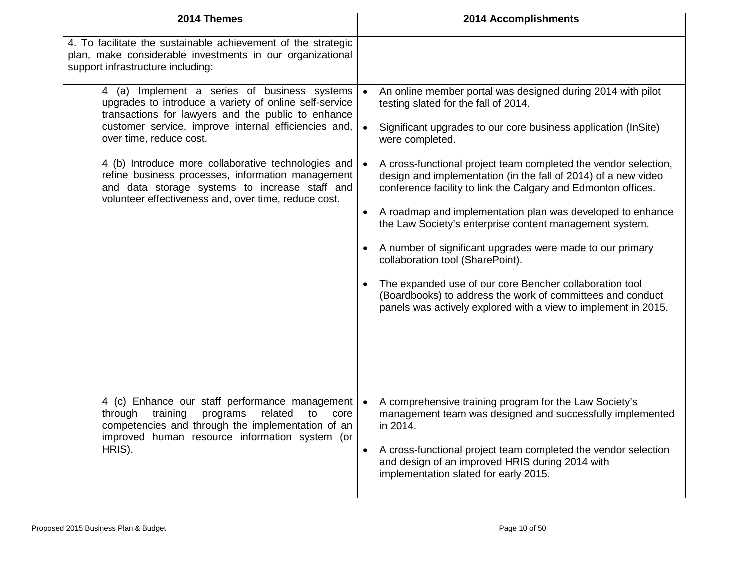| 2014 Themes | 2014 Accomplishments |
|---|---|
| 4. To facilitate the sustainable achievement of the strategic plan, make considerable investments in our organizational support infrastructure including: | |
| 4 (a) Implement a series of business systems upgrades to introduce a variety of online self-service transactions for lawyers and the public to enhance customer service, improve internal efficiencies and, over time, reduce cost. | • An online member portal was designed during 2014 with pilot testing slated for the fall of 2014.<br><br>• Significant upgrades to our core business application (InSite) were completed. |
| 4 (b) Introduce more collaborative technologies and refine business processes, information management and data storage systems to increase staff and volunteer effectiveness and, over time, reduce cost. | • A cross-functional project team completed the vendor selection, design and implementation (in the fall of 2014) of a new video conference facility to link the Calgary and Edmonton offices.<br><br>• A roadmap and implementation plan was developed to enhance the Law Society's enterprise content management system.<br><br>• A number of significant upgrades were made to our primary collaboration tool (SharePoint).<br><br>• The expanded use of our core Bencher collaboration tool (Boardbooks) to address the work of committees and conduct panels was actively explored with a view to implement in 2015. |
| 4 (c) Enhance our staff performance management through training programs related to core competencies and through the implementation of an improved human resource information system (or HRIS). | • A comprehensive training program for the Law Society's management team was designed and successfully implemented in 2014.<br><br>• A cross-functional project team completed the vendor selection and design of an improved HRIS during 2014 with implementation slated for early 2015. |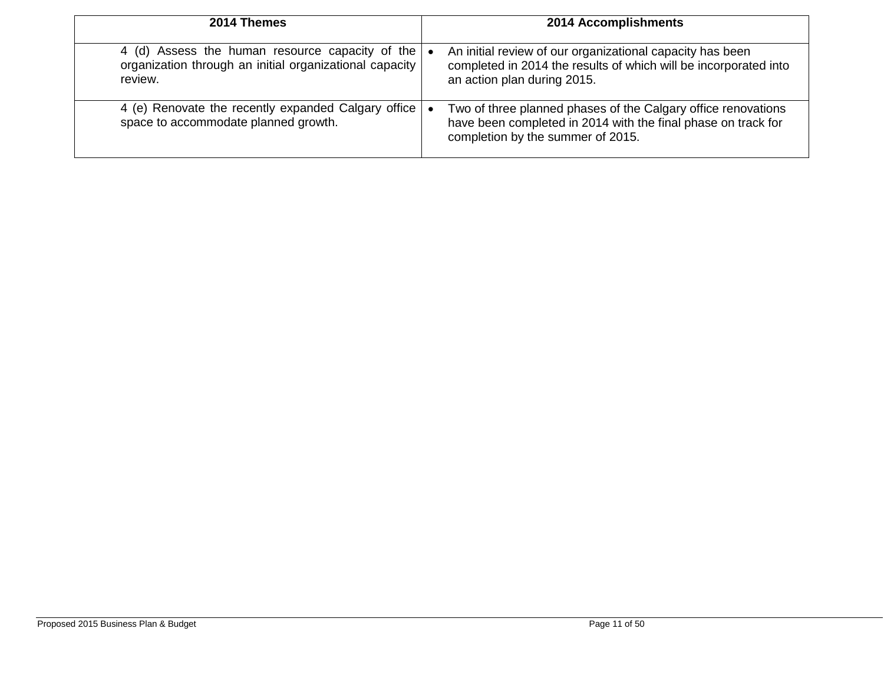| 2014 Themes | 2014 Accomplishments |
| --- | --- |
| 4 (d) Assess the human resource capacity of the organization through an initial organizational capacity review. | • An initial review of our organizational capacity has been completed in 2014 the results of which will be incorporated into an action plan during 2015. |
| 4 (e) Renovate the recently expanded Calgary office space to accommodate planned growth. | • Two of three planned phases of the Calgary office renovations have been completed in 2014 with the final phase on track for completion by the summer of 2015. |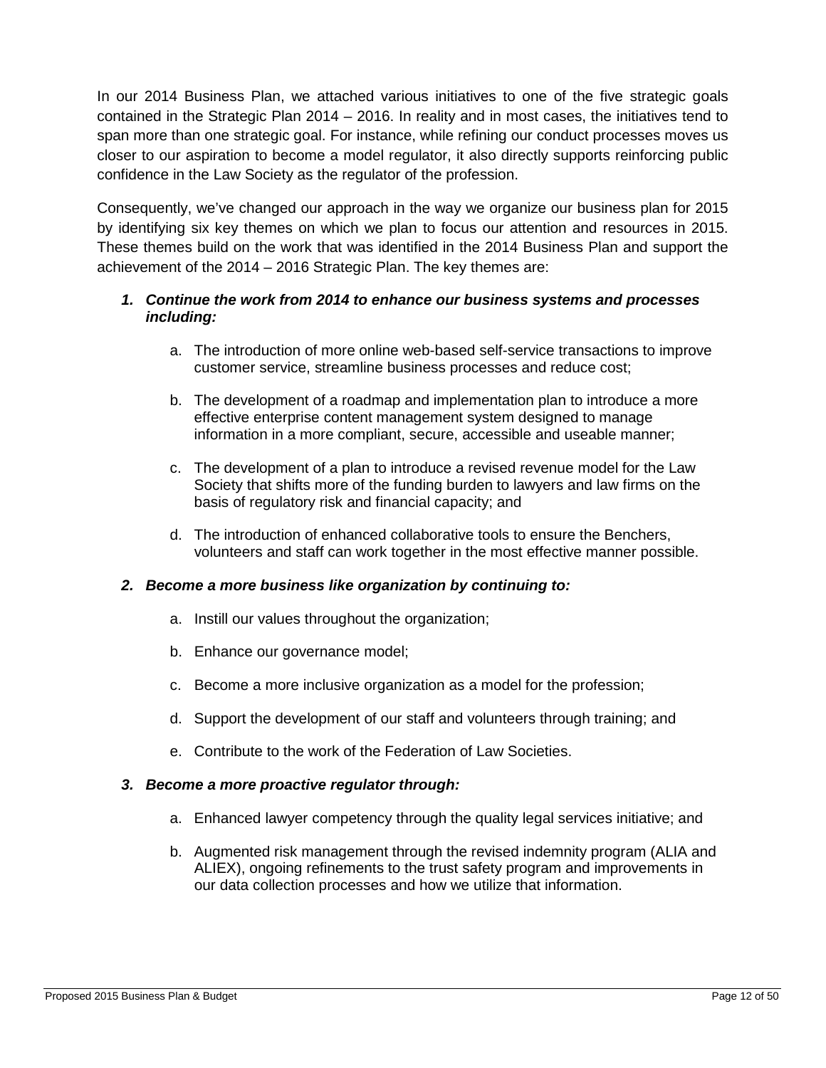In our 2014 Business Plan, we attached various initiatives to one of the five strategic goals contained in the Strategic Plan 2014 – 2016. In reality and in most cases, the initiatives tend to span more than one strategic goal. For instance, while refining our conduct processes moves us closer to our aspiration to become a model regulator, it also directly supports reinforcing public confidence in the Law Society as the regulator of the profession.

Consequently, we've changed our approach in the way we organize our business plan for 2015 by identifying six key themes on which we plan to focus our attention and resources in 2015. These themes build on the work that was identified in the 2014 Business Plan and support the achievement of the 2014 – 2016 Strategic Plan. The key themes are:

1. ***Continue the work from 2014 to enhance our business systems and processes including:***

   a. The introduction of more online web-based self-service transactions to improve customer service, streamline business processes and reduce cost;

   b. The development of a roadmap and implementation plan to introduce a more effective enterprise content management system designed to manage information in a more compliant, secure, accessible and useable manner;

   c. The development of a plan to introduce a revised revenue model for the Law Society that shifts more of the funding burden to lawyers and law firms on the basis of regulatory risk and financial capacity; and

   d. The introduction of enhanced collaborative tools to ensure the Benchers, volunteers and staff can work together in the most effective manner possible.

2. ***Become a more business like organization by continuing to:***

   a. Instill our values throughout the organization;

   b. Enhance our governance model;

   c. Become a more inclusive organization as a model for the profession;

   d. Support the development of our staff and volunteers through training; and

   e. Contribute to the work of the Federation of Law Societies.

3. ***Become a more proactive regulator through:***

   a. Enhanced lawyer competency through the quality legal services initiative; and

   b. Augmented risk management through the revised indemnity program (ALIA and ALIEX), ongoing refinements to the trust safety program and improvements in our data collection processes and how we utilize that information.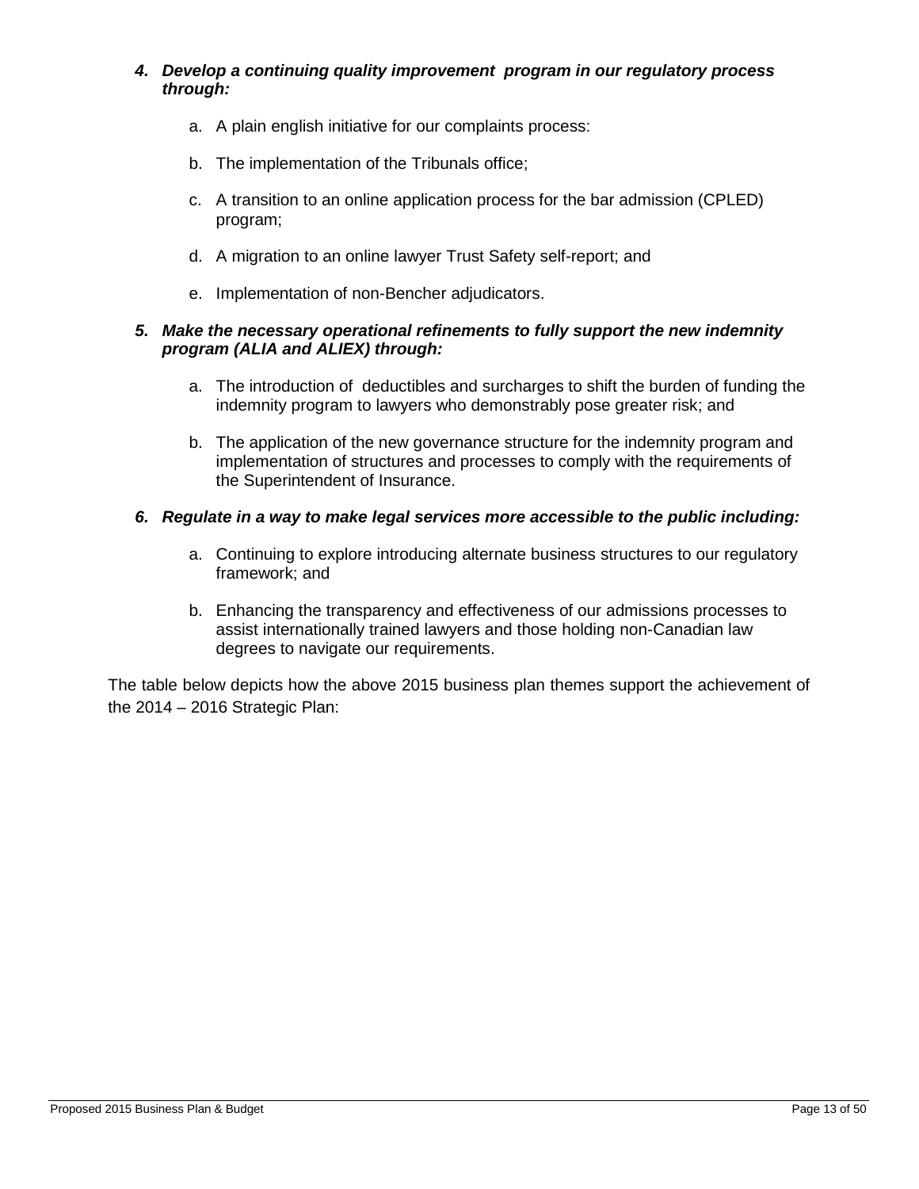4. ***Develop a continuing quality improvement program in our regulatory process through:***

    a. A plain english initiative for our complaints process:

    b. The implementation of the Tribunals office;

    c. A transition to an online application process for the bar admission (CPLED) program;

    d. A migration to an online lawyer Trust Safety self-report; and

    e. Implementation of non-Bencher adjudicators.

5. ***Make the necessary operational refinements to fully support the new indemnity program (ALIA and ALIEX) through:***

    a. The introduction of deductibles and surcharges to shift the burden of funding the indemnity program to lawyers who demonstrably pose greater risk; and

    b. The application of the new governance structure for the indemnity program and implementation of structures and processes to comply with the requirements of the Superintendent of Insurance.

6. ***Regulate in a way to make legal services more accessible to the public including:***

    a. Continuing to explore introducing alternate business structures to our regulatory framework; and

    b. Enhancing the transparency and effectiveness of our admissions processes to assist internationally trained lawyers and those holding non-Canadian law degrees to navigate our requirements.

The table below depicts how the above 2015 business plan themes support the achievement of the 2014 – 2016 Strategic Plan: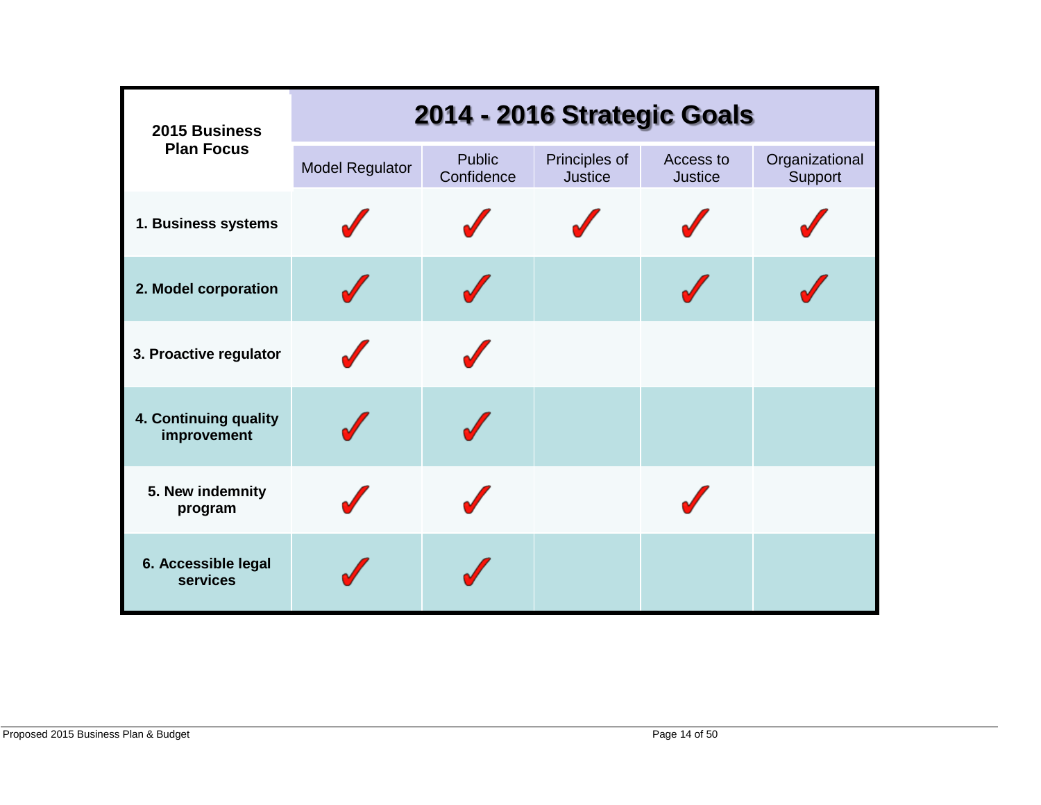| 2015 Business Plan Focus | 2014 - 2016 Strategic Goals | | | | |
|---|---|---|---|---|---|
| | Model Regulator | Public Confidence | Principles of Justice | Access to Justice | Organizational Support |
| **1. Business systems** | ✓ | ✓ | ✓ | ✓ | ✓ |
| **2. Model corporation** | ✓ | ✓ | | ✓ | ✓ |
| **3. Proactive regulator** | ✓ | ✓ | | | |
| **4. Continuing quality improvement** | ✓ | ✓ | | | |
| **5. New indemnity program** | ✓ | ✓ | | ✓ | |
| **6. Accessible legal services** | ✓ | ✓ | | | |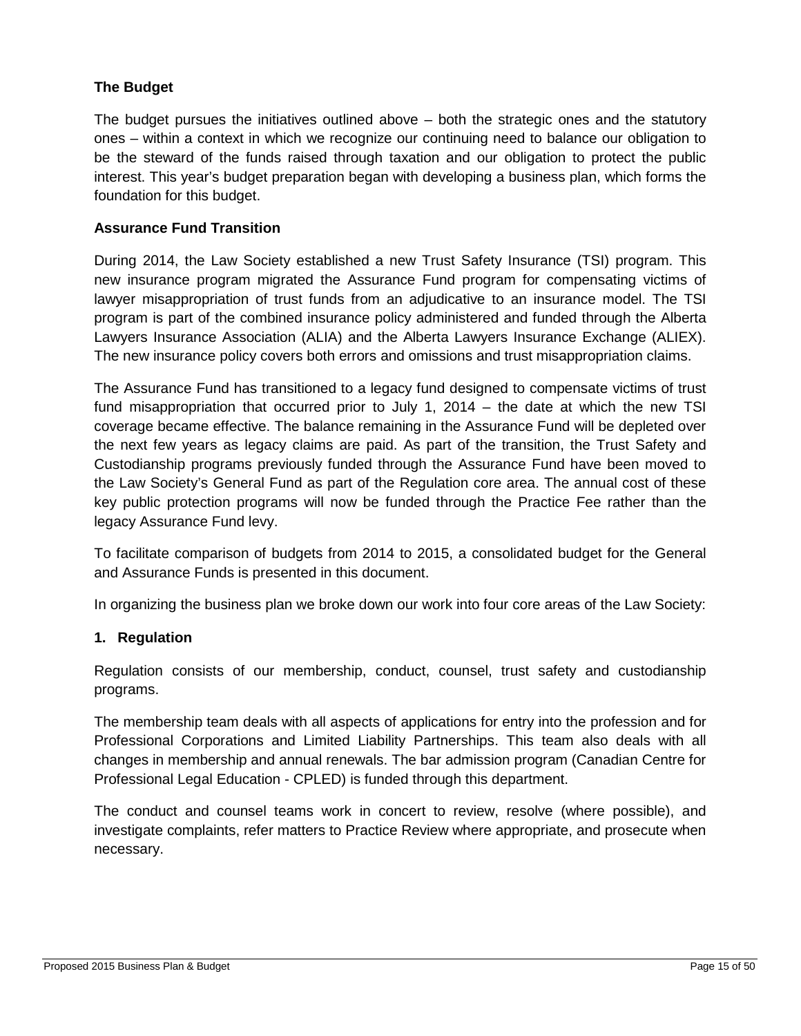**The Budget**

The budget pursues the initiatives outlined above – both the strategic ones and the statutory ones – within a context in which we recognize our continuing need to balance our obligation to be the steward of the funds raised through taxation and our obligation to protect the public interest. This year's budget preparation began with developing a business plan, which forms the foundation for this budget.

**Assurance Fund Transition**

During 2014, the Law Society established a new Trust Safety Insurance (TSI) program. This new insurance program migrated the Assurance Fund program for compensating victims of lawyer misappropriation of trust funds from an adjudicative to an insurance model. The TSI program is part of the combined insurance policy administered and funded through the Alberta Lawyers Insurance Association (ALIA) and the Alberta Lawyers Insurance Exchange (ALIEX). The new insurance policy covers both errors and omissions and trust misappropriation claims.

The Assurance Fund has transitioned to a legacy fund designed to compensate victims of trust fund misappropriation that occurred prior to July 1, 2014 – the date at which the new TSI coverage became effective. The balance remaining in the Assurance Fund will be depleted over the next few years as legacy claims are paid. As part of the transition, the Trust Safety and Custodianship programs previously funded through the Assurance Fund have been moved to the Law Society's General Fund as part of the Regulation core area. The annual cost of these key public protection programs will now be funded through the Practice Fee rather than the legacy Assurance Fund levy.

To facilitate comparison of budgets from 2014 to 2015, a consolidated budget for the General and Assurance Funds is presented in this document.

In organizing the business plan we broke down our work into four core areas of the Law Society:

**1. Regulation**

Regulation consists of our membership, conduct, counsel, trust safety and custodianship programs.

The membership team deals with all aspects of applications for entry into the profession and for Professional Corporations and Limited Liability Partnerships. This team also deals with all changes in membership and annual renewals. The bar admission program (Canadian Centre for Professional Legal Education - CPLED) is funded through this department.

The conduct and counsel teams work in concert to review, resolve (where possible), and investigate complaints, refer matters to Practice Review where appropriate, and prosecute when necessary.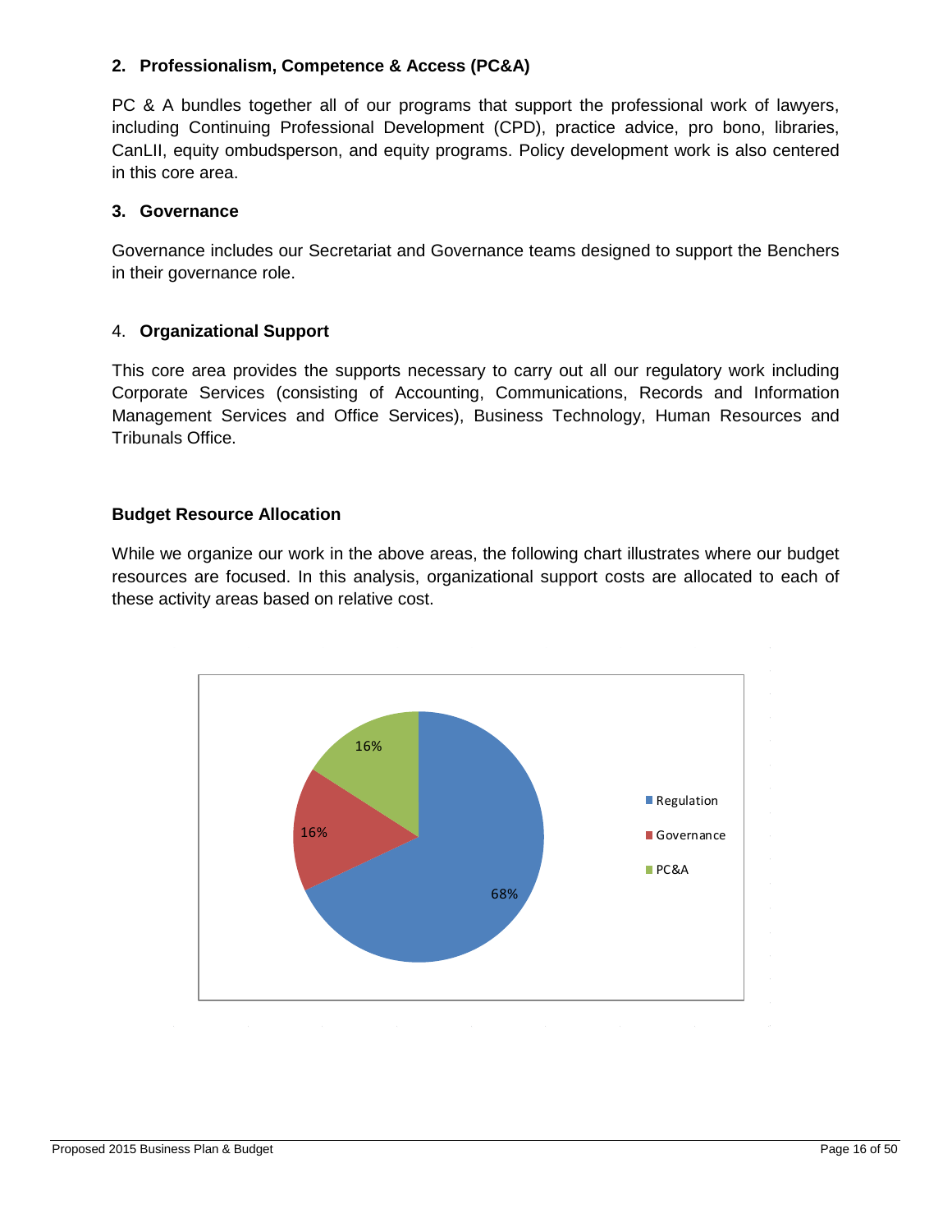### 2. Professionalism, Competence & Access (PC&A)

PC & A bundles together all of our programs that support the professional work of lawyers, including Continuing Professional Development (CPD), practice advice, pro bono, libraries, CanLII, equity ombudsperson, and equity programs. Policy development work is also centered in this core area.

### 3. Governance

Governance includes our Secretariat and Governance teams designed to support the Benchers in their governance role.

### 4. **Organizational Support**

This core area provides the supports necessary to carry out all our regulatory work including Corporate Services (consisting of Accounting, Communications, Records and Information Management Services and Office Services), Business Technology, Human Resources and Tribunals Office.

### Budget Resource Allocation

While we organize our work in the above areas, the following chart illustrates where our budget resources are focused. In this analysis, organizational support costs are allocated to each of these activity areas based on relative cost.

| Area | Share |
|---|---|
| Regulation | 68% |
| Governance | 16% |
| PC&A | 16% |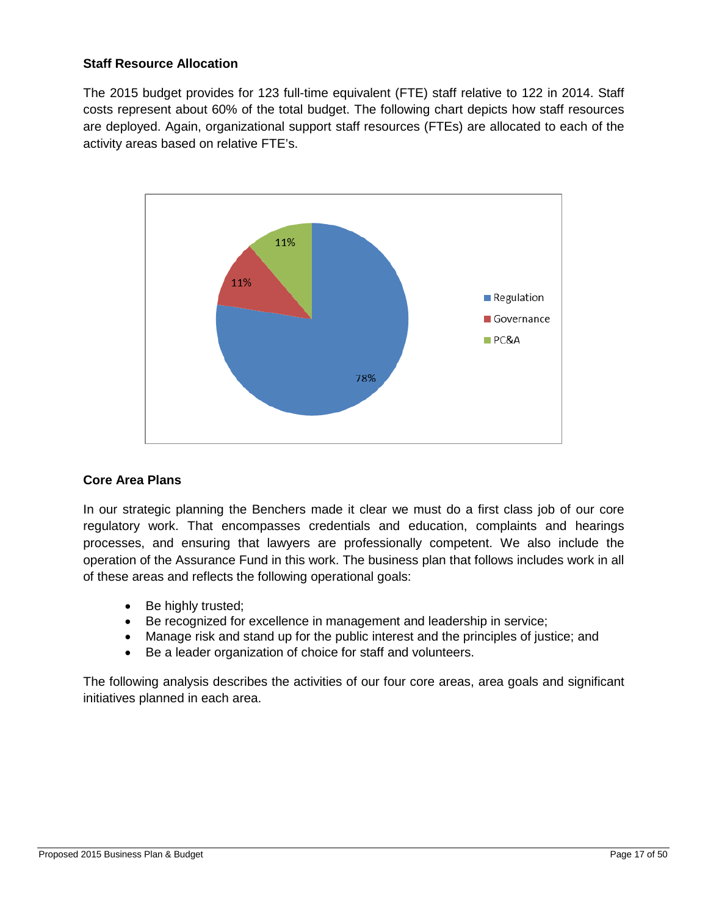### Staff Resource Allocation

The 2015 budget provides for 123 full-time equivalent (FTE) staff relative to 122 in 2014. Staff costs represent about 60% of the total budget. The following chart depicts how staff resources are deployed. Again, organizational support staff resources (FTEs) are allocated to each of the activity areas based on relative FTE's.

### Core Area Plans

In our strategic planning the Benchers made it clear we must do a first class job of our core regulatory work. That encompasses credentials and education, complaints and hearings processes, and ensuring that lawyers are professionally competent. We also include the operation of the Assurance Fund in this work. The business plan that follows includes work in all of these areas and reflects the following operational goals:

- Be highly trusted;
- Be recognized for excellence in management and leadership in service;
- Manage risk and stand up for the public interest and the principles of justice; and
- Be a leader organization of choice for staff and volunteers.

The following analysis describes the activities of our four core areas, area goals and significant initiatives planned in each area.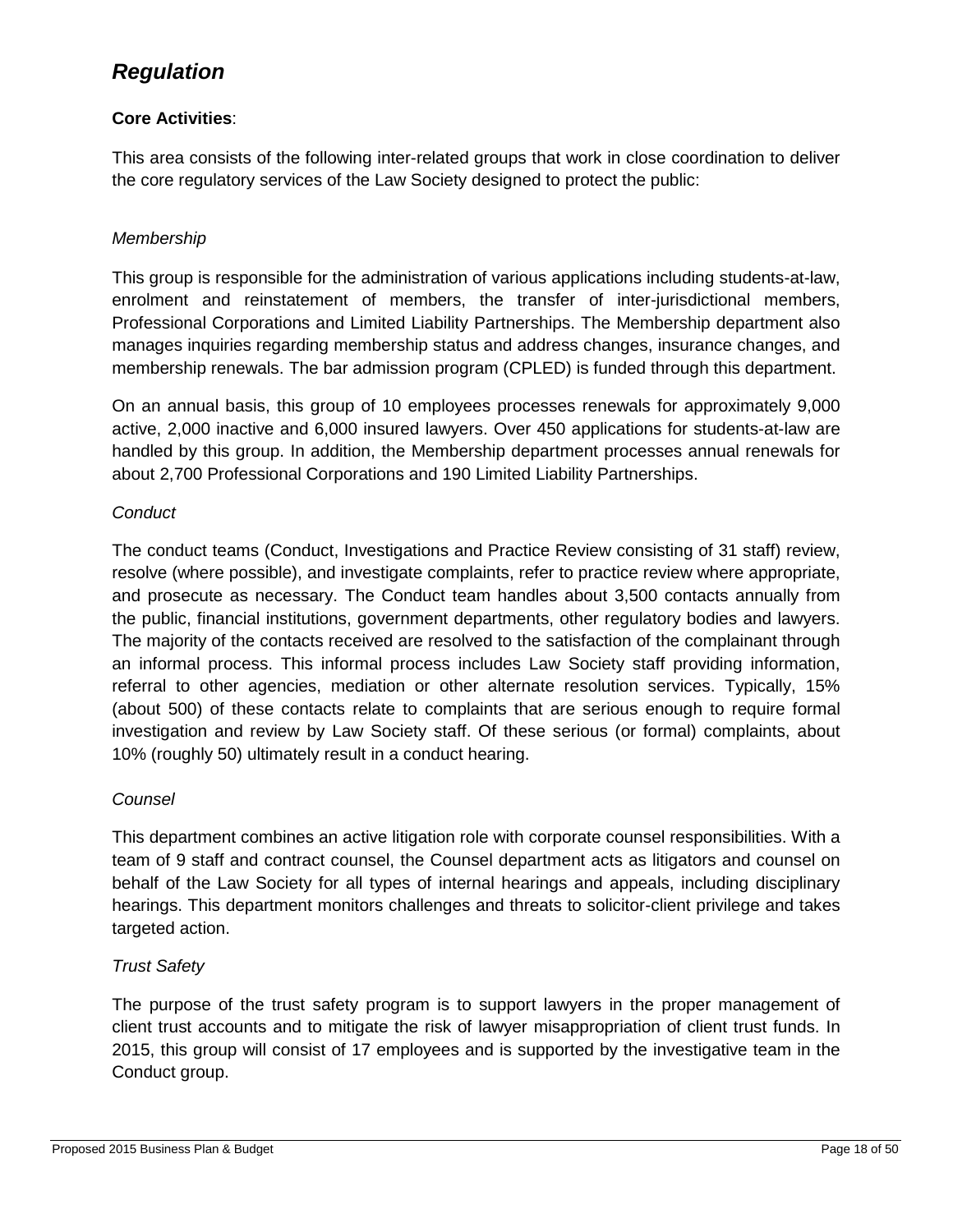## *Regulation*

**Core Activities**:

This area consists of the following inter-related groups that work in close coordination to deliver the core regulatory services of the Law Society designed to protect the public:

*Membership*

This group is responsible for the administration of various applications including students-at-law, enrolment and reinstatement of members, the transfer of inter-jurisdictional members, Professional Corporations and Limited Liability Partnerships. The Membership department also manages inquiries regarding membership status and address changes, insurance changes, and membership renewals. The bar admission program (CPLED) is funded through this department.

On an annual basis, this group of 10 employees processes renewals for approximately 9,000 active, 2,000 inactive and 6,000 insured lawyers. Over 450 applications for students-at-law are handled by this group. In addition, the Membership department processes annual renewals for about 2,700 Professional Corporations and 190 Limited Liability Partnerships.

*Conduct*

The conduct teams (Conduct, Investigations and Practice Review consisting of 31 staff) review, resolve (where possible), and investigate complaints, refer to practice review where appropriate, and prosecute as necessary. The Conduct team handles about 3,500 contacts annually from the public, financial institutions, government departments, other regulatory bodies and lawyers. The majority of the contacts received are resolved to the satisfaction of the complainant through an informal process. This informal process includes Law Society staff providing information, referral to other agencies, mediation or other alternate resolution services. Typically, 15% (about 500) of these contacts relate to complaints that are serious enough to require formal investigation and review by Law Society staff. Of these serious (or formal) complaints, about 10% (roughly 50) ultimately result in a conduct hearing.

*Counsel*

This department combines an active litigation role with corporate counsel responsibilities. With a team of 9 staff and contract counsel, the Counsel department acts as litigators and counsel on behalf of the Law Society for all types of internal hearings and appeals, including disciplinary hearings. This department monitors challenges and threats to solicitor-client privilege and takes targeted action.

*Trust Safety*

The purpose of the trust safety program is to support lawyers in the proper management of client trust accounts and to mitigate the risk of lawyer misappropriation of client trust funds. In 2015, this group will consist of 17 employees and is supported by the investigative team in the Conduct group.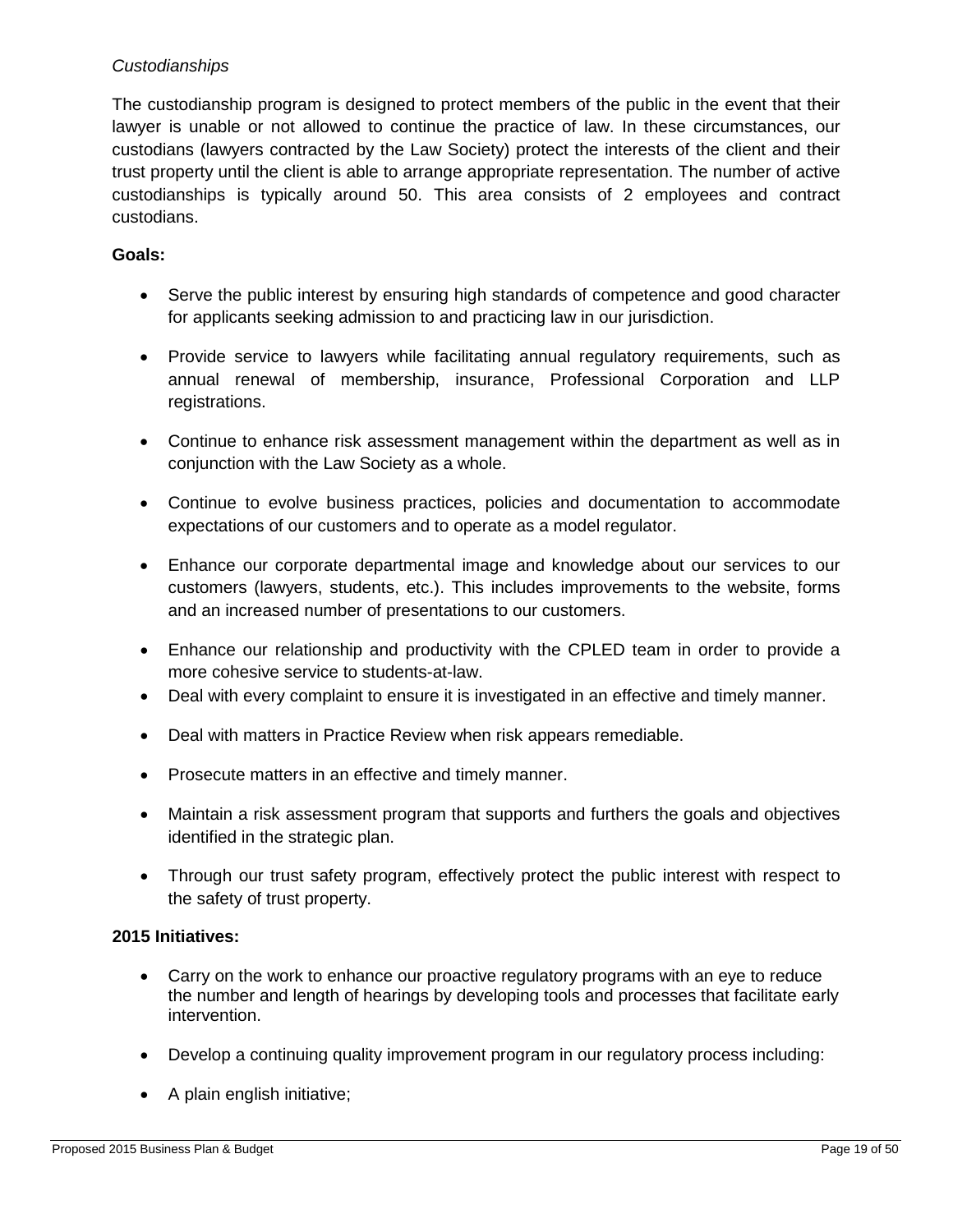*Custodianships*

The custodianship program is designed to protect members of the public in the event that their lawyer is unable or not allowed to continue the practice of law. In these circumstances, our custodians (lawyers contracted by the Law Society) protect the interests of the client and their trust property until the client is able to arrange appropriate representation. The number of active custodianships is typically around 50. This area consists of 2 employees and contract custodians.

**Goals:**

- Serve the public interest by ensuring high standards of competence and good character for applicants seeking admission to and practicing law in our jurisdiction.
- Provide service to lawyers while facilitating annual regulatory requirements, such as annual renewal of membership, insurance, Professional Corporation and LLP registrations.
- Continue to enhance risk assessment management within the department as well as in conjunction with the Law Society as a whole.
- Continue to evolve business practices, policies and documentation to accommodate expectations of our customers and to operate as a model regulator.
- Enhance our corporate departmental image and knowledge about our services to our customers (lawyers, students, etc.). This includes improvements to the website, forms and an increased number of presentations to our customers.
- Enhance our relationship and productivity with the CPLED team in order to provide a more cohesive service to students-at-law.
- Deal with every complaint to ensure it is investigated in an effective and timely manner.
- Deal with matters in Practice Review when risk appears remediable.
- Prosecute matters in an effective and timely manner.
- Maintain a risk assessment program that supports and furthers the goals and objectives identified in the strategic plan.
- Through our trust safety program, effectively protect the public interest with respect to the safety of trust property.

**2015 Initiatives:**

- Carry on the work to enhance our proactive regulatory programs with an eye to reduce the number and length of hearings by developing tools and processes that facilitate early intervention.
- Develop a continuing quality improvement program in our regulatory process including:
- A plain english initiative;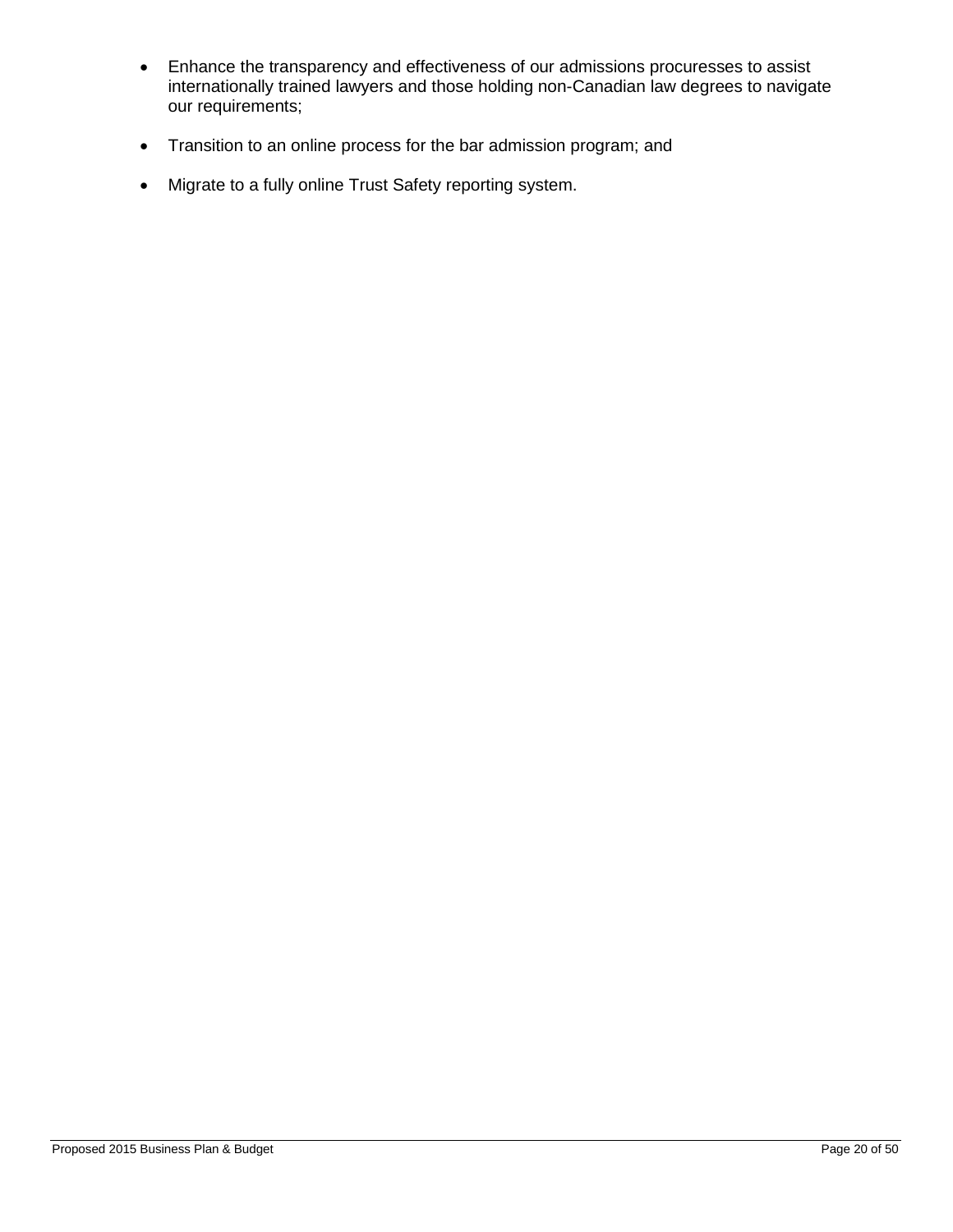- Enhance the transparency and effectiveness of our admissions procuresses to assist internationally trained lawyers and those holding non-Canadian law degrees to navigate our requirements;
- Transition to an online process for the bar admission program; and
- Migrate to a fully online Trust Safety reporting system.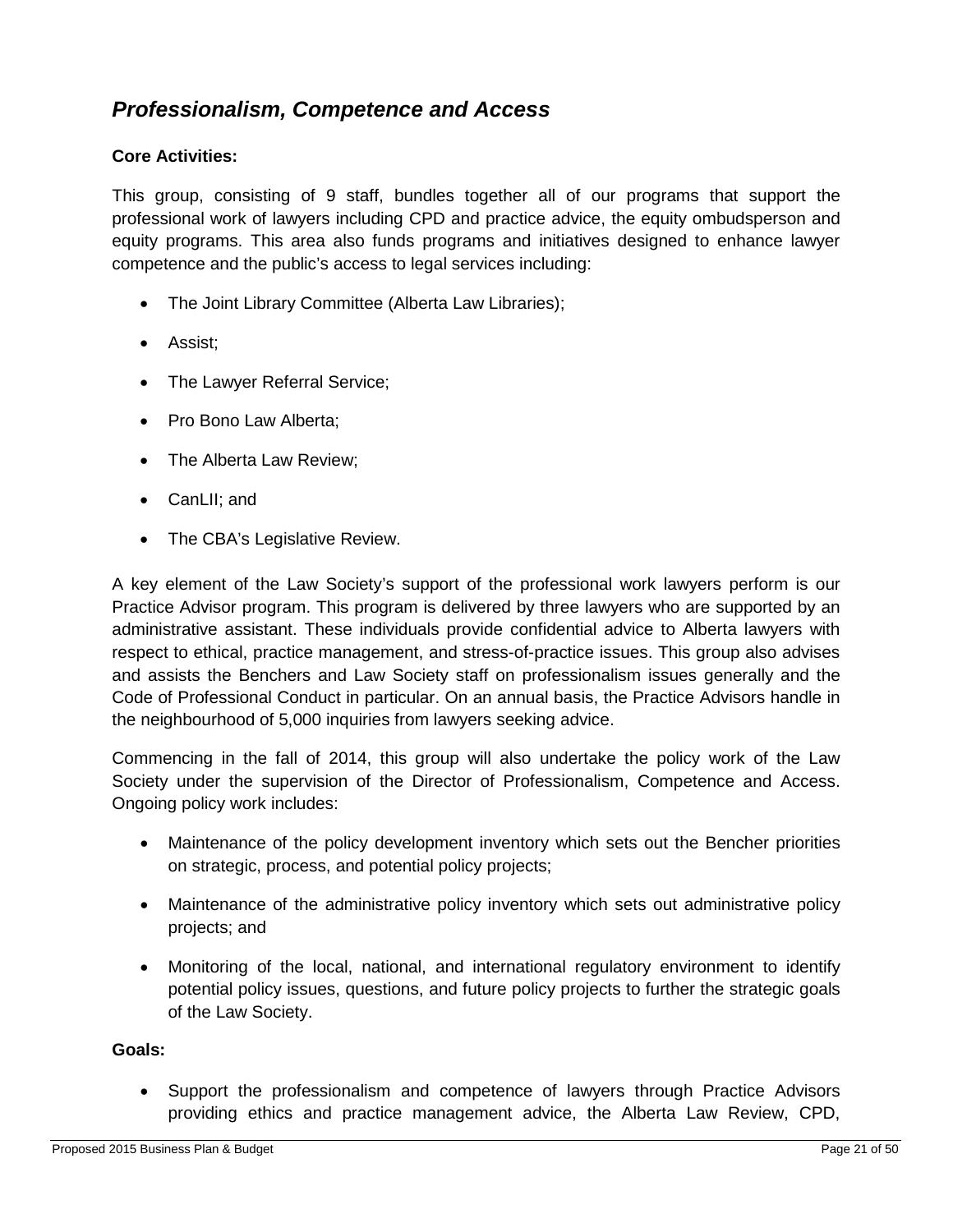## *Professionalism, Competence and Access*

**Core Activities:**

This group, consisting of 9 staff, bundles together all of our programs that support the professional work of lawyers including CPD and practice advice, the equity ombudsperson and equity programs. This area also funds programs and initiatives designed to enhance lawyer competence and the public's access to legal services including:

- The Joint Library Committee (Alberta Law Libraries);
- Assist;
- The Lawyer Referral Service;
- Pro Bono Law Alberta;
- The Alberta Law Review;
- CanLII; and
- The CBA's Legislative Review.

A key element of the Law Society's support of the professional work lawyers perform is our Practice Advisor program. This program is delivered by three lawyers who are supported by an administrative assistant. These individuals provide confidential advice to Alberta lawyers with respect to ethical, practice management, and stress-of-practice issues. This group also advises and assists the Benchers and Law Society staff on professionalism issues generally and the Code of Professional Conduct in particular. On an annual basis, the Practice Advisors handle in the neighbourhood of 5,000 inquiries from lawyers seeking advice.

Commencing in the fall of 2014, this group will also undertake the policy work of the Law Society under the supervision of the Director of Professionalism, Competence and Access. Ongoing policy work includes:

- Maintenance of the policy development inventory which sets out the Bencher priorities on strategic, process, and potential policy projects;
- Maintenance of the administrative policy inventory which sets out administrative policy projects; and
- Monitoring of the local, national, and international regulatory environment to identify potential policy issues, questions, and future policy projects to further the strategic goals of the Law Society.

**Goals:**

- Support the professionalism and competence of lawyers through Practice Advisors providing ethics and practice management advice, the Alberta Law Review, CPD,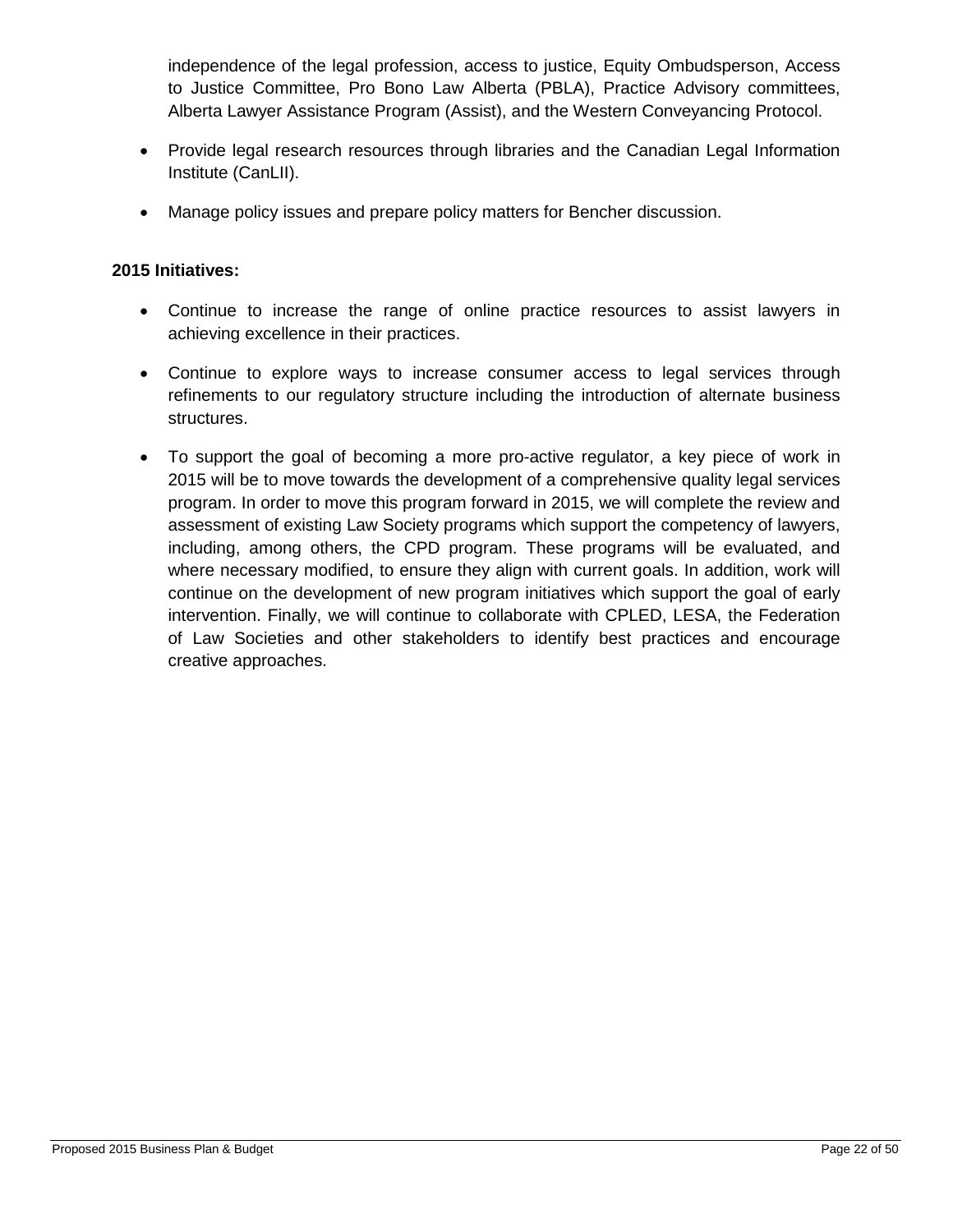independence of the legal profession, access to justice, Equity Ombudsperson, Access to Justice Committee, Pro Bono Law Alberta (PBLA), Practice Advisory committees, Alberta Lawyer Assistance Program (Assist), and the Western Conveyancing Protocol.

- Provide legal research resources through libraries and the Canadian Legal Information Institute (CanLII).
- Manage policy issues and prepare policy matters for Bencher discussion.

**2015 Initiatives:**

- Continue to increase the range of online practice resources to assist lawyers in achieving excellence in their practices.
- Continue to explore ways to increase consumer access to legal services through refinements to our regulatory structure including the introduction of alternate business structures.
- To support the goal of becoming a more pro-active regulator, a key piece of work in 2015 will be to move towards the development of a comprehensive quality legal services program. In order to move this program forward in 2015, we will complete the review and assessment of existing Law Society programs which support the competency of lawyers, including, among others, the CPD program. These programs will be evaluated, and where necessary modified, to ensure they align with current goals. In addition, work will continue on the development of new program initiatives which support the goal of early intervention. Finally, we will continue to collaborate with CPLED, LESA, the Federation of Law Societies and other stakeholders to identify best practices and encourage creative approaches.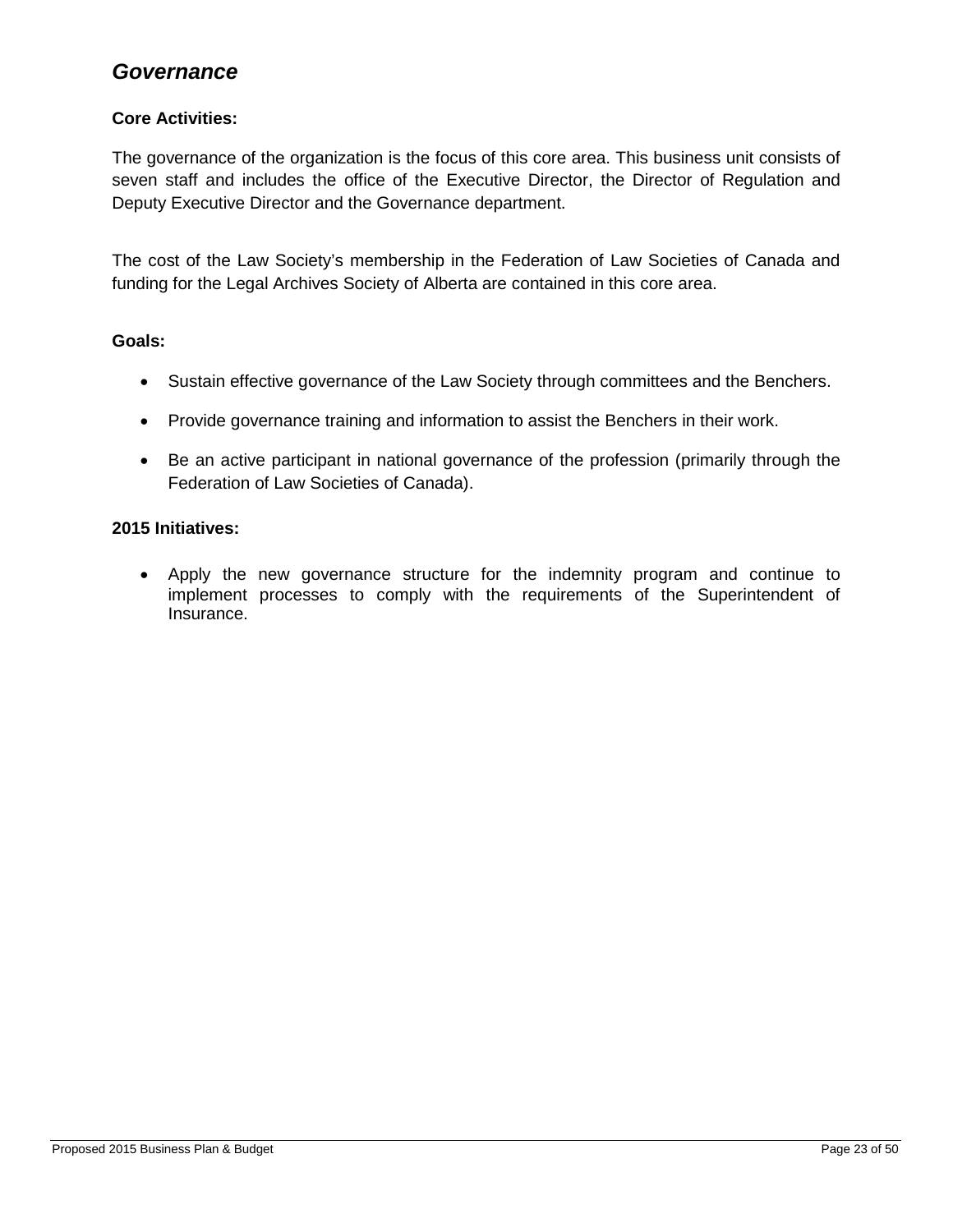## *Governance*

**Core Activities:**

The governance of the organization is the focus of this core area. This business unit consists of seven staff and includes the office of the Executive Director, the Director of Regulation and Deputy Executive Director and the Governance department.

The cost of the Law Society's membership in the Federation of Law Societies of Canada and funding for the Legal Archives Society of Alberta are contained in this core area.

**Goals:**

- Sustain effective governance of the Law Society through committees and the Benchers.
- Provide governance training and information to assist the Benchers in their work.
- Be an active participant in national governance of the profession (primarily through the Federation of Law Societies of Canada).

**2015 Initiatives:**

- Apply the new governance structure for the indemnity program and continue to implement processes to comply with the requirements of the Superintendent of Insurance.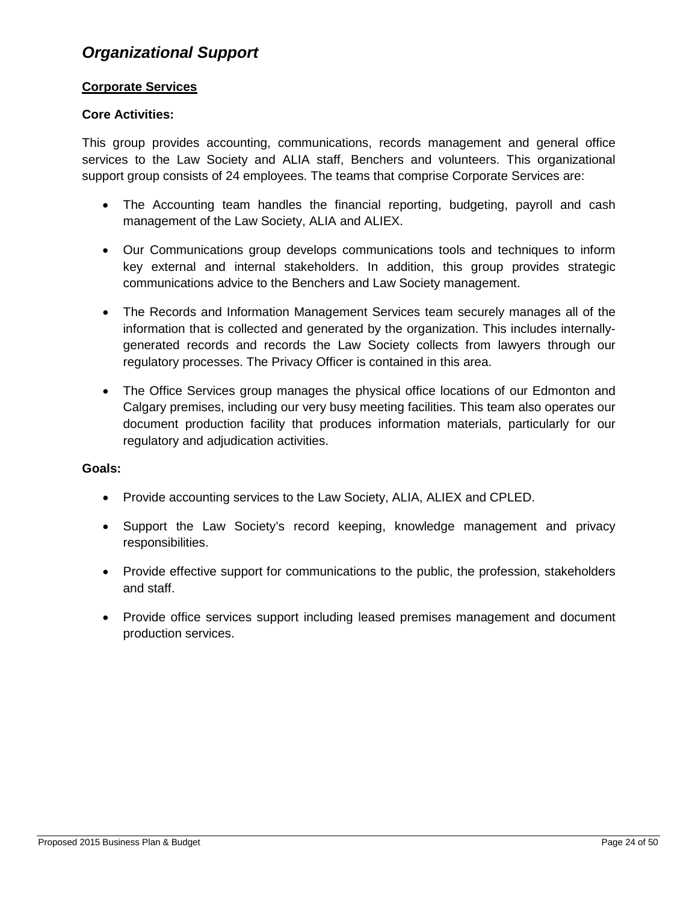## *Organizational Support*

### Corporate Services

**Core Activities:**

This group provides accounting, communications, records management and general office services to the Law Society and ALIA staff, Benchers and volunteers. This organizational support group consists of 24 employees. The teams that comprise Corporate Services are:

- The Accounting team handles the financial reporting, budgeting, payroll and cash management of the Law Society, ALIA and ALIEX.

- Our Communications group develops communications tools and techniques to inform key external and internal stakeholders. In addition, this group provides strategic communications advice to the Benchers and Law Society management.

- The Records and Information Management Services team securely manages all of the information that is collected and generated by the organization. This includes internally-generated records and records the Law Society collects from lawyers through our regulatory processes. The Privacy Officer is contained in this area.

- The Office Services group manages the physical office locations of our Edmonton and Calgary premises, including our very busy meeting facilities. This team also operates our document production facility that produces information materials, particularly for our regulatory and adjudication activities.

**Goals:**

- Provide accounting services to the Law Society, ALIA, ALIEX and CPLED.

- Support the Law Society's record keeping, knowledge management and privacy responsibilities.

- Provide effective support for communications to the public, the profession, stakeholders and staff.

- Provide office services support including leased premises management and document production services.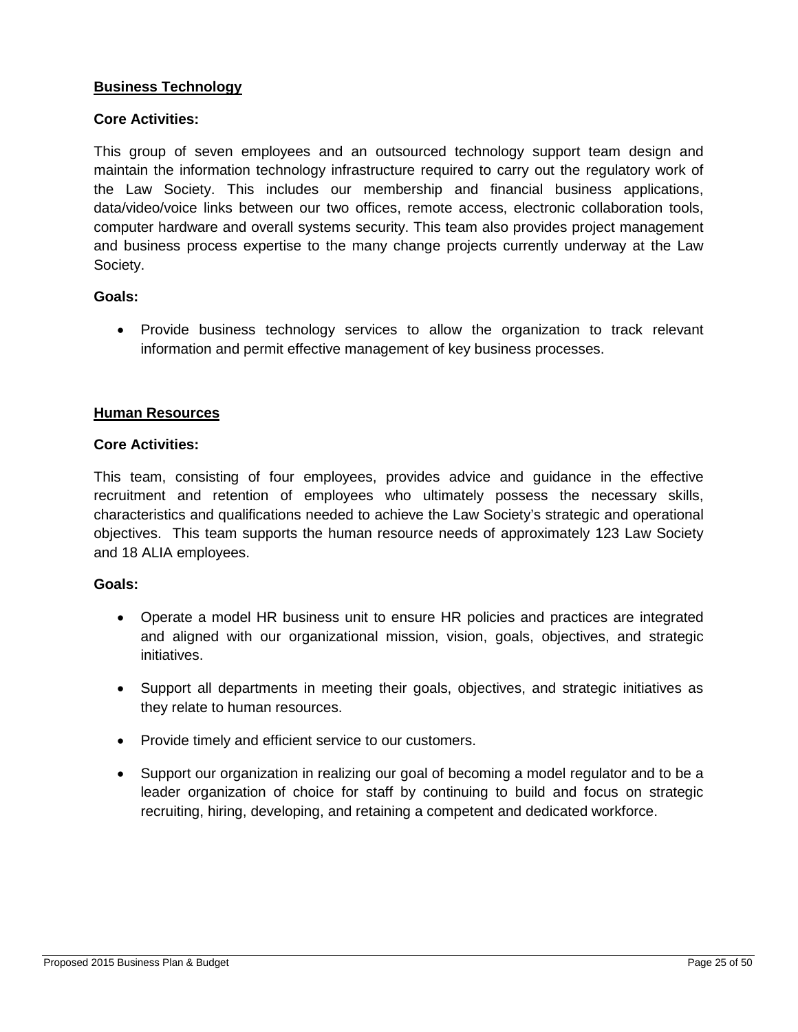## Business Technology

**Core Activities:**

This group of seven employees and an outsourced technology support team design and maintain the information technology infrastructure required to carry out the regulatory work of the Law Society. This includes our membership and financial business applications, data/video/voice links between our two offices, remote access, electronic collaboration tools, computer hardware and overall systems security. This team also provides project management and business process expertise to the many change projects currently underway at the Law Society.

**Goals:**

- Provide business technology services to allow the organization to track relevant information and permit effective management of key business processes.

## Human Resources

**Core Activities:**

This team, consisting of four employees, provides advice and guidance in the effective recruitment and retention of employees who ultimately possess the necessary skills, characteristics and qualifications needed to achieve the Law Society's strategic and operational objectives. This team supports the human resource needs of approximately 123 Law Society and 18 ALIA employees.

**Goals:**

- Operate a model HR business unit to ensure HR policies and practices are integrated and aligned with our organizational mission, vision, goals, objectives, and strategic initiatives.
- Support all departments in meeting their goals, objectives, and strategic initiatives as they relate to human resources.
- Provide timely and efficient service to our customers.
- Support our organization in realizing our goal of becoming a model regulator and to be a leader organization of choice for staff by continuing to build and focus on strategic recruiting, hiring, developing, and retaining a competent and dedicated workforce.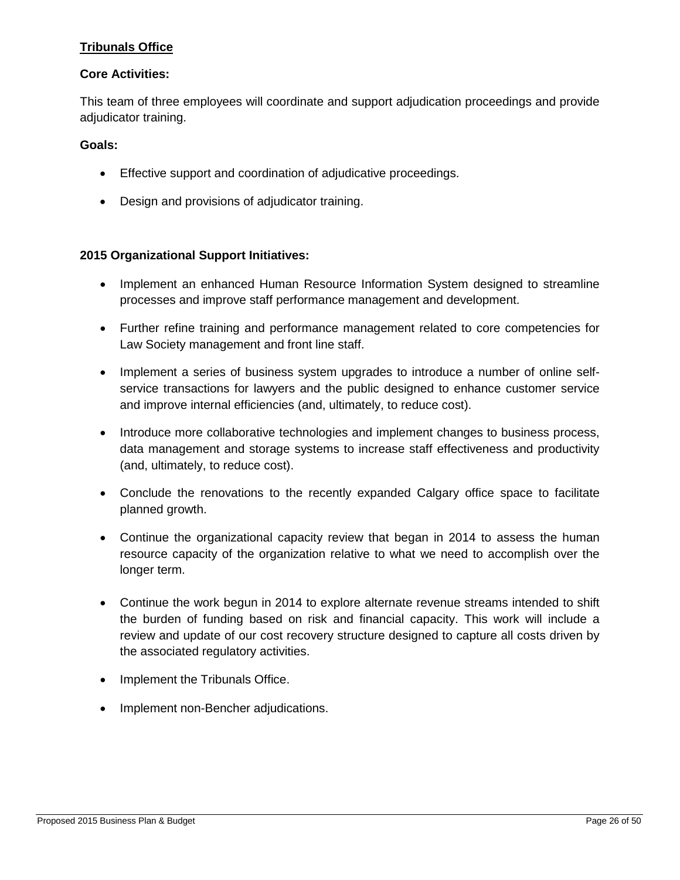## Tribunals Office

**Core Activities:**

This team of three employees will coordinate and support adjudication proceedings and provide adjudicator training.

**Goals:**

- Effective support and coordination of adjudicative proceedings.
- Design and provisions of adjudicator training.

**2015 Organizational Support Initiatives:**

- Implement an enhanced Human Resource Information System designed to streamline processes and improve staff performance management and development.
- Further refine training and performance management related to core competencies for Law Society management and front line staff.
- Implement a series of business system upgrades to introduce a number of online self-service transactions for lawyers and the public designed to enhance customer service and improve internal efficiencies (and, ultimately, to reduce cost).
- Introduce more collaborative technologies and implement changes to business process, data management and storage systems to increase staff effectiveness and productivity (and, ultimately, to reduce cost).
- Conclude the renovations to the recently expanded Calgary office space to facilitate planned growth.
- Continue the organizational capacity review that began in 2014 to assess the human resource capacity of the organization relative to what we need to accomplish over the longer term.
- Continue the work begun in 2014 to explore alternate revenue streams intended to shift the burden of funding based on risk and financial capacity. This work will include a review and update of our cost recovery structure designed to capture all costs driven by the associated regulatory activities.
- Implement the Tribunals Office.
- Implement non-Bencher adjudications.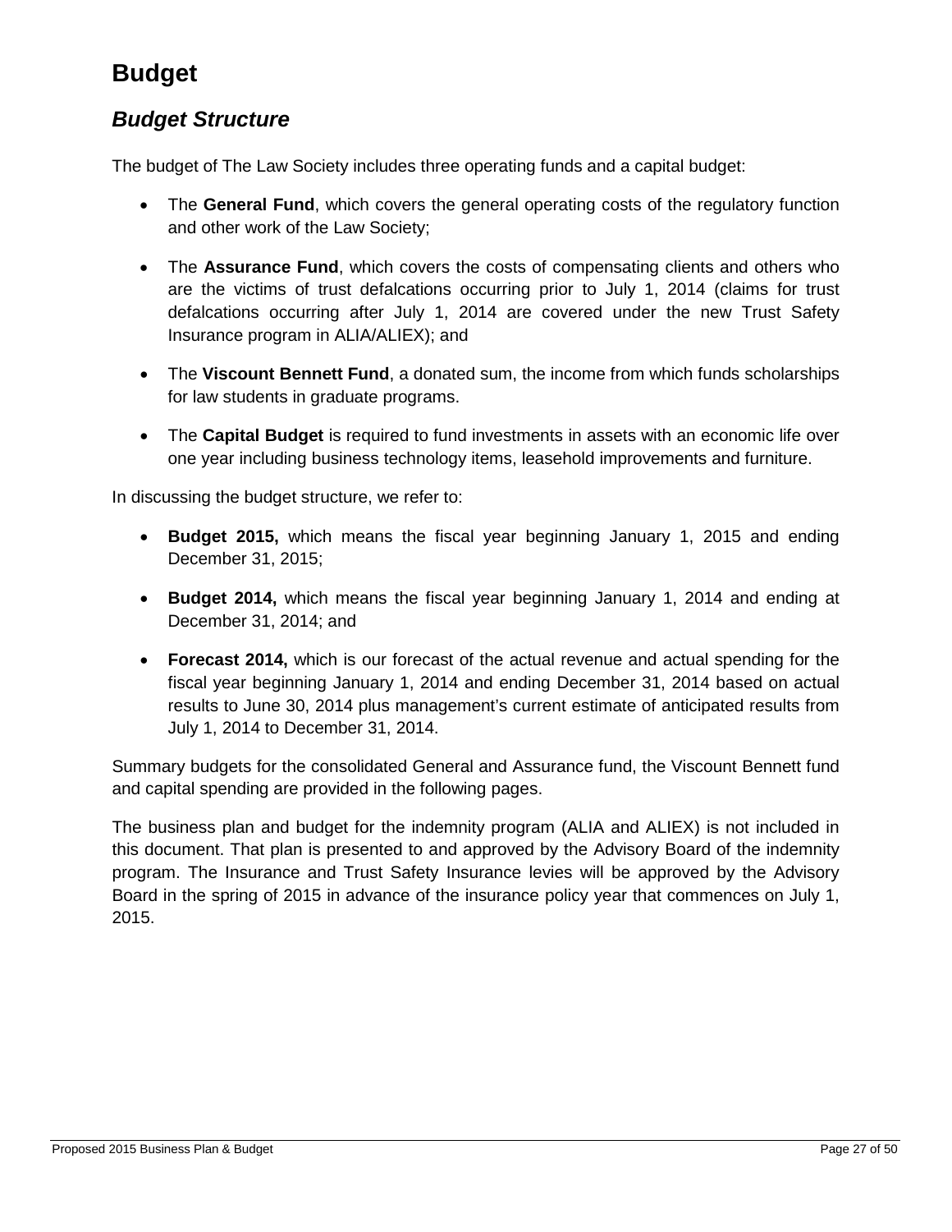# Budget

## *Budget Structure*

The budget of The Law Society includes three operating funds and a capital budget:

- The **General Fund**, which covers the general operating costs of the regulatory function and other work of the Law Society;
- The **Assurance Fund**, which covers the costs of compensating clients and others who are the victims of trust defalcations occurring prior to July 1, 2014 (claims for trust defalcations occurring after July 1, 2014 are covered under the new Trust Safety Insurance program in ALIA/ALIEX); and
- The **Viscount Bennett Fund**, a donated sum, the income from which funds scholarships for law students in graduate programs.
- The **Capital Budget** is required to fund investments in assets with an economic life over one year including business technology items, leasehold improvements and furniture.

In discussing the budget structure, we refer to:

- **Budget 2015,** which means the fiscal year beginning January 1, 2015 and ending December 31, 2015;
- **Budget 2014,** which means the fiscal year beginning January 1, 2014 and ending at December 31, 2014; and
- **Forecast 2014,** which is our forecast of the actual revenue and actual spending for the fiscal year beginning January 1, 2014 and ending December 31, 2014 based on actual results to June 30, 2014 plus management's current estimate of anticipated results from July 1, 2014 to December 31, 2014.

Summary budgets for the consolidated General and Assurance fund, the Viscount Bennett fund and capital spending are provided in the following pages.

The business plan and budget for the indemnity program (ALIA and ALIEX) is not included in this document. That plan is presented to and approved by the Advisory Board of the indemnity program. The Insurance and Trust Safety Insurance levies will be approved by the Advisory Board in the spring of 2015 in advance of the insurance policy year that commences on July 1, 2015.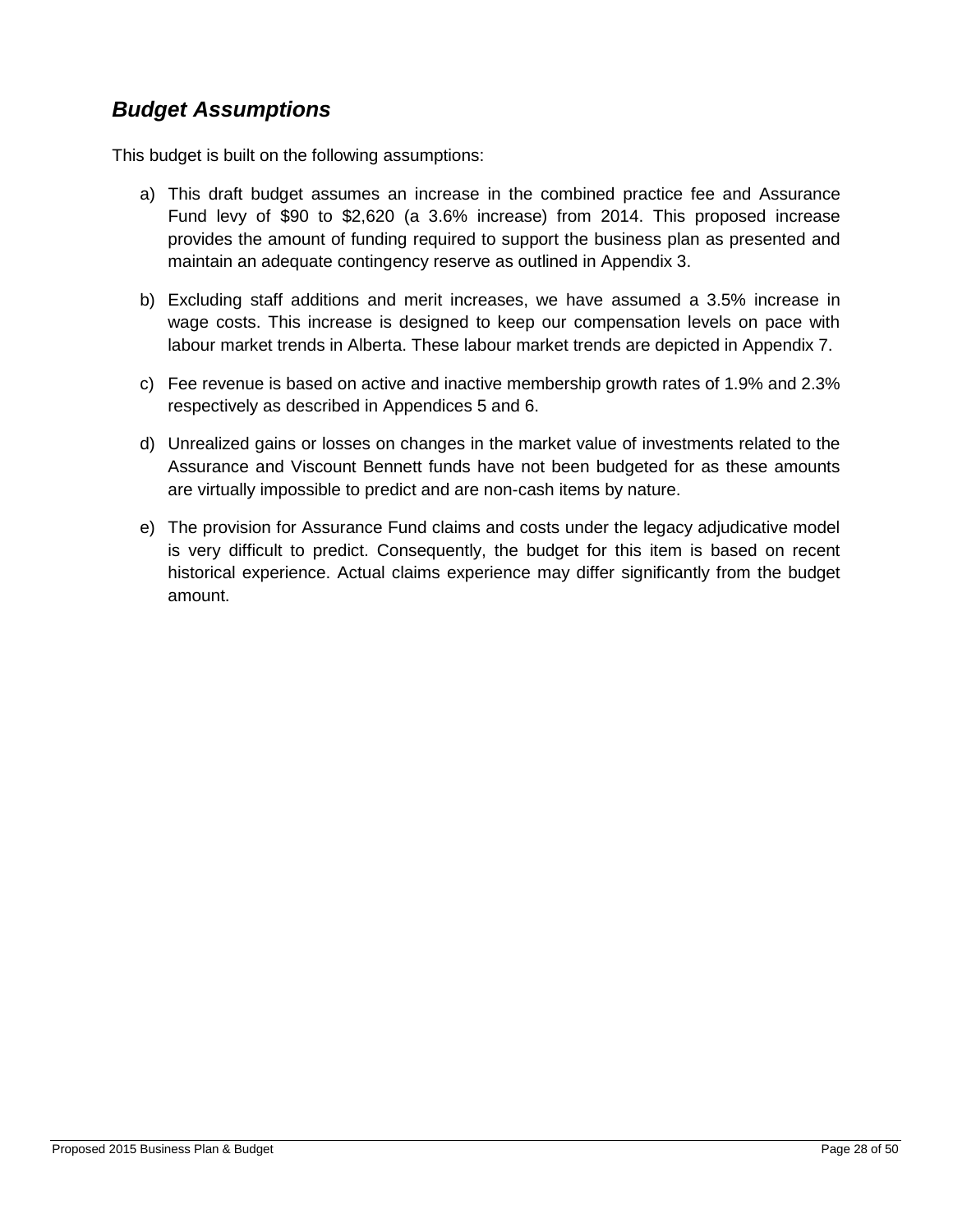## ***Budget Assumptions***

This budget is built on the following assumptions:

a) This draft budget assumes an increase in the combined practice fee and Assurance Fund levy of $90 to $2,620 (a 3.6% increase) from 2014. This proposed increase provides the amount of funding required to support the business plan as presented and maintain an adequate contingency reserve as outlined in Appendix 3.

b) Excluding staff additions and merit increases, we have assumed a 3.5% increase in wage costs. This increase is designed to keep our compensation levels on pace with labour market trends in Alberta. These labour market trends are depicted in Appendix 7.

c) Fee revenue is based on active and inactive membership growth rates of 1.9% and 2.3% respectively as described in Appendices 5 and 6.

d) Unrealized gains or losses on changes in the market value of investments related to the Assurance and Viscount Bennett funds have not been budgeted for as these amounts are virtually impossible to predict and are non-cash items by nature.

e) The provision for Assurance Fund claims and costs under the legacy adjudicative model is very difficult to predict. Consequently, the budget for this item is based on recent historical experience. Actual claims experience may differ significantly from the budget amount.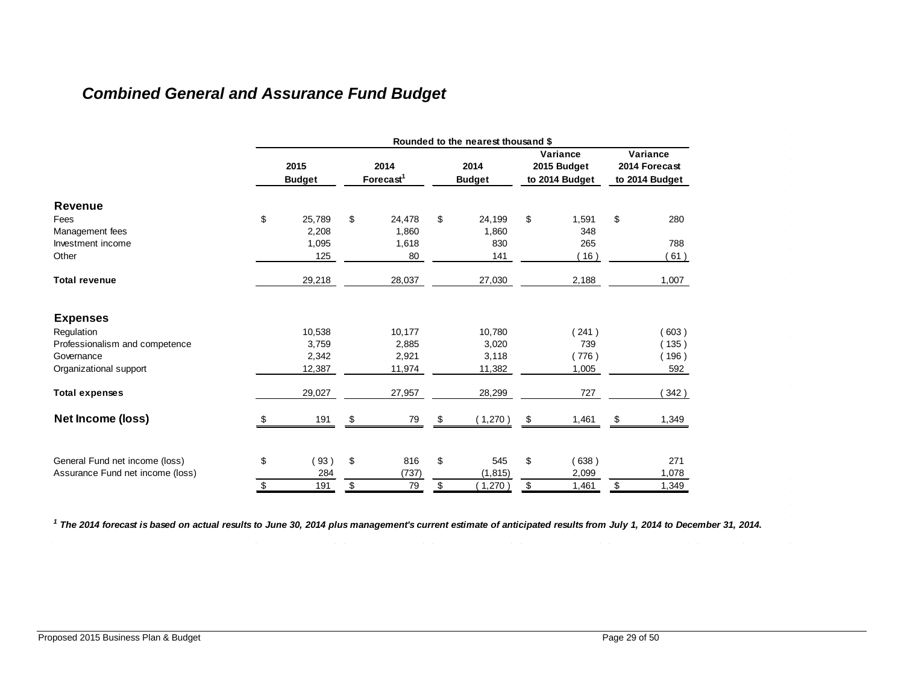## *Combined General and Assurance Fund Budget*

| | Rounded to the nearest thousand $ | | | | |
|---|---|---|---|---|---|
| | 2015 Budget | 2014 Forecast[1] | 2014 Budget | Variance 2015 Budget to 2014 Budget | Variance 2014 Forecast to 2014 Budget |
| **Revenue** | | | | | |
| Fees | $ 25,789 | $ 24,478 | $ 24,199 | $ 1,591 | $ 280 |
| Management fees | 2,208 | 1,860 | 1,860 | 348 | |
| Investment income | 1,095 | 1,618 | 830 | 265 | 788 |
| Other | 125 | 80 | 141 | ( 16 ) | ( 61 ) |
| **Total revenue** | 29,218 | 28,037 | 27,030 | 2,188 | 1,007 |
| **Expenses** | | | | | |
| Regulation | 10,538 | 10,177 | 10,780 | ( 241 ) | ( 603 ) |
| Professionalism and competence | 3,759 | 2,885 | 3,020 | 739 | ( 135 ) |
| Governance | 2,342 | 2,921 | 3,118 | ( 776 ) | ( 196 ) |
| Organizational support | 12,387 | 11,974 | 11,382 | 1,005 | 592 |
| **Total expenses** | 29,027 | 27,957 | 28,299 | 727 | ( 342 ) |
| **Net Income (loss)** | $ 191 | $ 79 | $ ( 1,270 ) | $ 1,461 | $ 1,349 |
| General Fund net income (loss) | $ ( 93 ) | $ 816 | $ 545 | $ ( 638 ) | 271 |
| Assurance Fund net income (loss) | 284 | (737) | (1,815) | 2,099 | 1,078 |
| | $ 191 | $ 79 | $ ( 1,270 ) | $ 1,461 | $ 1,349 |

***[1] The 2014 forecast is based on actual results to June 30, 2014 plus management's current estimate of anticipated results from July 1, 2014 to December 31, 2014.***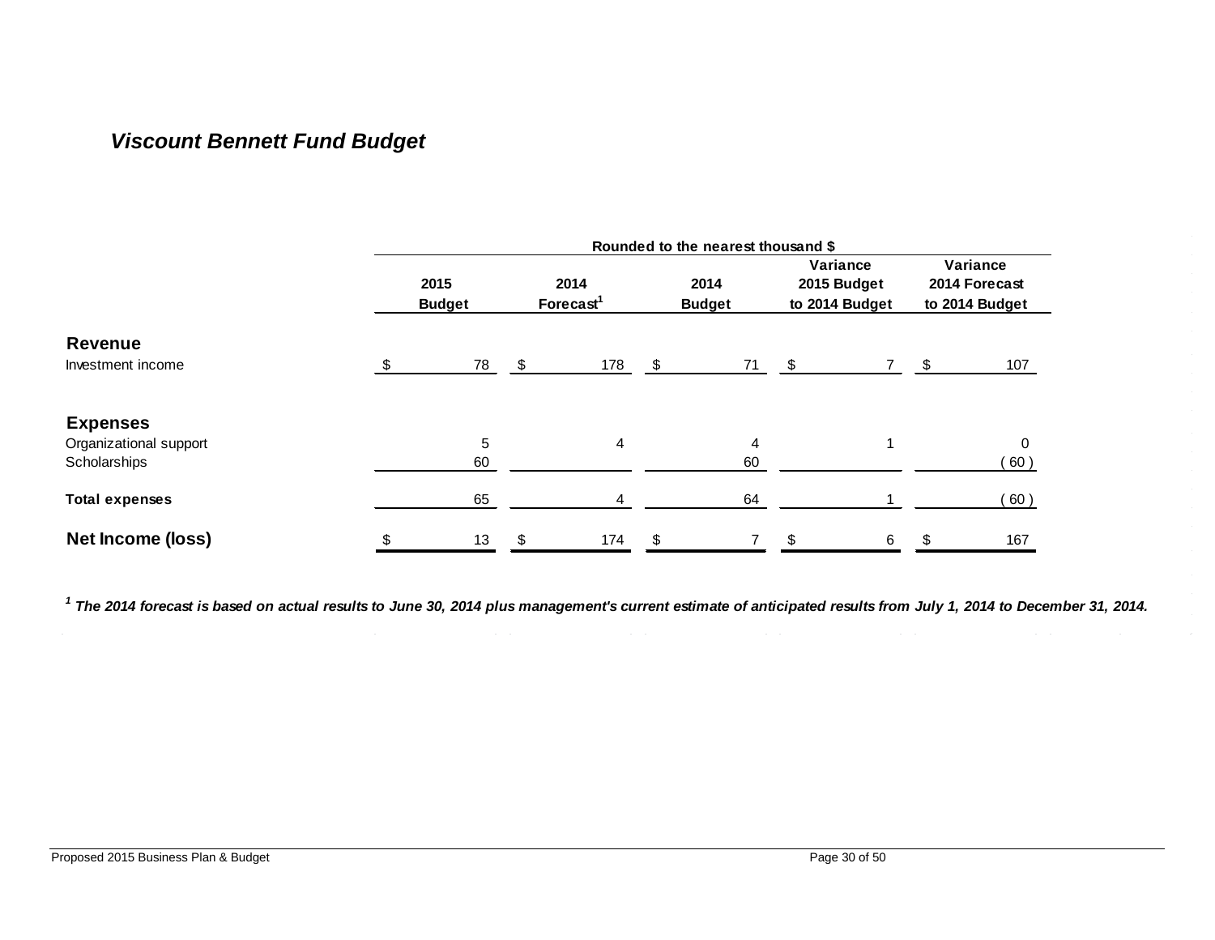### *Viscount Bennett Fund Budget*

| | Rounded to the nearest thousand $ | | | | |
|---|---|---|---|---|---|
| | 2015 Budget | 2014 Forecast[1] | 2014 Budget | Variance 2015 Budget to 2014 Budget | Variance 2014 Forecast to 2014 Budget |
| **Revenue** | | | | | |
| Investment income | $ 78 | $ 178 | $ 71 | $ 7 | $ 107 |
| **Expenses** | | | | | |
| Organizational support | 5 | 4 | 4 | 1 | 0 |
| Scholarships | 60 | | 60 | | ( 60 ) |
| **Total expenses** | 65 | 4 | 64 | 1 | ( 60 ) |
| **Net Income (loss)** | $ 13 | $ 174 | $ 7 | $ 6 | $ 167 |

***[1] The 2014 forecast is based on actual results to June 30, 2014 plus management's current estimate of anticipated results from July 1, 2014 to December 31, 2014.***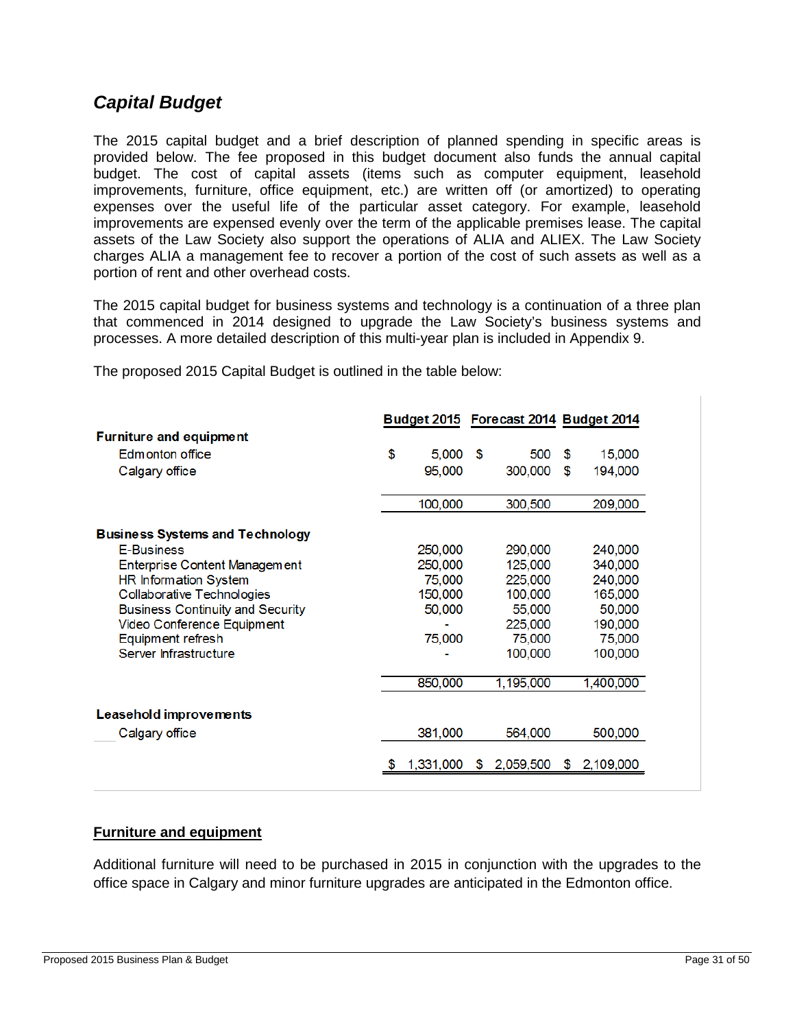## *Capital Budget*

The 2015 capital budget and a brief description of planned spending in specific areas is provided below. The fee proposed in this budget document also funds the annual capital budget. The cost of capital assets (items such as computer equipment, leasehold improvements, furniture, office equipment, etc.) are written off (or amortized) to operating expenses over the useful life of the particular asset category. For example, leasehold improvements are expensed evenly over the term of the applicable premises lease. The capital assets of the Law Society also support the operations of ALIA and ALIEX. The Law Society charges ALIA a management fee to recover a portion of the cost of such assets as well as a portion of rent and other overhead costs.

The 2015 capital budget for business systems and technology is a continuation of a three plan that commenced in 2014 designed to upgrade the Law Society's business systems and processes. A more detailed description of this multi-year plan is included in Appendix 9.

The proposed 2015 Capital Budget is outlined in the table below:

| | Budget 2015 | Forecast 2014 | Budget 2014 |
|---|---|---|---|
| **Furniture and equipment** | | | |
| Edmonton office | $ 5,000 | $ 500 | $ 15,000 |
| Calgary office | 95,000 | 300,000 | $ 194,000 |
| | 100,000 | 300,500 | 209,000 |
| **Business Systems and Technology** | | | |
| E-Business | 250,000 | 290,000 | 240,000 |
| Enterprise Content Management | 250,000 | 125,000 | 340,000 |
| HR Information System | 75,000 | 225,000 | 240,000 |
| Collaborative Technologies | 150,000 | 100,000 | 165,000 |
| Business Continuity and Security | 50,000 | 55,000 | 50,000 |
| Video Conference Equipment | - | 225,000 | 190,000 |
| Equipment refresh | 75,000 | 75,000 | 75,000 |
| Server Infrastructure | - | 100,000 | 100,000 |
| | 850,000 | 1,195,000 | 1,400,000 |
| **Leasehold improvements** | | | |
| Calgary office | 381,000 | 564,000 | 500,000 |
| | $ 1,331,000 | $ 2,059,500 | $ 2,109,000 |

### Furniture and equipment

Additional furniture will need to be purchased in 2015 in conjunction with the upgrades to the office space in Calgary and minor furniture upgrades are anticipated in the Edmonton office.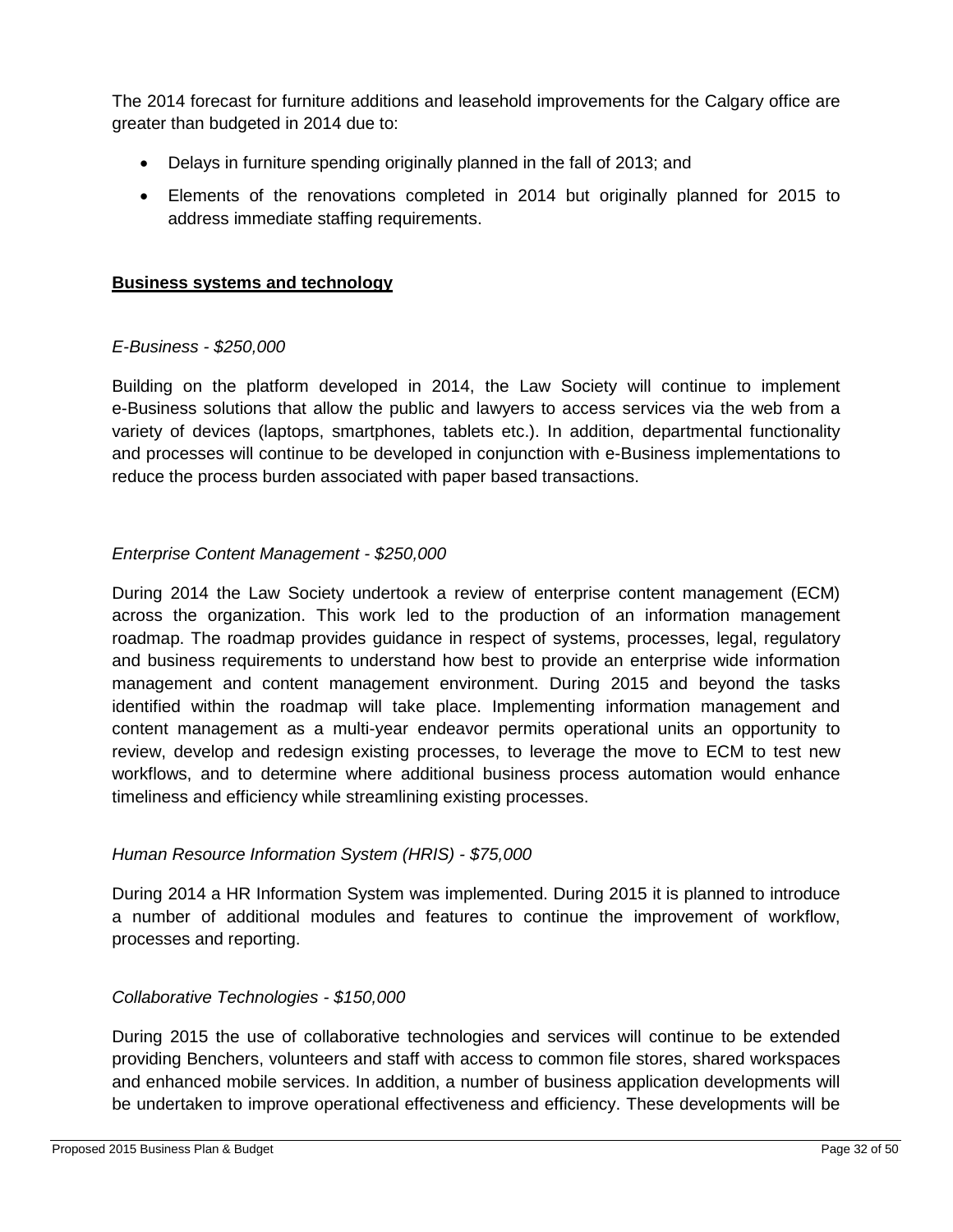The 2014 forecast for furniture additions and leasehold improvements for the Calgary office are greater than budgeted in 2014 due to:

- Delays in furniture spending originally planned in the fall of 2013; and
- Elements of the renovations completed in 2014 but originally planned for 2015 to address immediate staffing requirements.

**Business systems and technology**

*E-Business - $250,000*

Building on the platform developed in 2014, the Law Society will continue to implement e-Business solutions that allow the public and lawyers to access services via the web from a variety of devices (laptops, smartphones, tablets etc.). In addition, departmental functionality and processes will continue to be developed in conjunction with e-Business implementations to reduce the process burden associated with paper based transactions.

*Enterprise Content Management - $250,000*

During 2014 the Law Society undertook a review of enterprise content management (ECM) across the organization. This work led to the production of an information management roadmap. The roadmap provides guidance in respect of systems, processes, legal, regulatory and business requirements to understand how best to provide an enterprise wide information management and content management environment. During 2015 and beyond the tasks identified within the roadmap will take place. Implementing information management and content management as a multi-year endeavor permits operational units an opportunity to review, develop and redesign existing processes, to leverage the move to ECM to test new workflows, and to determine where additional business process automation would enhance timeliness and efficiency while streamlining existing processes.

*Human Resource Information System (HRIS) - $75,000*

During 2014 a HR Information System was implemented. During 2015 it is planned to introduce a number of additional modules and features to continue the improvement of workflow, processes and reporting.

*Collaborative Technologies - $150,000*

During 2015 the use of collaborative technologies and services will continue to be extended providing Benchers, volunteers and staff with access to common file stores, shared workspaces and enhanced mobile services. In addition, a number of business application developments will be undertaken to improve operational effectiveness and efficiency. These developments will be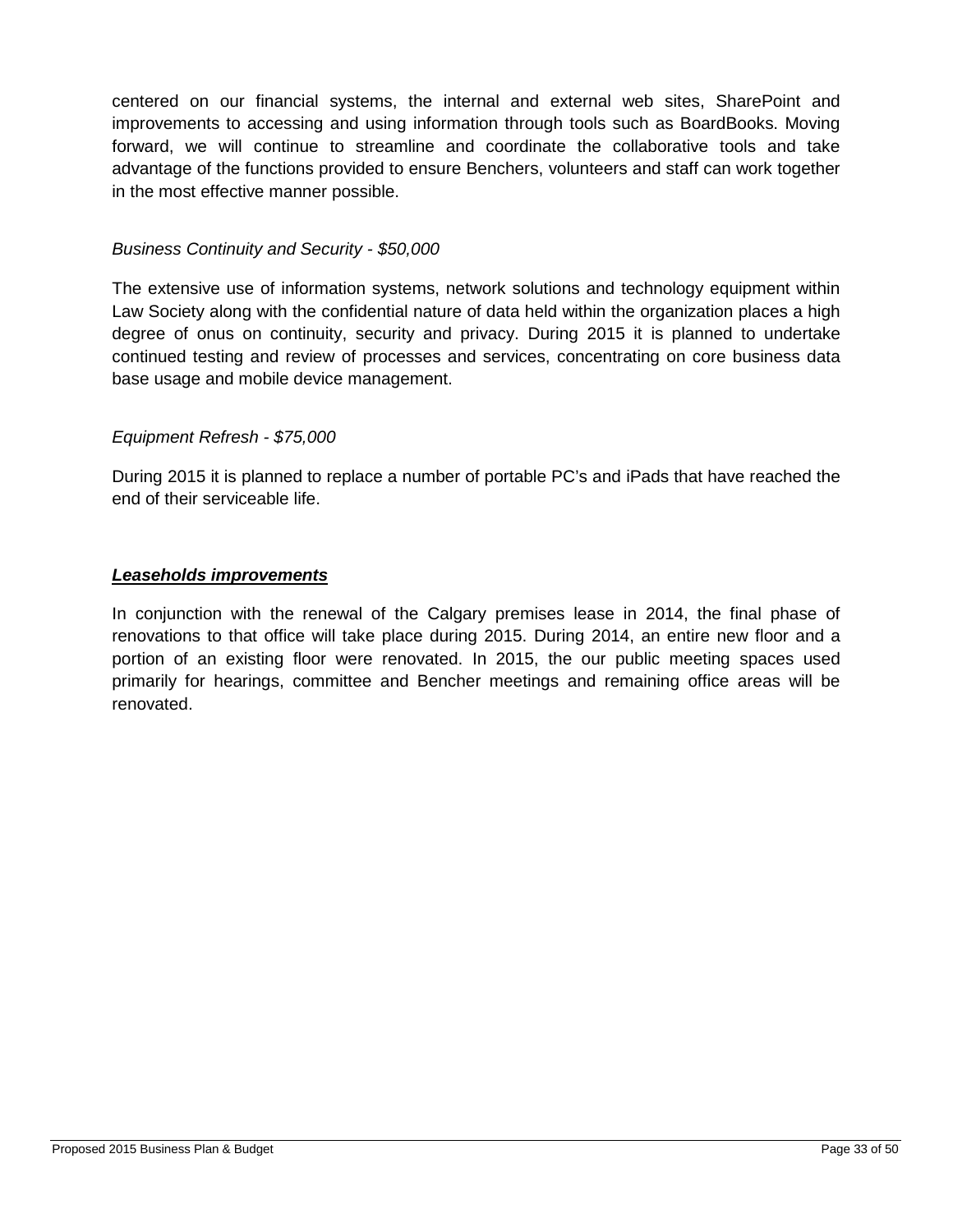centered on our financial systems, the internal and external web sites, SharePoint and improvements to accessing and using information through tools such as BoardBooks. Moving forward, we will continue to streamline and coordinate the collaborative tools and take advantage of the functions provided to ensure Benchers, volunteers and staff can work together in the most effective manner possible.

*Business Continuity and Security - $50,000*

The extensive use of information systems, network solutions and technology equipment within Law Society along with the confidential nature of data held within the organization places a high degree of onus on continuity, security and privacy. During 2015 it is planned to undertake continued testing and review of processes and services, concentrating on core business data base usage and mobile device management.

*Equipment Refresh - $75,000*

During 2015 it is planned to replace a number of portable PC's and iPads that have reached the end of their serviceable life.

***Leaseholds improvements***

In conjunction with the renewal of the Calgary premises lease in 2014, the final phase of renovations to that office will take place during 2015. During 2014, an entire new floor and a portion of an existing floor were renovated. In 2015, the our public meeting spaces used primarily for hearings, committee and Bencher meetings and remaining office areas will be renovated.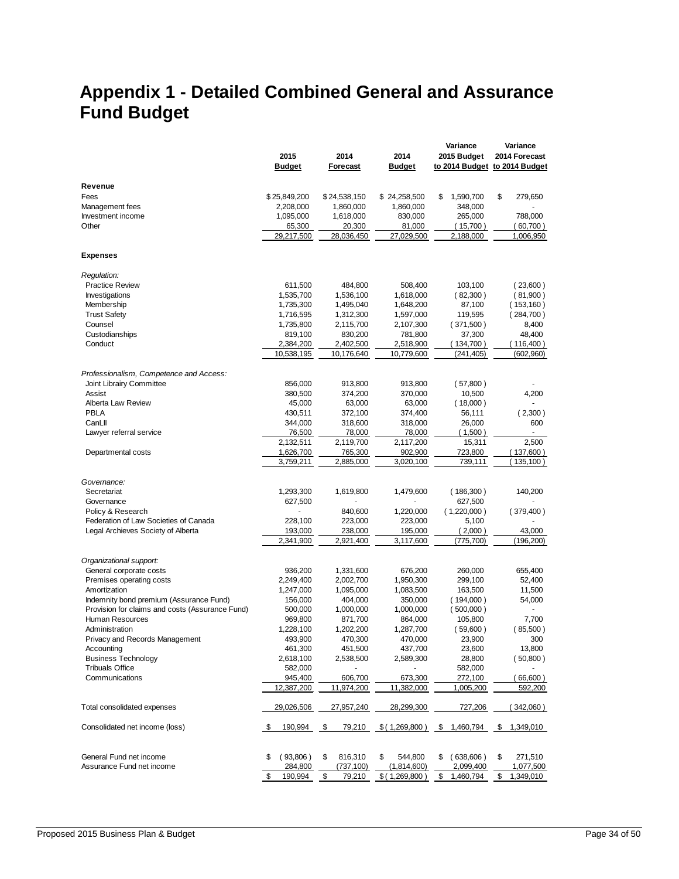# Appendix 1 - Detailed Combined General and Assurance Fund Budget

| | 2015 Budget | 2014 Forecast | 2014 Budget | Variance 2015 Budget to 2014 Budget | Variance 2014 Forecast to 2014 Budget |
|---|---|---|---|---|---|
| **Revenue** | | | | | |
| Fees | $ 25,849,200 | $ 24,538,150 | $ 24,258,500 | $ 1,590,700 | $ 279,650 |
| Management fees | 2,208,000 | 1,860,000 | 1,860,000 | 348,000 | - |
| Investment income | 1,095,000 | 1,618,000 | 830,000 | 265,000 | 788,000 |
| Other | 65,300 | 20,300 | 81,000 | ( 15,700 ) | ( 60,700 ) |
| | 29,217,500 | 28,036,450 | 27,029,500 | 2,188,000 | 1,006,950 |
| **Expenses** | | | | | |
| *Regulation:* | | | | | |
| Practice Review | 611,500 | 484,800 | 508,400 | 103,100 | ( 23,600 ) |
| Investigations | 1,535,700 | 1,536,100 | 1,618,000 | ( 82,300 ) | ( 81,900 ) |
| Membership | 1,735,300 | 1,495,040 | 1,648,200 | 87,100 | ( 153,160 ) |
| Trust Safety | 1,716,595 | 1,312,300 | 1,597,000 | 119,595 | ( 284,700 ) |
| Counsel | 1,735,800 | 2,115,700 | 2,107,300 | ( 371,500 ) | 8,400 |
| Custodianships | 819,100 | 830,200 | 781,800 | 37,300 | 48,400 |
| Conduct | 2,384,200 | 2,402,500 | 2,518,900 | ( 134,700 ) | ( 116,400 ) |
| | 10,538,195 | 10,176,640 | 10,779,600 | (241,405) | (602,960) |
| *Professionalism, Competence and Access:* | | | | | |
| Joint Librairy Committee | 856,000 | 913,800 | 913,800 | ( 57,800 ) | - |
| Assist | 380,500 | 374,200 | 370,000 | 10,500 | 4,200 |
| Alberta Law Review | 45,000 | 63,000 | 63,000 | ( 18,000 ) | - |
| PBLA | 430,511 | 372,100 | 374,400 | 56,111 | ( 2,300 ) |
| CanLII | 344,000 | 318,600 | 318,000 | 26,000 | 600 |
| Lawyer referral service | 76,500 | 78,000 | 78,000 | ( 1,500 ) | - |
| | 2,132,511 | 2,119,700 | 2,117,200 | 15,311 | 2,500 |
| Departmental costs | 1,626,700 | 765,300 | 902,900 | 723,800 | ( 137,600 ) |
| | 3,759,211 | 2,885,000 | 3,020,100 | 739,111 | ( 135,100 ) |
| *Governance:* | | | | | |
| Secretariat | 1,293,300 | 1,619,800 | 1,479,600 | ( 186,300 ) | 140,200 |
| Governance | 627,500 | - | - | 627,500 | - |
| Policy & Research | - | 840,600 | 1,220,000 | ( 1,220,000 ) | ( 379,400 ) |
| Federation of Law Societies of Canada | 228,100 | 223,000 | 223,000 | 5,100 | - |
| Legal Archieves Society of Alberta | 193,000 | 238,000 | 195,000 | ( 2,000 ) | 43,000 |
| | 2,341,900 | 2,921,400 | 3,117,600 | (775,700) | (196,200) |
| *Organizational support:* | | | | | |
| General corporate costs | 936,200 | 1,331,600 | 676,200 | 260,000 | 655,400 |
| Premises operating costs | 2,249,400 | 2,002,700 | 1,950,300 | 299,100 | 52,400 |
| Amortization | 1,247,000 | 1,095,000 | 1,083,500 | 163,500 | 11,500 |
| Indemnity bond premium (Assurance Fund) | 156,000 | 404,000 | 350,000 | ( 194,000 ) | 54,000 |
| Provision for claims and costs (Assurance Fund) | 500,000 | 1,000,000 | 1,000,000 | ( 500,000 ) | - |
| Human Resources | 969,800 | 871,700 | 864,000 | 105,800 | 7,700 |
| Administration | 1,228,100 | 1,202,200 | 1,287,700 | ( 59,600 ) | ( 85,500 ) |
| Privacy and Records Management | 493,900 | 470,300 | 470,000 | 23,900 | 300 |
| Accounting | 461,300 | 451,500 | 437,700 | 23,600 | 13,800 |
| Business Technology | 2,618,100 | 2,538,500 | 2,589,300 | 28,800 | ( 50,800 ) |
| Tribuals Office | 582,000 | - | - | 582,000 | - |
| Communications | 945,400 | 606,700 | 673,300 | 272,100 | ( 66,600 ) |
| | 12,387,200 | 11,974,200 | 11,382,000 | 1,005,200 | 592,200 |
| Total consolidated expenses | 29,026,506 | 27,957,240 | 28,299,300 | 727,206 | ( 342,060 ) |
| Consolidated net income (loss) | $ 190,994 | $ 79,210 | $ ( 1,269,800 ) | $ 1,460,794 | $ 1,349,010 |
| General Fund net income | $ ( 93,806 ) | $ 816,310 | $ 544,800 | $ ( 638,606 ) | $ 271,510 |
| Assurance Fund net income | 284,800 | (737,100) | (1,814,600) | 2,099,400 | 1,077,500 |
| | $ 190,994 | $ 79,210 | $ ( 1,269,800 ) | $ 1,460,794 | $ 1,349,010 |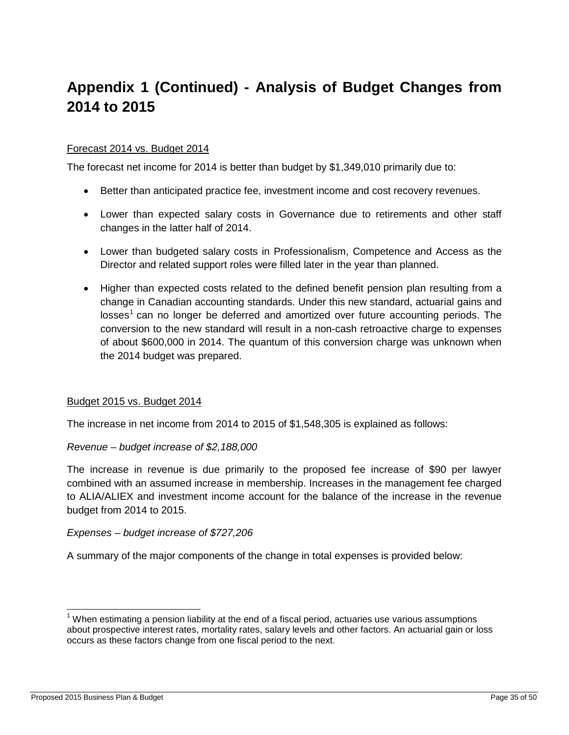# Appendix 1 (Continued) - Analysis of Budget Changes from 2014 to 2015

Forecast 2014 vs. Budget 2014

The forecast net income for 2014 is better than budget by $1,349,010 primarily due to:

- Better than anticipated practice fee, investment income and cost recovery revenues.
- Lower than expected salary costs in Governance due to retirements and other staff changes in the latter half of 2014.
- Lower than budgeted salary costs in Professionalism, Competence and Access as the Director and related support roles were filled later in the year than planned.
- Higher than expected costs related to the defined benefit pension plan resulting from a change in Canadian accounting standards. Under this new standard, actuarial gains and losses[1] can no longer be deferred and amortized over future accounting periods. The conversion to the new standard will result in a non-cash retroactive charge to expenses of about $600,000 in 2014. The quantum of this conversion charge was unknown when the 2014 budget was prepared.

Budget 2015 vs. Budget 2014

The increase in net income from 2014 to 2015 of $1,548,305 is explained as follows:

*Revenue – budget increase of $2,188,000*

The increase in revenue is due primarily to the proposed fee increase of $90 per lawyer combined with an assumed increase in membership. Increases in the management fee charged to ALIA/ALIEX and investment income account for the balance of the increase in the revenue budget from 2014 to 2015.

*Expenses – budget increase of $727,206*

A summary of the major components of the change in total expenses is provided below:

[1] When estimating a pension liability at the end of a fiscal period, actuaries use various assumptions about prospective interest rates, mortality rates, salary levels and other factors. An actuarial gain or loss occurs as these factors change from one fiscal period to the next.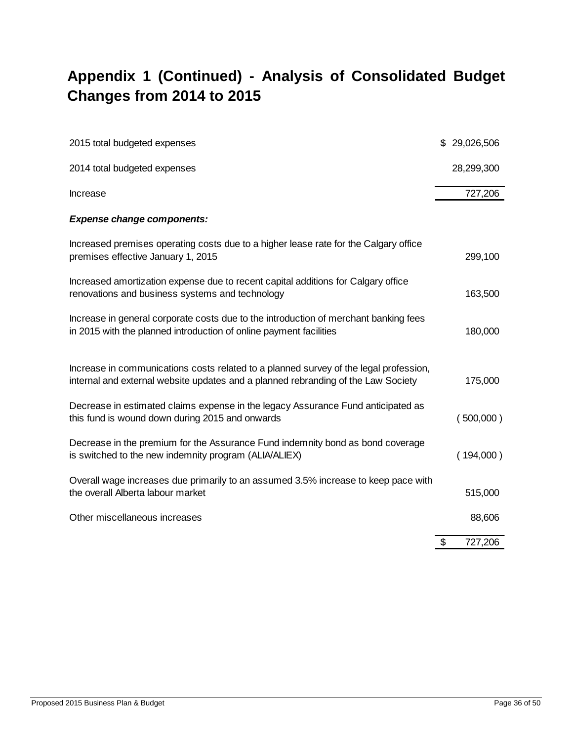# Appendix 1 (Continued) - Analysis of Consolidated Budget Changes from 2014 to 2015

| | |
|---|---|
| 2015 total budgeted expenses | $ 29,026,506 |
| 2014 total budgeted expenses | 28,299,300 |
| Increase | 727,206 |
| ***Expense change components:*** | |
| Increased premises operating costs due to a higher lease rate for the Calgary office premises effective January 1, 2015 | 299,100 |
| Increased amortization expense due to recent capital additions for Calgary office renovations and business systems and technology | 163,500 |
| Increase in general corporate costs due to the introduction of merchant banking fees in 2015 with the planned introduction of online payment facilities | 180,000 |
| Increase in communications costs related to a planned survey of the legal profession, internal and external website updates and a planned rebranding of the Law Society | 175,000 |
| Decrease in estimated claims expense in the legacy Assurance Fund anticipated as this fund is wound down during 2015 and onwards | ( 500,000 ) |
| Decrease in the premium for the Assurance Fund indemnity bond as bond coverage is switched to the new indemnity program (ALIA/ALIEX) | ( 194,000 ) |
| Overall wage increases due primarily to an assumed 3.5% increase to keep pace with the overall Alberta labour market | 515,000 |
| Other miscellaneous increases | 88,606 |
| | $ 727,206 |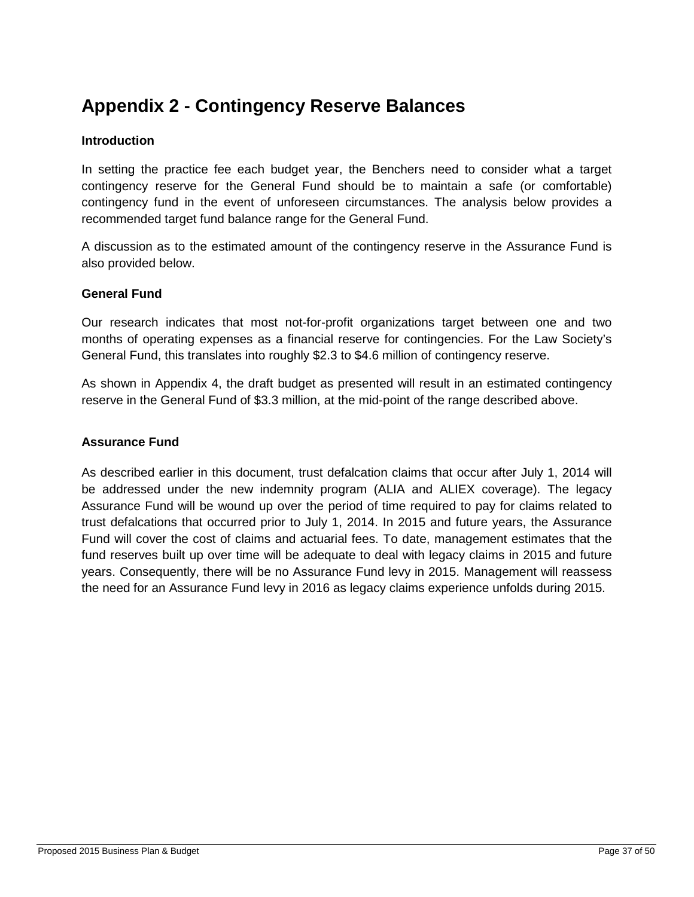# Appendix 2 - Contingency Reserve Balances

### Introduction

In setting the practice fee each budget year, the Benchers need to consider what a target contingency reserve for the General Fund should be to maintain a safe (or comfortable) contingency fund in the event of unforeseen circumstances. The analysis below provides a recommended target fund balance range for the General Fund.

A discussion as to the estimated amount of the contingency reserve in the Assurance Fund is also provided below.

### General Fund

Our research indicates that most not-for-profit organizations target between one and two months of operating expenses as a financial reserve for contingencies. For the Law Society's General Fund, this translates into roughly $2.3 to $4.6 million of contingency reserve.

As shown in Appendix 4, the draft budget as presented will result in an estimated contingency reserve in the General Fund of $3.3 million, at the mid-point of the range described above.

### Assurance Fund

As described earlier in this document, trust defalcation claims that occur after July 1, 2014 will be addressed under the new indemnity program (ALIA and ALIEX coverage). The legacy Assurance Fund will be wound up over the period of time required to pay for claims related to trust defalcations that occurred prior to July 1, 2014. In 2015 and future years, the Assurance Fund will cover the cost of claims and actuarial fees. To date, management estimates that the fund reserves built up over time will be adequate to deal with legacy claims in 2015 and future years. Consequently, there will be no Assurance Fund levy in 2015. Management will reassess the need for an Assurance Fund levy in 2016 as legacy claims experience unfolds during 2015.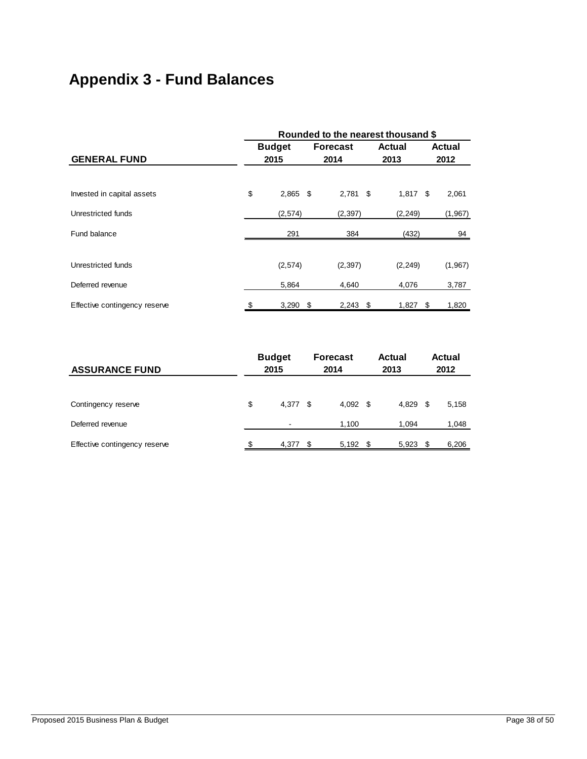# Appendix 3 - Fund Balances

| GENERAL FUND | Budget 2015 | Forecast 2014 | Actual 2013 | Actual 2012 |
|---|---|---|---|---|
| | Rounded to the nearest thousand $ | | | |
| Invested in capital assets | $ 2,865 | $ 2,781 | $ 1,817 | $ 2,061 |
| Unrestricted funds | (2,574) | (2,397) | (2,249) | (1,967) |
| Fund balance | 291 | 384 | (432) | 94 |
| | | | | |
| Unrestricted funds | (2,574) | (2,397) | (2,249) | (1,967) |
| Deferred revenue | 5,864 | 4,640 | 4,076 | 3,787 |
| Effective contingency reserve | $ 3,290 | $ 2,243 | $ 1,827 | $ 1,820 |

| ASSURANCE FUND | Budget 2015 | Forecast 2014 | Actual 2013 | Actual 2012 |
|---|---|---|---|---|
| Contingency reserve | $ 4,377 | $ 4,092 | $ 4,829 | $ 5,158 |
| Deferred revenue | - | 1,100 | 1,094 | 1,048 |
| Effective contingency reserve | $ 4,377 | $ 5,192 | $ 5,923 | $ 6,206 |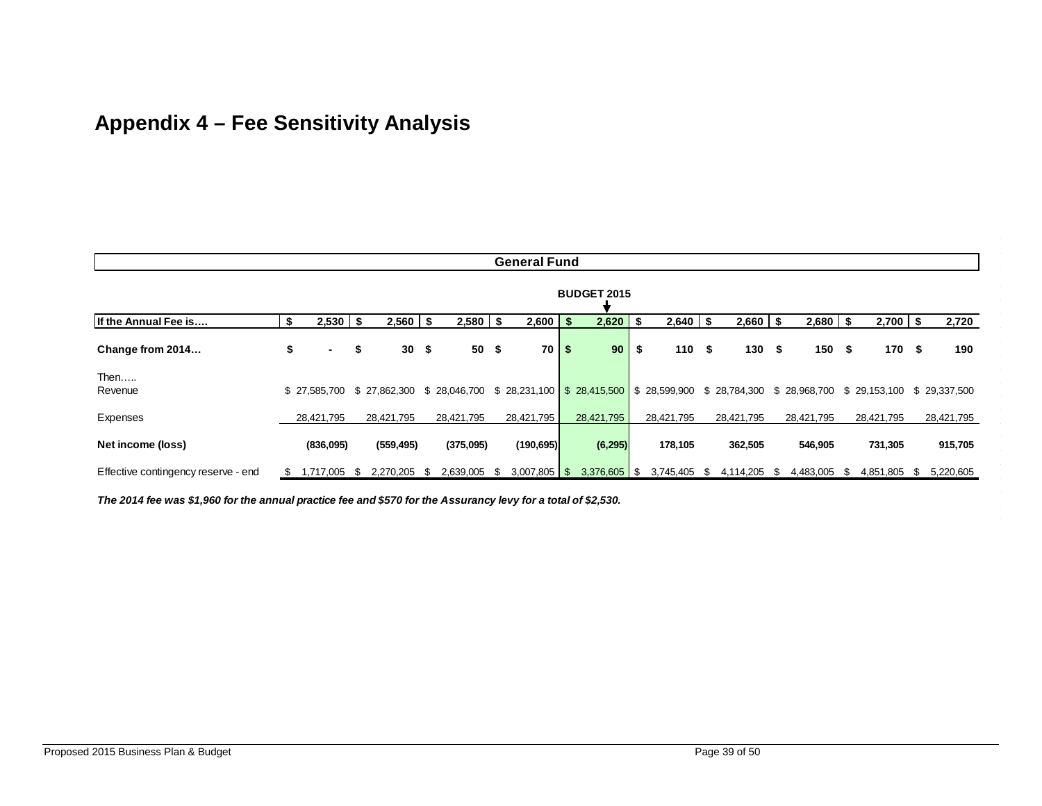# Appendix 4 – Fee Sensitivity Analysis

| General Fund | | | | | | | | | | |
|---|---|---|---|---|---|---|---|---|---|---|
| | | | | | BUDGET 2015 | | | | | |
| **If the Annual Fee is….** | **$ 2,530** | **$ 2,560** | **$ 2,580** | **$ 2,600** | **$ 2,620** | **$ 2,640** | **$ 2,660** | **$ 2,680** | **$ 2,700** | **$ 2,720** |
| **Change from 2014…** | **$ -** | **$ 30** | **$ 50** | **$ 70** | **$ 90** | **$ 110** | **$ 130** | **$ 150** | **$ 170** | **$ 190** |
| Then….. | | | | | | | | | | |
| Revenue | $ 27,585,700 | $ 27,862,300 | $ 28,046,700 | $ 28,231,100 | $ 28,415,500 | $ 28,599,900 | $ 28,784,300 | $ 28,968,700 | $ 29,153,100 | $ 29,337,500 |
| Expenses | 28,421,795 | 28,421,795 | 28,421,795 | 28,421,795 | 28,421,795 | 28,421,795 | 28,421,795 | 28,421,795 | 28,421,795 | 28,421,795 |
| **Net income (loss)** | **(836,095)** | **(559,495)** | **(375,095)** | **(190,695)** | **(6,295)** | **178,105** | **362,505** | **546,905** | **731,305** | **915,705** |
| Effective contingency reserve - end | $ 1,717,005 | $ 2,270,205 | $ 2,639,005 | $ 3,007,805 | $ 3,376,605 | $ 3,745,405 | $ 4,114,205 | $ 4,483,005 | $ 4,851,805 | $ 5,220,605 |

***The 2014 fee was $1,960 for the annual practice fee and $570 for the Assurancy levy for a total of $2,530.***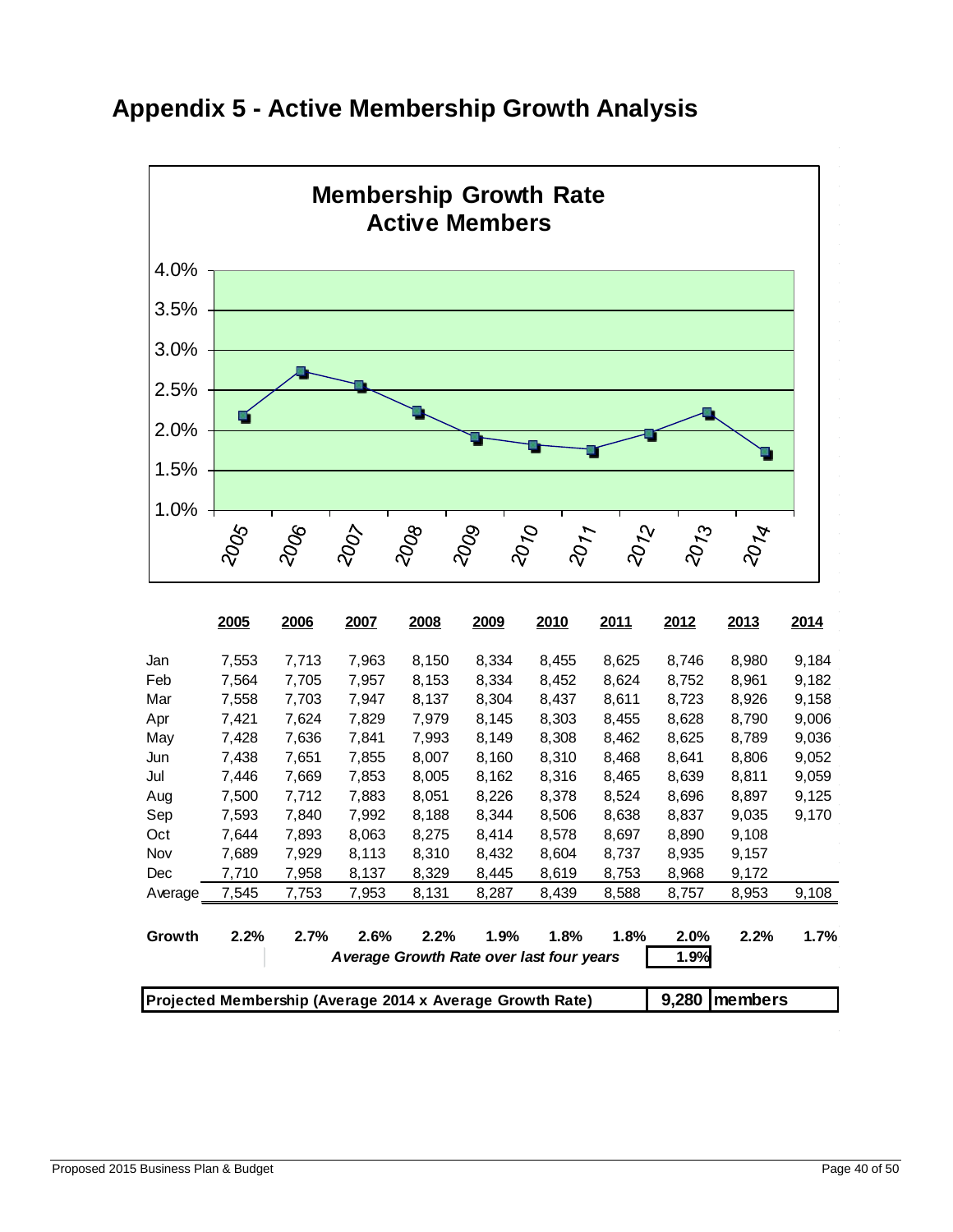# Appendix 5 - Active Membership Growth Analysis

**Membership Growth Rate**
**Active Members**

| | 2005 | 2006 | 2007 | 2008 | 2009 | 2010 | 2011 | 2012 | 2013 | 2014 |
|---|---|---|---|---|---|---|---|---|---|---|
| Jan | 7,553 | 7,713 | 7,963 | 8,150 | 8,334 | 8,455 | 8,625 | 8,746 | 8,980 | 9,184 |
| Feb | 7,564 | 7,705 | 7,957 | 8,153 | 8,334 | 8,452 | 8,624 | 8,752 | 8,961 | 9,182 |
| Mar | 7,558 | 7,703 | 7,947 | 8,137 | 8,304 | 8,437 | 8,611 | 8,723 | 8,926 | 9,158 |
| Apr | 7,421 | 7,624 | 7,829 | 7,979 | 8,145 | 8,303 | 8,455 | 8,628 | 8,790 | 9,006 |
| May | 7,428 | 7,636 | 7,841 | 7,993 | 8,149 | 8,308 | 8,462 | 8,625 | 8,789 | 9,036 |
| Jun | 7,438 | 7,651 | 7,855 | 8,007 | 8,160 | 8,310 | 8,468 | 8,641 | 8,806 | 9,052 |
| Jul | 7,446 | 7,669 | 7,853 | 8,005 | 8,162 | 8,316 | 8,465 | 8,639 | 8,811 | 9,059 |
| Aug | 7,500 | 7,712 | 7,883 | 8,051 | 8,226 | 8,378 | 8,524 | 8,696 | 8,897 | 9,125 |
| Sep | 7,593 | 7,840 | 7,992 | 8,188 | 8,344 | 8,506 | 8,638 | 8,837 | 9,035 | 9,170 |
| Oct | 7,644 | 7,893 | 8,063 | 8,275 | 8,414 | 8,578 | 8,697 | 8,890 | 9,108 | |
| Nov | 7,689 | 7,929 | 8,113 | 8,310 | 8,432 | 8,604 | 8,737 | 8,935 | 9,157 | |
| Dec | 7,710 | 7,958 | 8,137 | 8,329 | 8,445 | 8,619 | 8,753 | 8,968 | 9,172 | |
| Average | 7,545 | 7,753 | 7,953 | 8,131 | 8,287 | 8,439 | 8,588 | 8,757 | 8,953 | 9,108 |
| **Growth** | **2.2%** | **2.7%** | **2.6%** | **2.2%** | **1.9%** | **1.8%** | **1.8%** | **2.0%** | **2.2%** | **1.7%** |

***Average Growth Rate over last four years*** **1.9%**

| **Projected Membership (Average 2014 x Average Growth Rate)** | **9,280** | **members** |
|---|---|---|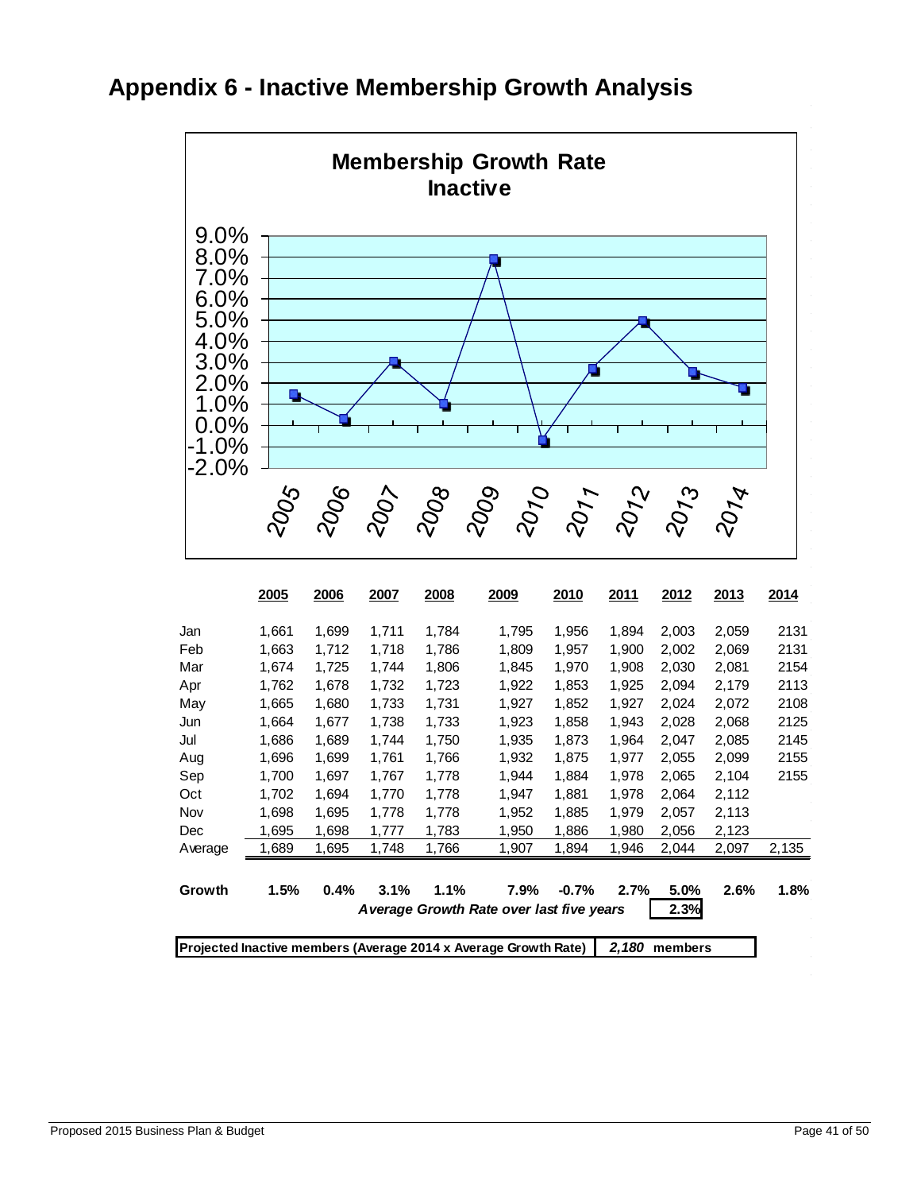# Appendix 6 - Inactive Membership Growth Analysis

**Membership Growth Rate**
**Inactive**

| | 2005 | 2006 | 2007 | 2008 | 2009 | 2010 | 2011 | 2012 | 2013 | 2014 |
|---|---|---|---|---|---|---|---|---|---|---|
| Jan | 1,661 | 1,699 | 1,711 | 1,784 | 1,795 | 1,956 | 1,894 | 2,003 | 2,059 | 2131 |
| Feb | 1,663 | 1,712 | 1,718 | 1,786 | 1,809 | 1,957 | 1,900 | 2,002 | 2,069 | 2131 |
| Mar | 1,674 | 1,725 | 1,744 | 1,806 | 1,845 | 1,970 | 1,908 | 2,030 | 2,081 | 2154 |
| Apr | 1,762 | 1,678 | 1,732 | 1,723 | 1,922 | 1,853 | 1,925 | 2,094 | 2,179 | 2113 |
| May | 1,665 | 1,680 | 1,733 | 1,731 | 1,927 | 1,852 | 1,927 | 2,024 | 2,072 | 2108 |
| Jun | 1,664 | 1,677 | 1,738 | 1,733 | 1,923 | 1,858 | 1,943 | 2,028 | 2,068 | 2125 |
| Jul | 1,686 | 1,689 | 1,744 | 1,750 | 1,935 | 1,873 | 1,964 | 2,047 | 2,085 | 2145 |
| Aug | 1,696 | 1,699 | 1,761 | 1,766 | 1,932 | 1,875 | 1,977 | 2,055 | 2,099 | 2155 |
| Sep | 1,700 | 1,697 | 1,767 | 1,778 | 1,944 | 1,884 | 1,978 | 2,065 | 2,104 | 2155 |
| Oct | 1,702 | 1,694 | 1,770 | 1,778 | 1,947 | 1,881 | 1,978 | 2,064 | 2,112 | |
| Nov | 1,698 | 1,695 | 1,778 | 1,778 | 1,952 | 1,885 | 1,979 | 2,057 | 2,113 | |
| Dec | 1,695 | 1,698 | 1,777 | 1,783 | 1,950 | 1,886 | 1,980 | 2,056 | 2,123 | |
| Average | 1,689 | 1,695 | 1,748 | 1,766 | 1,907 | 1,894 | 1,946 | 2,044 | 2,097 | 2,135 |
| **Growth** | **1.5%** | **0.4%** | **3.1%** | **1.1%** | **7.9%** | **-0.7%** | **2.7%** | **5.0%** | **2.6%** | **1.8%** |

***Average Growth Rate over last five years*** **2.3%**

**Projected Inactive members (Average 2014 x Average Growth Rate)** ***2,180*** **members**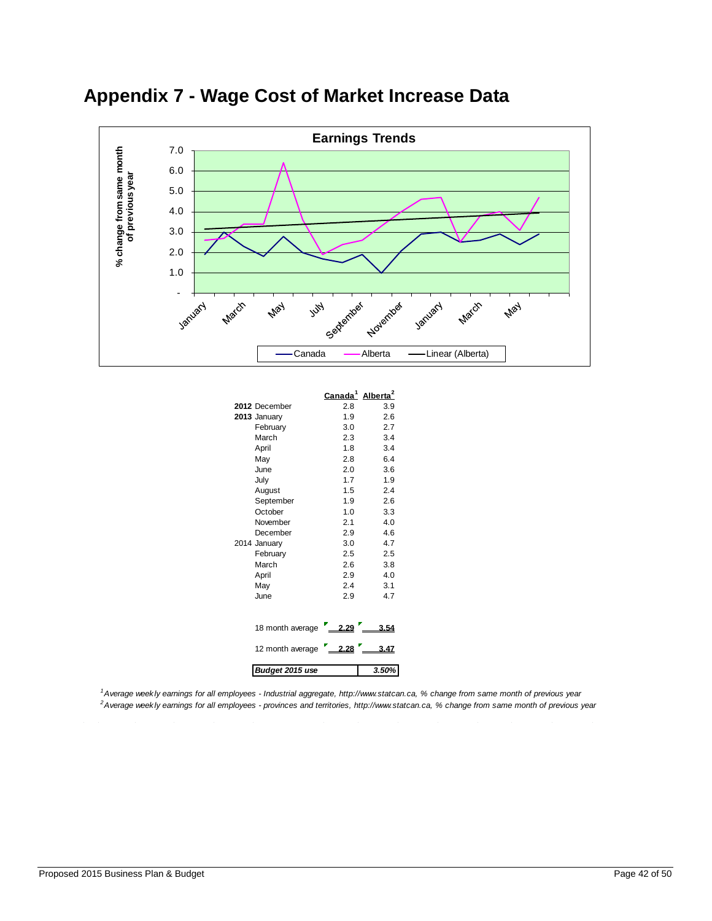# Appendix 7 - Wage Cost of Market Increase Data

| | | Canada[1] | Alberta[2] |
|---|---|---|---|
| **2012** | December | 2.8 | 3.9 |
| **2013** | January | 1.9 | 2.6 |
| | February | 3.0 | 2.7 |
| | March | 2.3 | 3.4 |
| | April | 1.8 | 3.4 |
| | May | 2.8 | 6.4 |
| | June | 2.0 | 3.6 |
| | July | 1.7 | 1.9 |
| | August | 1.5 | 2.4 |
| | September | 1.9 | 2.6 |
| | October | 1.0 | 3.3 |
| | November | 2.1 | 4.0 |
| | December | 2.9 | 4.6 |
| 2014 | January | 3.0 | 4.7 |
| | February | 2.5 | 2.5 |
| | March | 2.6 | 3.8 |
| | April | 2.9 | 4.0 |
| | May | 2.4 | 3.1 |
| | June | 2.9 | 4.7 |
| | 18 month average | 2.29 | 3.54 |
| | 12 month average | 2.28 | 3.47 |
| | ***Budget 2015 use*** | | ***3.50%*** |

*[1]Average weekly earnings for all employees - Industrial aggregate, http://www.statcan.ca, % change from same month of previous year*

*[2]Average weekly earnings for all employees - provinces and territories, http://www.statcan.ca, % change from same month of previous year*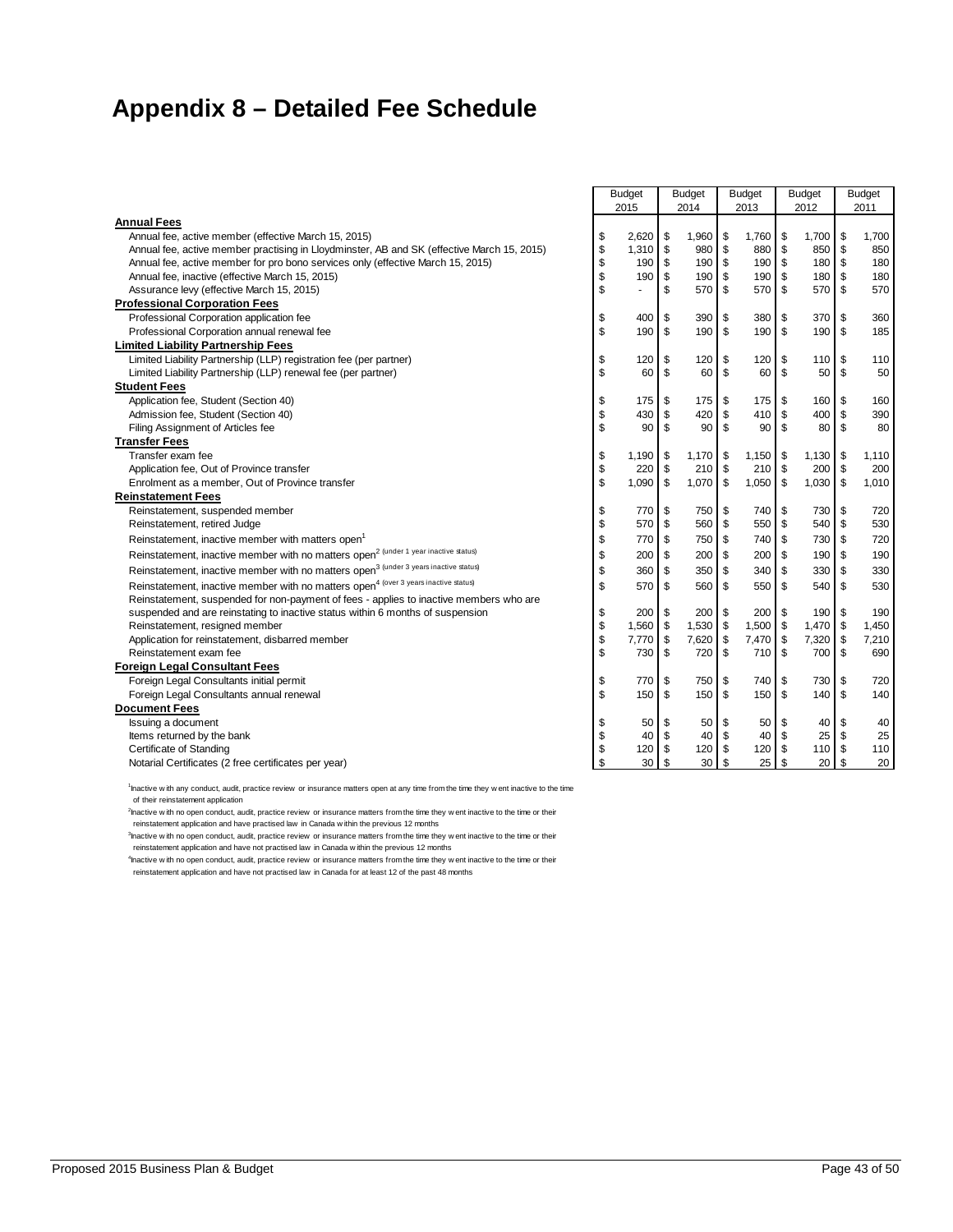# Appendix 8 – Detailed Fee Schedule

| | Budget 2015 | Budget 2014 | Budget 2013 | Budget 2012 | Budget 2011 |
|---|---|---|---|---|---|
| **Annual Fees** | | | | | |
| Annual fee, active member (effective March 15, 2015) | $ 2,620 | $ 1,960 | $ 1,760 | $ 1,700 | $ 1,700 |
| Annual fee, active member practising in Lloydminster, AB and SK (effective March 15, 2015) | $ 1,310 | $ 980 | $ 880 | $ 850 | $ 850 |
| Annual fee, active member for pro bono services only (effective March 15, 2015) | $ 190 | $ 190 | $ 190 | $ 180 | $ 180 |
| Annual fee, inactive (effective March 15, 2015) | $ 190 | $ 190 | $ 190 | $ 180 | $ 180 |
| Assurance levy (effective March 15, 2015) | $ - | $ 570 | $ 570 | $ 570 | $ 570 |
| **Professional Corporation Fees** | | | | | |
| Professional Corporation application fee | $ 400 | $ 390 | $ 380 | $ 370 | $ 360 |
| Professional Corporation annual renewal fee | $ 190 | $ 190 | $ 190 | $ 190 | $ 185 |
| **Limited Liability Partnership Fees** | | | | | |
| Limited Liability Partnership (LLP) registration fee (per partner) | $ 120 | $ 120 | $ 120 | $ 110 | $ 110 |
| Limited Liability Partnership (LLP) renewal fee (per partner) | $ 60 | $ 60 | $ 60 | $ 50 | $ 50 |
| **Student Fees** | | | | | |
| Application fee, Student (Section 40) | $ 175 | $ 175 | $ 175 | $ 160 | $ 160 |
| Admission fee, Student (Section 40) | $ 430 | $ 420 | $ 410 | $ 400 | $ 390 |
| Filing Assignment of Articles fee | $ 90 | $ 90 | $ 90 | $ 80 | $ 80 |
| **Transfer Fees** | | | | | |
| Transfer exam fee | $ 1,190 | $ 1,170 | $ 1,150 | $ 1,130 | $ 1,110 |
| Application fee, Out of Province transfer | $ 220 | $ 210 | $ 210 | $ 200 | $ 200 |
| Enrolment as a member, Out of Province transfer | $ 1,090 | $ 1,070 | $ 1,050 | $ 1,030 | $ 1,010 |
| **Reinstatement Fees** | | | | | |
| Reinstatement, suspended member | $ 770 | $ 750 | $ 740 | $ 730 | $ 720 |
| Reinstatement, retired Judge | $ 570 | $ 560 | $ 550 | $ 540 | $ 530 |
| Reinstatement, inactive member with matters open[1] | $ 770 | $ 750 | $ 740 | $ 730 | $ 720 |
| Reinstatement, inactive member with no matters open[2] (under 1 year inactive status) | $ 200 | $ 200 | $ 200 | $ 190 | $ 190 |
| Reinstatement, inactive member with no matters open[3] (under 3 years inactive status) | $ 360 | $ 350 | $ 340 | $ 330 | $ 330 |
| Reinstatement, inactive member with no matters open[4] (over 3 years inactive status) | $ 570 | $ 560 | $ 550 | $ 540 | $ 530 |
| Reinstatement, suspended for non-payment of fees - applies to inactive members who are suspended and are reinstating to inactive status within 6 months of suspension | $ 200 | $ 200 | $ 200 | $ 190 | $ 190 |
| Reinstatement, resigned member | $ 1,560 | $ 1,530 | $ 1,500 | $ 1,470 | $ 1,450 |
| Application for reinstatement, disbarred member | $ 7,770 | $ 7,620 | $ 7,470 | $ 7,320 | $ 7,210 |
| Reinstatement exam fee | $ 730 | $ 720 | $ 710 | $ 700 | $ 690 |
| **Foreign Legal Consultant Fees** | | | | | |
| Foreign Legal Consultants initial permit | $ 770 | $ 750 | $ 740 | $ 730 | $ 720 |
| Foreign Legal Consultants annual renewal | $ 150 | $ 150 | $ 150 | $ 140 | $ 140 |
| **Document Fees** | | | | | |
| Issuing a document | $ 50 | $ 50 | $ 50 | $ 40 | $ 40 |
| Items returned by the bank | $ 40 | $ 40 | $ 40 | $ 25 | $ 25 |
| Certificate of Standing | $ 120 | $ 120 | $ 120 | $ 110 | $ 110 |
| Notarial Certificates (2 free certificates per year) | $ 30 | $ 30 | $ 25 | $ 20 | $ 20 |

[1]Inactive with any conduct, audit, practice review or insurance matters open at any time from the time they went inactive to the time of their reinstatement application

[2]Inactive with no open conduct, audit, practice review or insurance matters from the time they went inactive to the time or their reinstatement application and have practised law in Canada within the previous 12 months

[3]Inactive with no open conduct, audit, practice review or insurance matters from the time they went inactive to the time or their reinstatement application and have not practised law in Canada within the previous 12 months

[4]Inactive with no open conduct, audit, practice review or insurance matters from the time they went inactive to the time or their reinstatement application and have not practised law in Canada for at least 12 of the past 48 months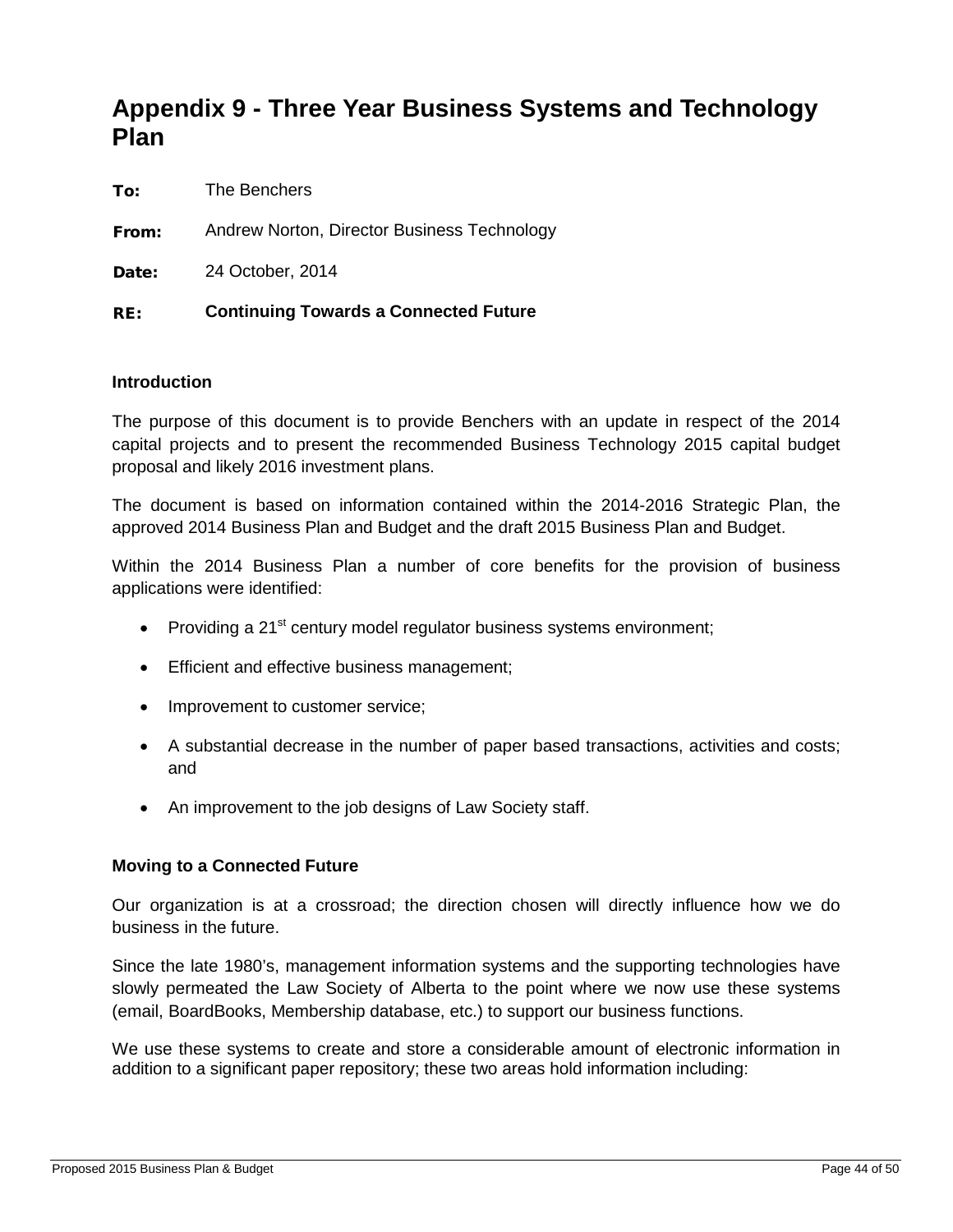# Appendix 9 - Three Year Business Systems and Technology Plan

**To:** The Benchers

**From:** Andrew Norton, Director Business Technology

**Date:** 24 October, 2014

**RE:** **Continuing Towards a Connected Future**

### Introduction

The purpose of this document is to provide Benchers with an update in respect of the 2014 capital projects and to present the recommended Business Technology 2015 capital budget proposal and likely 2016 investment plans.

The document is based on information contained within the 2014-2016 Strategic Plan, the approved 2014 Business Plan and Budget and the draft 2015 Business Plan and Budget.

Within the 2014 Business Plan a number of core benefits for the provision of business applications were identified:

- Providing a 21st century model regulator business systems environment;
- Efficient and effective business management;
- Improvement to customer service;
- A substantial decrease in the number of paper based transactions, activities and costs; and
- An improvement to the job designs of Law Society staff.

### Moving to a Connected Future

Our organization is at a crossroad; the direction chosen will directly influence how we do business in the future.

Since the late 1980's, management information systems and the supporting technologies have slowly permeated the Law Society of Alberta to the point where we now use these systems (email, BoardBooks, Membership database, etc.) to support our business functions.

We use these systems to create and store a considerable amount of electronic information in addition to a significant paper repository; these two areas hold information including: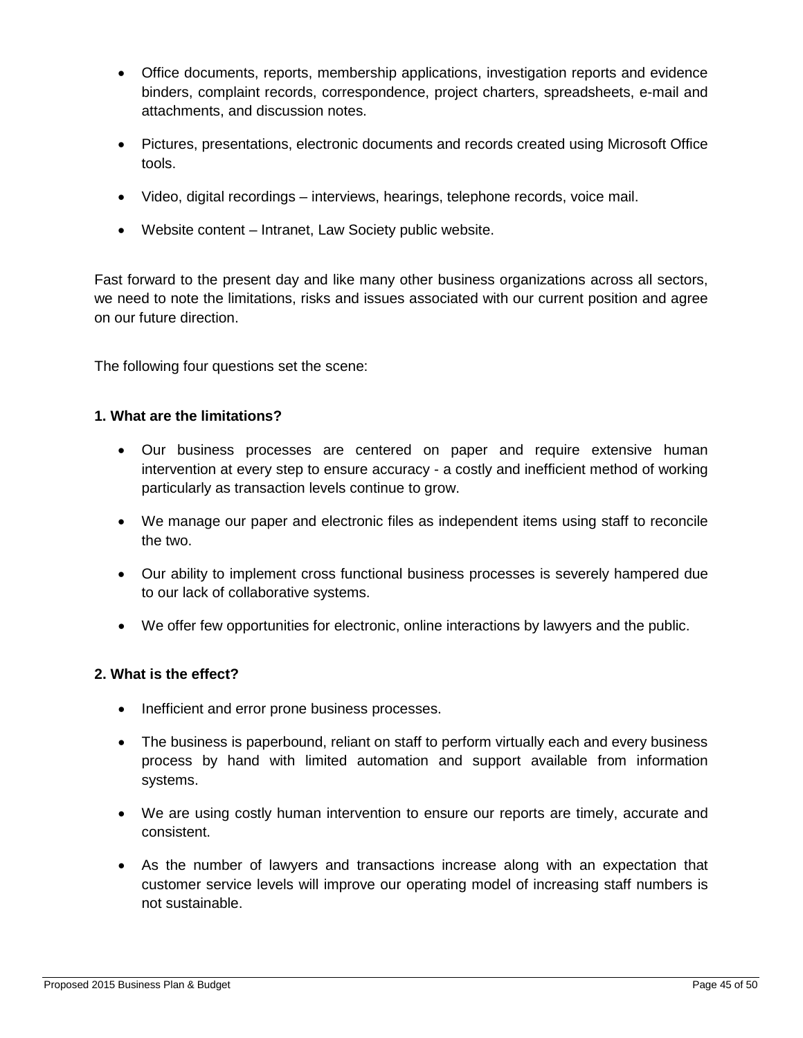- Office documents, reports, membership applications, investigation reports and evidence binders, complaint records, correspondence, project charters, spreadsheets, e-mail and attachments, and discussion notes.
- Pictures, presentations, electronic documents and records created using Microsoft Office tools.
- Video, digital recordings – interviews, hearings, telephone records, voice mail.
- Website content – Intranet, Law Society public website.

Fast forward to the present day and like many other business organizations across all sectors, we need to note the limitations, risks and issues associated with our current position and agree on our future direction.

The following four questions set the scene:

**1. What are the limitations?**

- Our business processes are centered on paper and require extensive human intervention at every step to ensure accuracy - a costly and inefficient method of working particularly as transaction levels continue to grow.
- We manage our paper and electronic files as independent items using staff to reconcile the two.
- Our ability to implement cross functional business processes is severely hampered due to our lack of collaborative systems.
- We offer few opportunities for electronic, online interactions by lawyers and the public.

**2. What is the effect?**

- Inefficient and error prone business processes.
- The business is paperbound, reliant on staff to perform virtually each and every business process by hand with limited automation and support available from information systems.
- We are using costly human intervention to ensure our reports are timely, accurate and consistent.
- As the number of lawyers and transactions increase along with an expectation that customer service levels will improve our operating model of increasing staff numbers is not sustainable.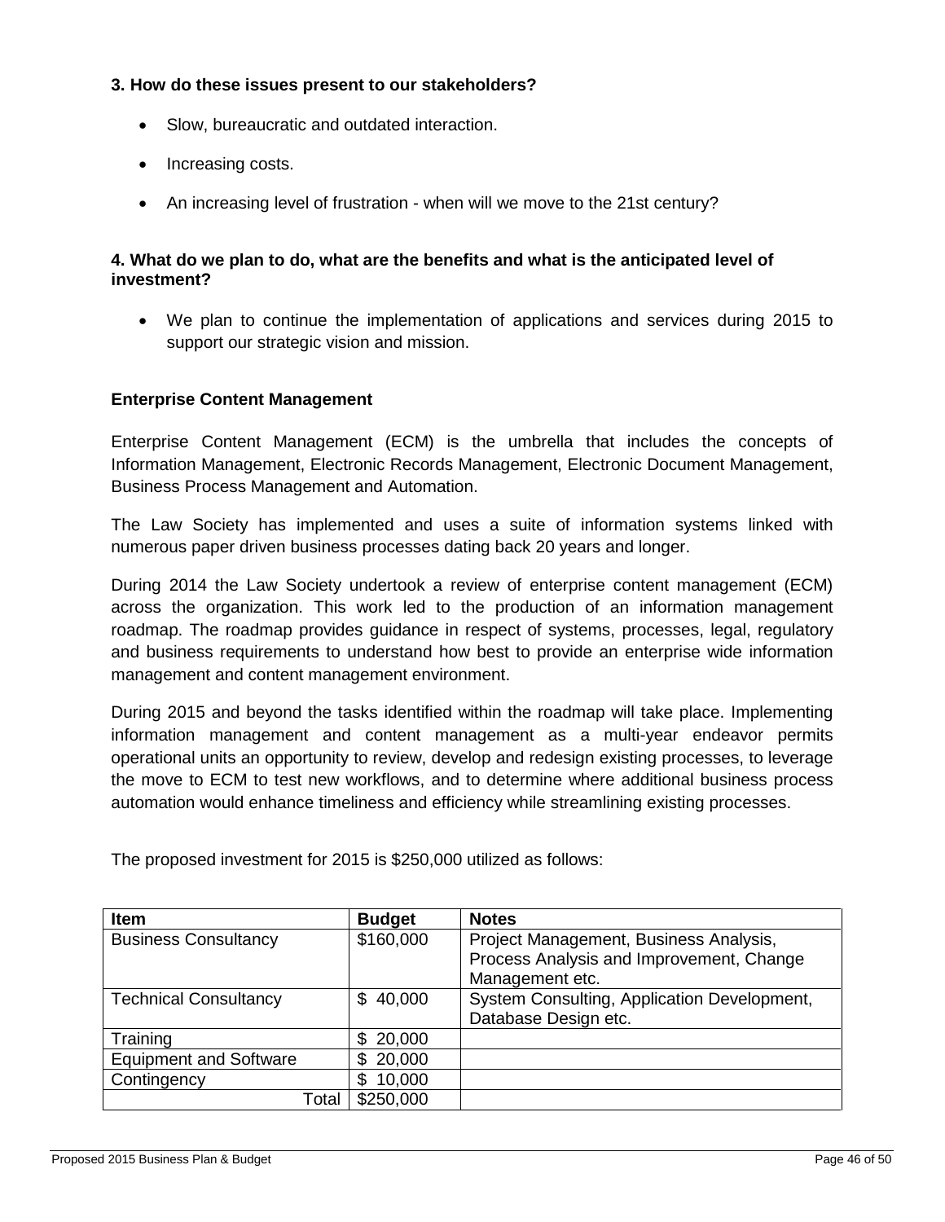**3. How do these issues present to our stakeholders?**

- Slow, bureaucratic and outdated interaction.
- Increasing costs.
- An increasing level of frustration - when will we move to the 21st century?

**4. What do we plan to do, what are the benefits and what is the anticipated level of investment?**

- We plan to continue the implementation of applications and services during 2015 to support our strategic vision and mission.

**Enterprise Content Management**

Enterprise Content Management (ECM) is the umbrella that includes the concepts of Information Management, Electronic Records Management, Electronic Document Management, Business Process Management and Automation.

The Law Society has implemented and uses a suite of information systems linked with numerous paper driven business processes dating back 20 years and longer.

During 2014 the Law Society undertook a review of enterprise content management (ECM) across the organization. This work led to the production of an information management roadmap. The roadmap provides guidance in respect of systems, processes, legal, regulatory and business requirements to understand how best to provide an enterprise wide information management and content management environment.

During 2015 and beyond the tasks identified within the roadmap will take place. Implementing information management and content management as a multi-year endeavor permits operational units an opportunity to review, develop and redesign existing processes, to leverage the move to ECM to test new workflows, and to determine where additional business process automation would enhance timeliness and efficiency while streamlining existing processes.

The proposed investment for 2015 is $250,000 utilized as follows:

| Item | Budget | Notes |
|---|---|---|
| Business Consultancy | $160,000 | Project Management, Business Analysis, Process Analysis and Improvement, Change Management etc. |
| Technical Consultancy | $ 40,000 | System Consulting, Application Development, Database Design etc. |
| Training | $ 20,000 | |
| Equipment and Software | $ 20,000 | |
| Contingency | $ 10,000 | |
| Total | $250,000 | |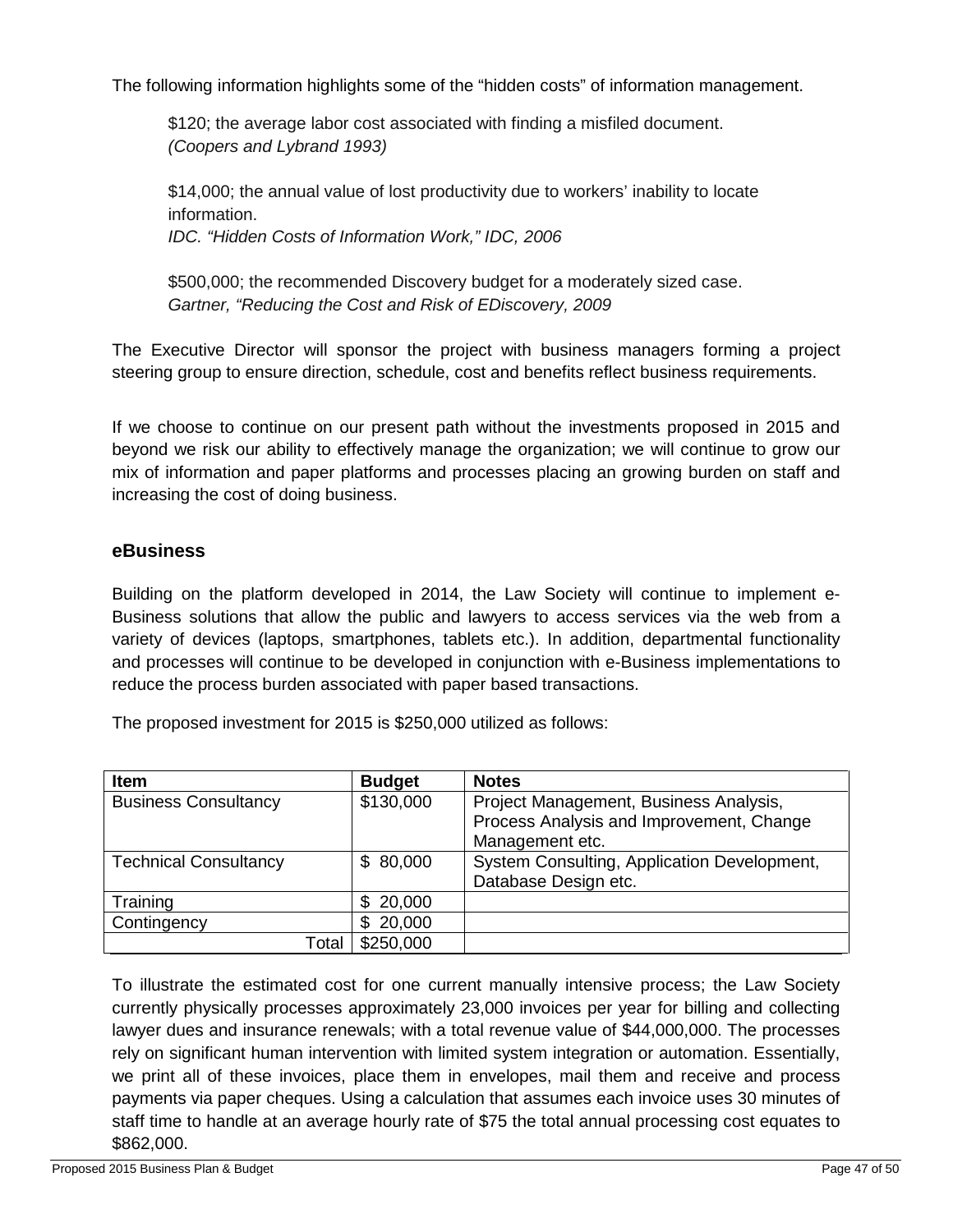The following information highlights some of the "hidden costs" of information management.

> $120; the average labor cost associated with finding a misfiled document.
> *(Coopers and Lybrand 1993)*
>
> $14,000; the annual value of lost productivity due to workers' inability to locate information.
> *IDC. "Hidden Costs of Information Work," IDC, 2006*
>
> $500,000; the recommended Discovery budget for a moderately sized case.
> *Gartner, "Reducing the Cost and Risk of EDiscovery, 2009*

The Executive Director will sponsor the project with business managers forming a project steering group to ensure direction, schedule, cost and benefits reflect business requirements.

If we choose to continue on our present path without the investments proposed in 2015 and beyond we risk our ability to effectively manage the organization; we will continue to grow our mix of information and paper platforms and processes placing an growing burden on staff and increasing the cost of doing business.

### eBusiness

Building on the platform developed in 2014, the Law Society will continue to implement e-Business solutions that allow the public and lawyers to access services via the web from a variety of devices (laptops, smartphones, tablets etc.). In addition, departmental functionality and processes will continue to be developed in conjunction with e-Business implementations to reduce the process burden associated with paper based transactions.

The proposed investment for 2015 is $250,000 utilized as follows:

| Item | Budget | Notes |
|---|---|---|
| Business Consultancy | $130,000 | Project Management, Business Analysis, Process Analysis and Improvement, Change Management etc. |
| Technical Consultancy | $ 80,000 | System Consulting, Application Development, Database Design etc. |
| Training | $ 20,000 | |
| Contingency | $ 20,000 | |
| Total | $250,000 | |

To illustrate the estimated cost for one current manually intensive process; the Law Society currently physically processes approximately 23,000 invoices per year for billing and collecting lawyer dues and insurance renewals; with a total revenue value of $44,000,000. The processes rely on significant human intervention with limited system integration or automation. Essentially, we print all of these invoices, place them in envelopes, mail them and receive and process payments via paper cheques. Using a calculation that assumes each invoice uses 30 minutes of staff time to handle at an average hourly rate of $75 the total annual processing cost equates to $862,000.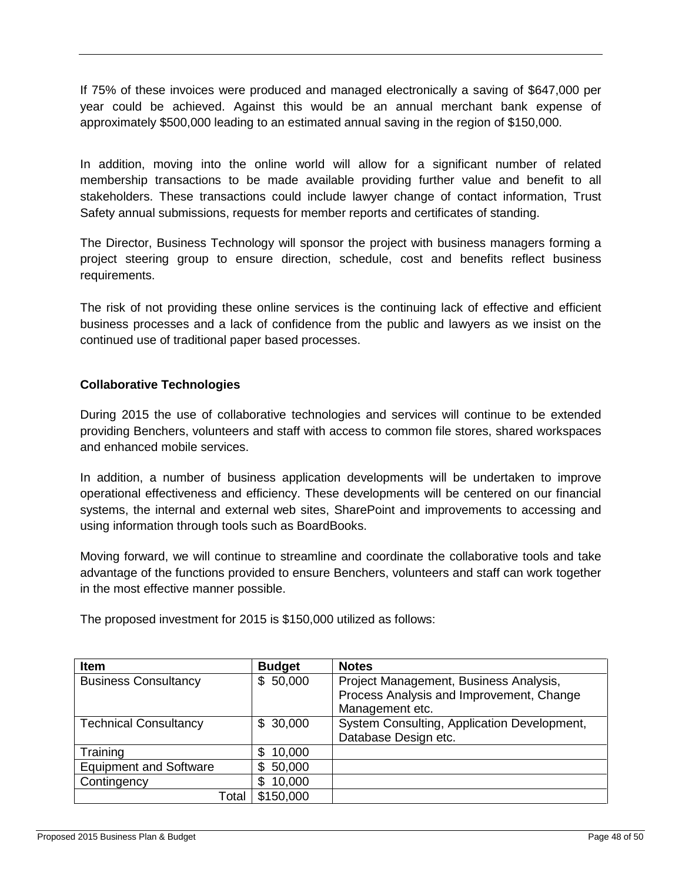If 75% of these invoices were produced and managed electronically a saving of $647,000 per year could be achieved. Against this would be an annual merchant bank expense of approximately $500,000 leading to an estimated annual saving in the region of $150,000.

In addition, moving into the online world will allow for a significant number of related membership transactions to be made available providing further value and benefit to all stakeholders. These transactions could include lawyer change of contact information, Trust Safety annual submissions, requests for member reports and certificates of standing.

The Director, Business Technology will sponsor the project with business managers forming a project steering group to ensure direction, schedule, cost and benefits reflect business requirements.

The risk of not providing these online services is the continuing lack of effective and efficient business processes and a lack of confidence from the public and lawyers as we insist on the continued use of traditional paper based processes.

**Collaborative Technologies**

During 2015 the use of collaborative technologies and services will continue to be extended providing Benchers, volunteers and staff with access to common file stores, shared workspaces and enhanced mobile services.

In addition, a number of business application developments will be undertaken to improve operational effectiveness and efficiency. These developments will be centered on our financial systems, the internal and external web sites, SharePoint and improvements to accessing and using information through tools such as BoardBooks.

Moving forward, we will continue to streamline and coordinate the collaborative tools and take advantage of the functions provided to ensure Benchers, volunteers and staff can work together in the most effective manner possible.

The proposed investment for 2015 is $150,000 utilized as follows:

| Item | Budget | Notes |
|---|---|---|
| Business Consultancy | $ 50,000 | Project Management, Business Analysis, Process Analysis and Improvement, Change Management etc. |
| Technical Consultancy | $ 30,000 | System Consulting, Application Development, Database Design etc. |
| Training | $ 10,000 | |
| Equipment and Software | $ 50,000 | |
| Contingency | $ 10,000 | |
| Total | $150,000 | |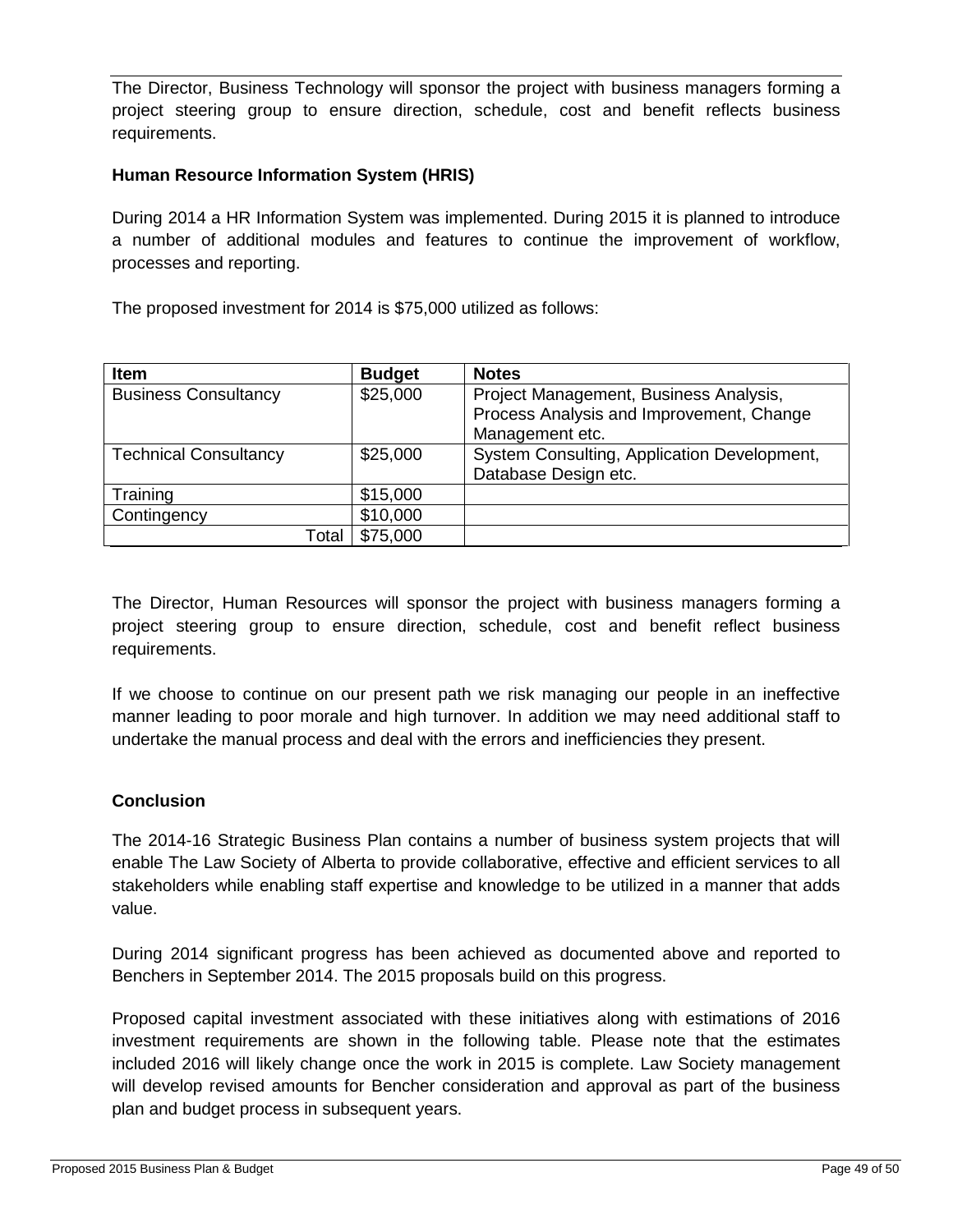The Director, Business Technology will sponsor the project with business managers forming a project steering group to ensure direction, schedule, cost and benefit reflects business requirements.

**Human Resource Information System (HRIS)**

During 2014 a HR Information System was implemented. During 2015 it is planned to introduce a number of additional modules and features to continue the improvement of workflow, processes and reporting.

The proposed investment for 2014 is $75,000 utilized as follows:

| Item | Budget | Notes |
| --- | --- | --- |
| Business Consultancy | $25,000 | Project Management, Business Analysis, Process Analysis and Improvement, Change Management etc. |
| Technical Consultancy | $25,000 | System Consulting, Application Development, Database Design etc. |
| Training | $15,000 | |
| Contingency | $10,000 | |
| Total | $75,000 | |

The Director, Human Resources will sponsor the project with business managers forming a project steering group to ensure direction, schedule, cost and benefit reflect business requirements.

If we choose to continue on our present path we risk managing our people in an ineffective manner leading to poor morale and high turnover. In addition we may need additional staff to undertake the manual process and deal with the errors and inefficiencies they present.

**Conclusion**

The 2014-16 Strategic Business Plan contains a number of business system projects that will enable The Law Society of Alberta to provide collaborative, effective and efficient services to all stakeholders while enabling staff expertise and knowledge to be utilized in a manner that adds value.

During 2014 significant progress has been achieved as documented above and reported to Benchers in September 2014. The 2015 proposals build on this progress.

Proposed capital investment associated with these initiatives along with estimations of 2016 investment requirements are shown in the following table. Please note that the estimates included 2016 will likely change once the work in 2015 is complete. Law Society management will develop revised amounts for Bencher consideration and approval as part of the business plan and budget process in subsequent years.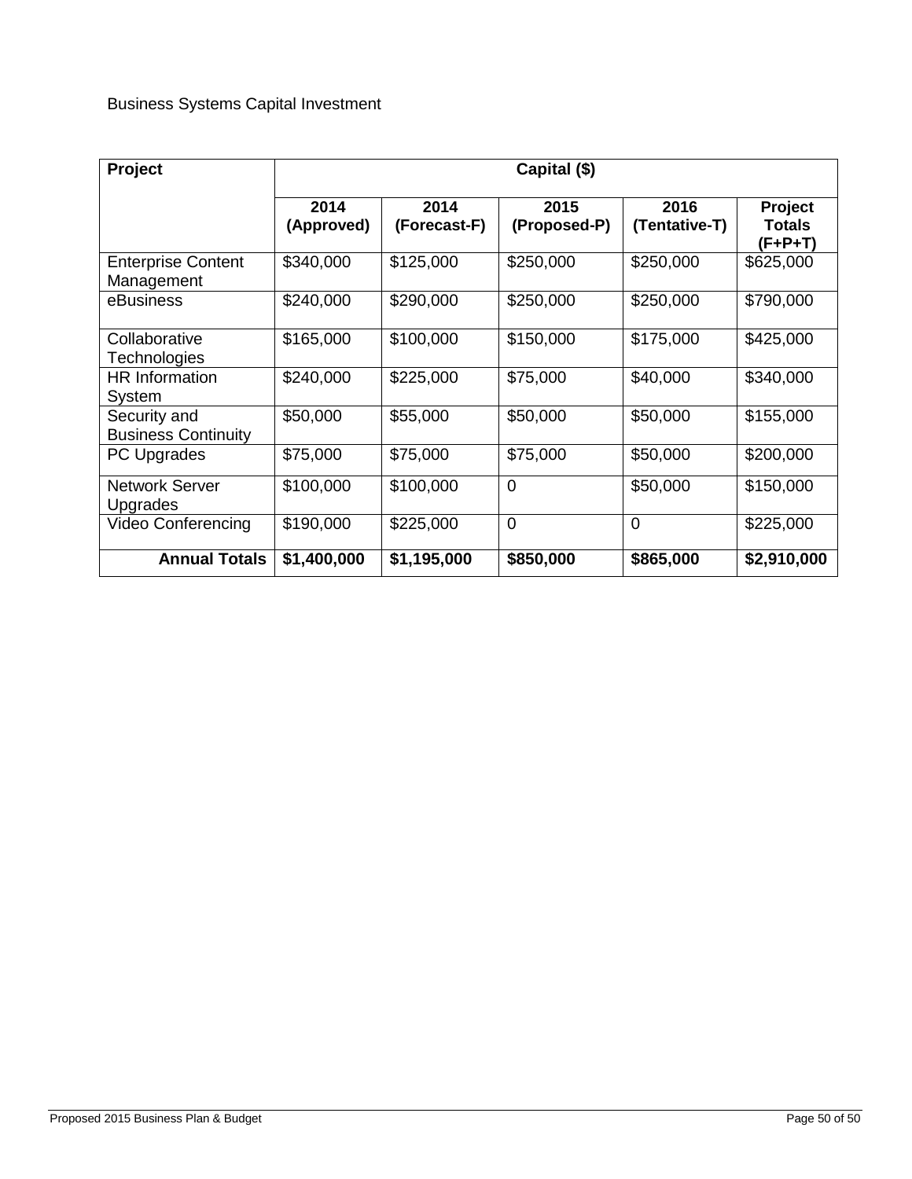Business Systems Capital Investment

| Project | Capital ($) | | | | |
|---|---|---|---|---|---|
| | 2014 (Approved) | 2014 (Forecast-F) | 2015 (Proposed-P) | 2016 (Tentative-T) | Project Totals (F+P+T) |
| Enterprise Content Management | $340,000 | $125,000 | $250,000 | $250,000 | $625,000 |
| eBusiness | $240,000 | $290,000 | $250,000 | $250,000 | $790,000 |
| Collaborative Technologies | $165,000 | $100,000 | $150,000 | $175,000 | $425,000 |
| HR Information System | $240,000 | $225,000 | $75,000 | $40,000 | $340,000 |
| Security and Business Continuity | $50,000 | $55,000 | $50,000 | $50,000 | $155,000 |
| PC Upgrades | $75,000 | $75,000 | $75,000 | $50,000 | $200,000 |
| Network Server Upgrades | $100,000 | $100,000 | 0 | $50,000 | $150,000 |
| Video Conferencing | $190,000 | $225,000 | 0 | 0 | $225,000 |
| **Annual Totals** | **$1,400,000** | **$1,195,000** | **$850,000** | **$865,000** | **$2,910,000** |